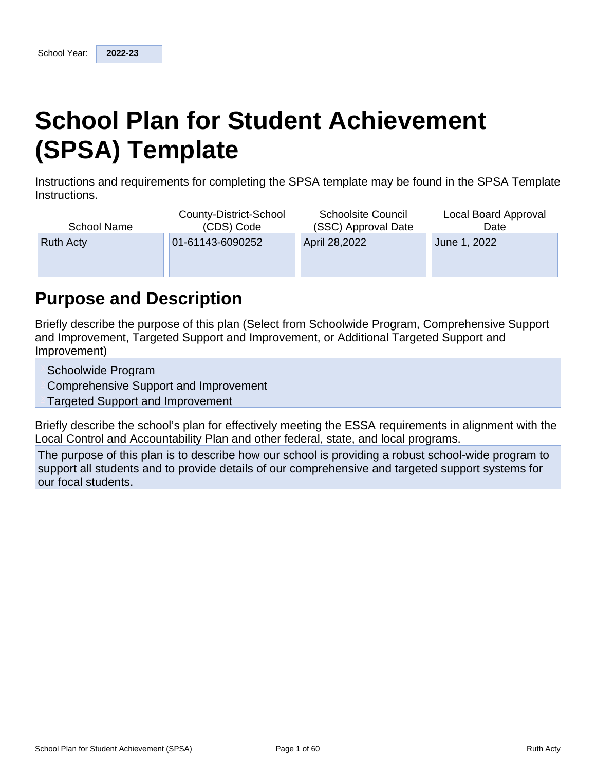School Year: **2022-23**

# School Plan for Student Achievement (SPSA) Template

Instructions and requirements for completing the SPSA template may be found in the SPSA Template Instructions.

| School Name | County-District-School (CDS) Code | Schoolsite Council (SSC) Approval Date | Local Board Approval Date |
| --- | --- | --- | --- |
| Ruth Acty | 01-61143-6090252 | April 28,2022 | June 1, 2022 |

## Purpose and Description

Briefly describe the purpose of this plan (Select from Schoolwide Program, Comprehensive Support and Improvement, Targeted Support and Improvement, or Additional Targeted Support and Improvement)

- Schoolwide Program
- Comprehensive Support and Improvement
- Targeted Support and Improvement

Briefly describe the school's plan for effectively meeting the ESSA requirements in alignment with the Local Control and Accountability Plan and other federal, state, and local programs.

The purpose of this plan is to describe how our school is providing a robust school-wide program to support all students and to provide details of our comprehensive and targeted support systems for our focal students.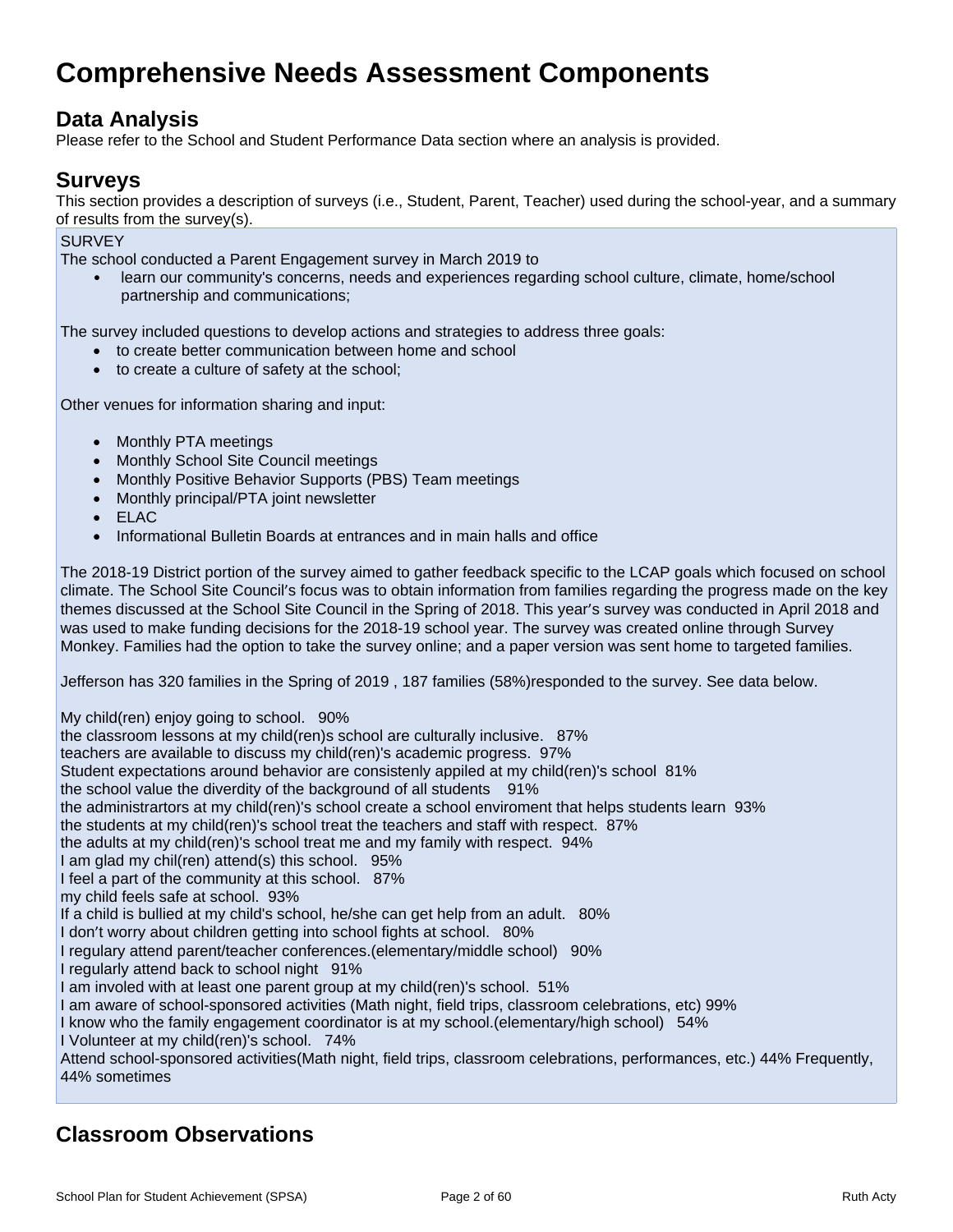# Comprehensive Needs Assessment Components

## Data Analysis

Please refer to the School and Student Performance Data section where an analysis is provided.

## Surveys

This section provides a description of surveys (i.e., Student, Parent, Teacher) used during the school-year, and a summary of results from the survey(s).

SURVEY

The school conducted a Parent Engagement survey in March 2019 to

- learn our community's concerns, needs and experiences regarding school culture, climate, home/school partnership and communications;

The survey included questions to develop actions and strategies to address three goals:

- to create better communication between home and school
- to create a culture of safety at the school;

Other venues for information sharing and input:

- Monthly PTA meetings
- Monthly School Site Council meetings
- Monthly Positive Behavior Supports (PBS) Team meetings
- Monthly principal/PTA joint newsletter
- ELAC
- Informational Bulletin Boards at entrances and in main halls and office

The 2018-19 District portion of the survey aimed to gather feedback specific to the LCAP goals which focused on school climate. The School Site Council's focus was to obtain information from families regarding the progress made on the key themes discussed at the School Site Council in the Spring of 2018. This year's survey was conducted in April 2018 and was used to make funding decisions for the 2018-19 school year. The survey was created online through Survey Monkey. Families had the option to take the survey online; and a paper version was sent home to targeted families.

Jefferson has 320 families in the Spring of 2019 , 187 families (58%)responded to the survey. See data below.

My child(ren) enjoy going to school. 90%
the classroom lessons at my child(ren)s school are culturally inclusive. 87%
teachers are available to discuss my child(ren)'s academic progress. 97%
Student expectations around behavior are consistenly appiled at my child(ren)'s school 81%
the school value the diverdity of the background of all students 91%
the administrartors at my child(ren)'s school create a school enviroment that helps students learn 93%
the students at my child(ren)'s school treat the teachers and staff with respect. 87%
the adults at my child(ren)'s school treat me and my family with respect. 94%
I am glad my chil(ren) attend(s) this school. 95%
I feel a part of the community at this school. 87%
my child feels safe at school. 93%
If a child is bullied at my child's school, he/she can get help from an adult. 80%
I don't worry about children getting into school fights at school. 80%
I regulary attend parent/teacher conferences.(elementary/middle school) 90%
I regularly attend back to school night 91%
I am involed with at least one parent group at my child(ren)'s school. 51%
I am aware of school-sponsored activities (Math night, field trips, classroom celebrations, etc) 99%
I know who the family engagement coordinator is at my school.(elementary/high school) 54%
I Volunteer at my child(ren)'s school. 74%
Attend school-sponsored activities(Math night, field trips, classroom celebrations, performances, etc.) 44% Frequently, 44% sometimes

## Classroom Observations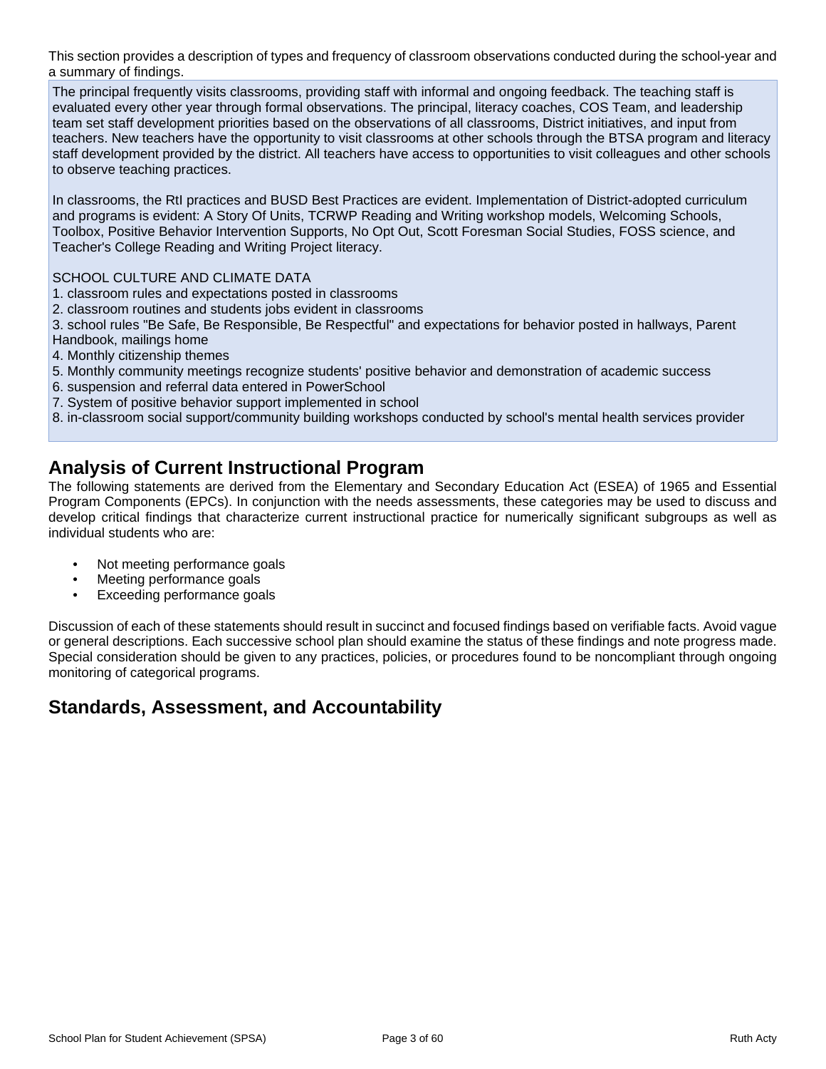This section provides a description of types and frequency of classroom observations conducted during the school-year and a summary of findings.

The principal frequently visits classrooms, providing staff with informal and ongoing feedback. The teaching staff is evaluated every other year through formal observations. The principal, literacy coaches, COS Team, and leadership team set staff development priorities based on the observations of all classrooms, District initiatives, and input from teachers. New teachers have the opportunity to visit classrooms at other schools through the BTSA program and literacy staff development provided by the district. All teachers have access to opportunities to visit colleagues and other schools to observe teaching practices.

In classrooms, the RtI practices and BUSD Best Practices are evident. Implementation of District-adopted curriculum and programs is evident: A Story Of Units, TCRWP Reading and Writing workshop models, Welcoming Schools, Toolbox, Positive Behavior Intervention Supports, No Opt Out, Scott Foresman Social Studies, FOSS science, and Teacher's College Reading and Writing Project literacy.

SCHOOL CULTURE AND CLIMATE DATA

1. classroom rules and expectations posted in classrooms
2. classroom routines and students jobs evident in classrooms
3. school rules "Be Safe, Be Responsible, Be Respectful" and expectations for behavior posted in hallways, Parent Handbook, mailings home
4. Monthly citizenship themes
5. Monthly community meetings recognize students' positive behavior and demonstration of academic success
6. suspension and referral data entered in PowerSchool
7. System of positive behavior support implemented in school
8. in-classroom social support/community building workshops conducted by school's mental health services provider

## Analysis of Current Instructional Program

The following statements are derived from the Elementary and Secondary Education Act (ESEA) of 1965 and Essential Program Components (EPCs). In conjunction with the needs assessments, these categories may be used to discuss and develop critical findings that characterize current instructional practice for numerically significant subgroups as well as individual students who are:

- Not meeting performance goals
- Meeting performance goals
- Exceeding performance goals

Discussion of each of these statements should result in succinct and focused findings based on verifiable facts. Avoid vague or general descriptions. Each successive school plan should examine the status of these findings and note progress made. Special consideration should be given to any practices, policies, or procedures found to be noncompliant through ongoing monitoring of categorical programs.

## Standards, Assessment, and Accountability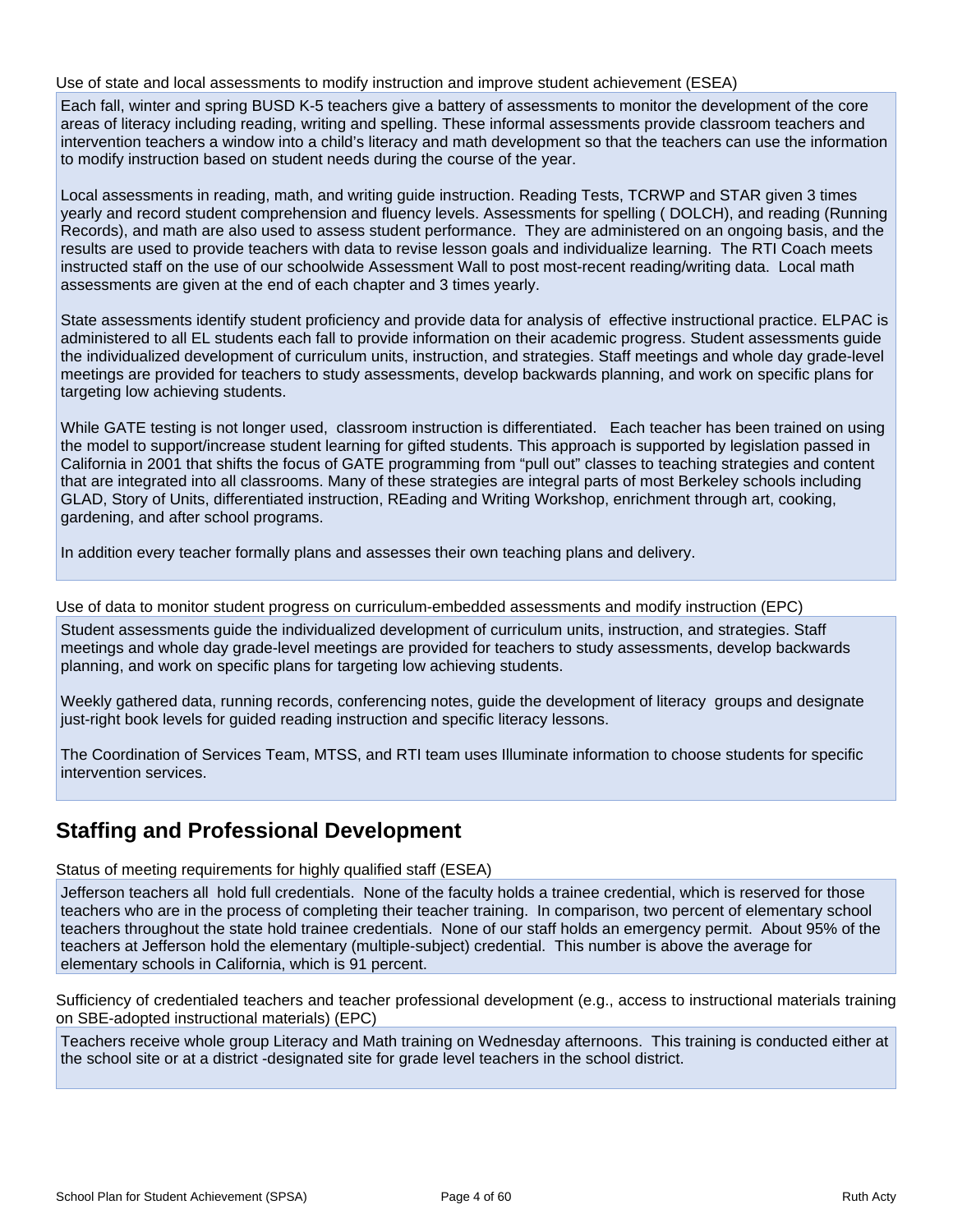Use of state and local assessments to modify instruction and improve student achievement (ESEA)

Each fall, winter and spring BUSD K-5 teachers give a battery of assessments to monitor the development of the core areas of literacy including reading, writing and spelling. These informal assessments provide classroom teachers and intervention teachers a window into a child's literacy and math development so that the teachers can use the information to modify instruction based on student needs during the course of the year.

Local assessments in reading, math, and writing guide instruction. Reading Tests, TCRWP and STAR given 3 times yearly and record student comprehension and fluency levels. Assessments for spelling ( DOLCH), and reading (Running Records), and math are also used to assess student performance. They are administered on an ongoing basis, and the results are used to provide teachers with data to revise lesson goals and individualize learning. The RTI Coach meets instructed staff on the use of our schoolwide Assessment Wall to post most-recent reading/writing data. Local math assessments are given at the end of each chapter and 3 times yearly.

State assessments identify student proficiency and provide data for analysis of effective instructional practice. ELPAC is administered to all EL students each fall to provide information on their academic progress. Student assessments guide the individualized development of curriculum units, instruction, and strategies. Staff meetings and whole day grade-level meetings are provided for teachers to study assessments, develop backwards planning, and work on specific plans for targeting low achieving students.

While GATE testing is not longer used, classroom instruction is differentiated. Each teacher has been trained on using the model to support/increase student learning for gifted students. This approach is supported by legislation passed in California in 2001 that shifts the focus of GATE programming from "pull out" classes to teaching strategies and content that are integrated into all classrooms. Many of these strategies are integral parts of most Berkeley schools including GLAD, Story of Units, differentiated instruction, REading and Writing Workshop, enrichment through art, cooking, gardening, and after school programs.

In addition every teacher formally plans and assesses their own teaching plans and delivery.

Use of data to monitor student progress on curriculum-embedded assessments and modify instruction (EPC)

Student assessments guide the individualized development of curriculum units, instruction, and strategies. Staff meetings and whole day grade-level meetings are provided for teachers to study assessments, develop backwards planning, and work on specific plans for targeting low achieving students.

Weekly gathered data, running records, conferencing notes, guide the development of literacy groups and designate just-right book levels for guided reading instruction and specific literacy lessons.

The Coordination of Services Team, MTSS, and RTI team uses Illuminate information to choose students for specific intervention services.

## Staffing and Professional Development

Status of meeting requirements for highly qualified staff (ESEA)

Jefferson teachers all hold full credentials. None of the faculty holds a trainee credential, which is reserved for those teachers who are in the process of completing their teacher training. In comparison, two percent of elementary school teachers throughout the state hold trainee credentials. None of our staff holds an emergency permit. About 95% of the teachers at Jefferson hold the elementary (multiple-subject) credential. This number is above the average for elementary schools in California, which is 91 percent.

Sufficiency of credentialed teachers and teacher professional development (e.g., access to instructional materials training on SBE-adopted instructional materials) (EPC)

Teachers receive whole group Literacy and Math training on Wednesday afternoons. This training is conducted either at the school site or at a district -designated site for grade level teachers in the school district.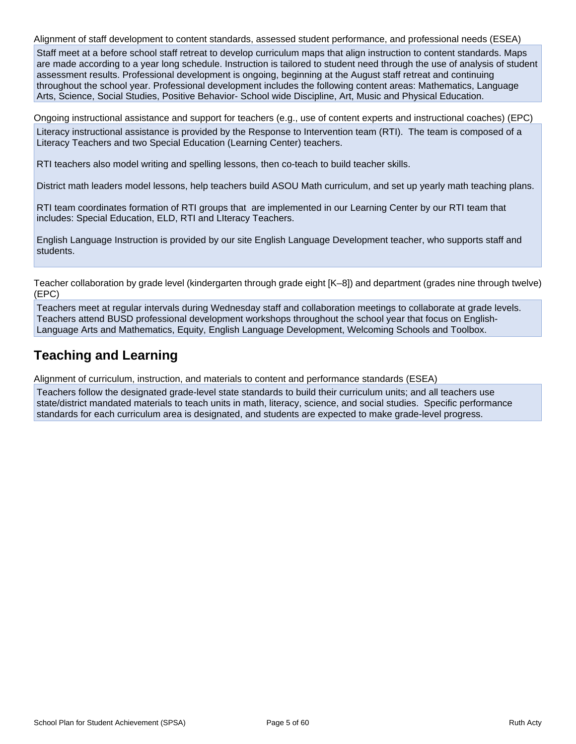Alignment of staff development to content standards, assessed student performance, and professional needs (ESEA)

Staff meet at a before school staff retreat to develop curriculum maps that align instruction to content standards. Maps are made according to a year long schedule. Instruction is tailored to student need through the use of analysis of student assessment results. Professional development is ongoing, beginning at the August staff retreat and continuing throughout the school year. Professional development includes the following content areas: Mathematics, Language Arts, Science, Social Studies, Positive Behavior- School wide Discipline, Art, Music and Physical Education.

Ongoing instructional assistance and support for teachers (e.g., use of content experts and instructional coaches) (EPC)

Literacy instructional assistance is provided by the Response to Intervention team (RTI). The team is composed of a Literacy Teachers and two Special Education (Learning Center) teachers.

RTI teachers also model writing and spelling lessons, then co-teach to build teacher skills.

District math leaders model lessons, help teachers build ASOU Math curriculum, and set up yearly math teaching plans.

RTI team coordinates formation of RTI groups that are implemented in our Learning Center by our RTI team that includes: Special Education, ELD, RTI and LIteracy Teachers.

English Language Instruction is provided by our site English Language Development teacher, who supports staff and students.

Teacher collaboration by grade level (kindergarten through grade eight [K–8]) and department (grades nine through twelve) (EPC)

Teachers meet at regular intervals during Wednesday staff and collaboration meetings to collaborate at grade levels. Teachers attend BUSD professional development workshops throughout the school year that focus on English-Language Arts and Mathematics, Equity, English Language Development, Welcoming Schools and Toolbox.

## Teaching and Learning

Alignment of curriculum, instruction, and materials to content and performance standards (ESEA)

Teachers follow the designated grade-level state standards to build their curriculum units; and all teachers use state/district mandated materials to teach units in math, literacy, science, and social studies. Specific performance standards for each curriculum area is designated, and students are expected to make grade-level progress.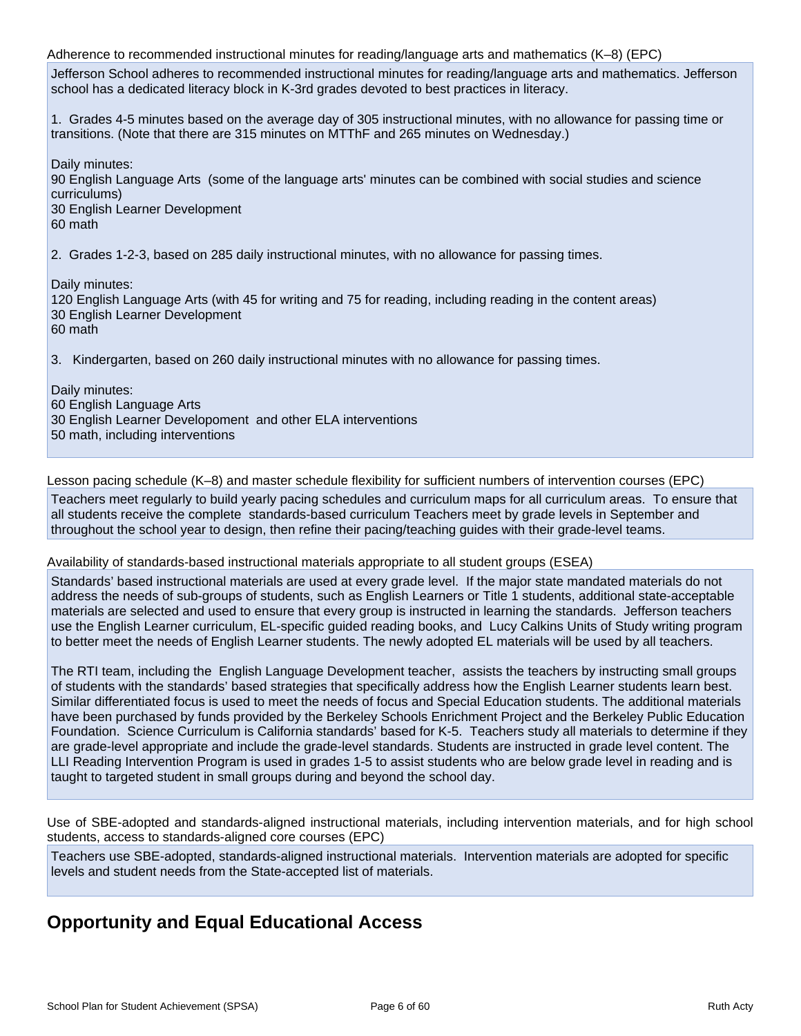Adherence to recommended instructional minutes for reading/language arts and mathematics (K–8) (EPC)

Jefferson School adheres to recommended instructional minutes for reading/language arts and mathematics. Jefferson school has a dedicated literacy block in K-3rd grades devoted to best practices in literacy.

1. Grades 4-5 minutes based on the average day of 305 instructional minutes, with no allowance for passing time or transitions. (Note that there are 315 minutes on MTThF and 265 minutes on Wednesday.)

Daily minutes:
90 English Language Arts (some of the language arts' minutes can be combined with social studies and science curriculums)
30 English Learner Development
60 math

2. Grades 1-2-3, based on 285 daily instructional minutes, with no allowance for passing times.

Daily minutes:
120 English Language Arts (with 45 for writing and 75 for reading, including reading in the content areas)
30 English Learner Development
60 math

3. Kindergarten, based on 260 daily instructional minutes with no allowance for passing times.

Daily minutes:
60 English Language Arts
30 English Learner Developoment and other ELA interventions
50 math, including interventions

Lesson pacing schedule (K–8) and master schedule flexibility for sufficient numbers of intervention courses (EPC)

Teachers meet regularly to build yearly pacing schedules and curriculum maps for all curriculum areas. To ensure that all students receive the complete standards-based curriculum Teachers meet by grade levels in September and throughout the school year to design, then refine their pacing/teaching guides with their grade-level teams.

Availability of standards-based instructional materials appropriate to all student groups (ESEA)

Standards' based instructional materials are used at every grade level. If the major state mandated materials do not address the needs of sub-groups of students, such as English Learners or Title 1 students, additional state-acceptable materials are selected and used to ensure that every group is instructed in learning the standards. Jefferson teachers use the English Learner curriculum, EL-specific guided reading books, and Lucy Calkins Units of Study writing program to better meet the needs of English Learner students. The newly adopted EL materials will be used by all teachers.

The RTI team, including the English Language Development teacher, assists the teachers by instructing small groups of students with the standards' based strategies that specifically address how the English Learner students learn best. Similar differentiated focus is used to meet the needs of focus and Special Education students. The additional materials have been purchased by funds provided by the Berkeley Schools Enrichment Project and the Berkeley Public Education Foundation. Science Curriculum is California standards' based for K-5. Teachers study all materials to determine if they are grade-level appropriate and include the grade-level standards. Students are instructed in grade level content. The LLI Reading Intervention Program is used in grades 1-5 to assist students who are below grade level in reading and is taught to targeted student in small groups during and beyond the school day.

Use of SBE-adopted and standards-aligned instructional materials, including intervention materials, and for high school students, access to standards-aligned core courses (EPC)

Teachers use SBE-adopted, standards-aligned instructional materials. Intervention materials are adopted for specific levels and student needs from the State-accepted list of materials.

## Opportunity and Equal Educational Access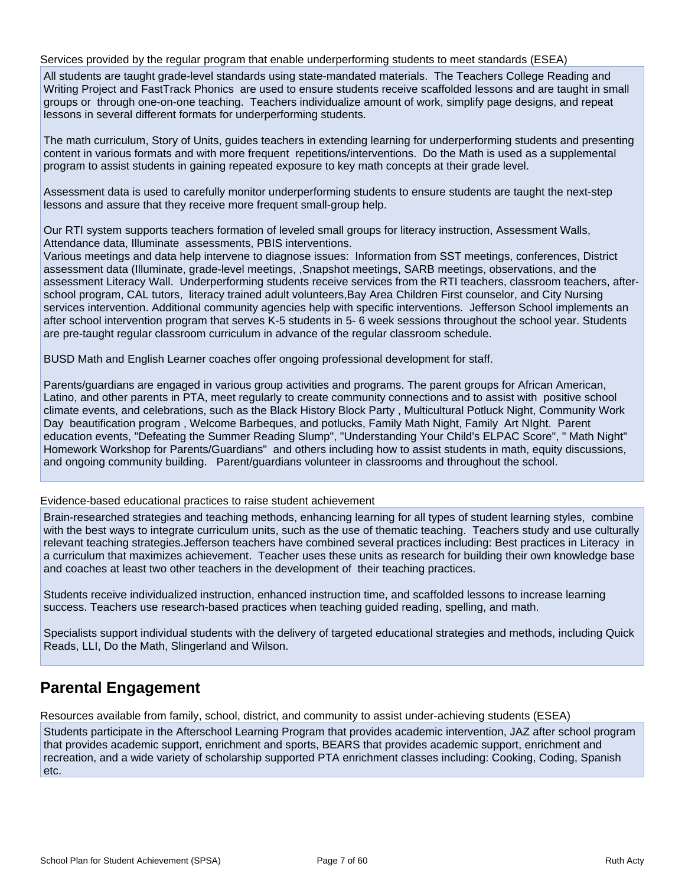Services provided by the regular program that enable underperforming students to meet standards (ESEA)

All students are taught grade-level standards using state-mandated materials. The Teachers College Reading and Writing Project and FastTrack Phonics are used to ensure students receive scaffolded lessons and are taught in small groups or through one-on-one teaching. Teachers individualize amount of work, simplify page designs, and repeat lessons in several different formats for underperforming students.

The math curriculum, Story of Units, guides teachers in extending learning for underperforming students and presenting content in various formats and with more frequent repetitions/interventions. Do the Math is used as a supplemental program to assist students in gaining repeated exposure to key math concepts at their grade level.

Assessment data is used to carefully monitor underperforming students to ensure students are taught the next-step lessons and assure that they receive more frequent small-group help.

Our RTI system supports teachers formation of leveled small groups for literacy instruction, Assessment Walls, Attendance data, Illuminate assessments, PBIS interventions.
Various meetings and data help intervene to diagnose issues: Information from SST meetings, conferences, District assessment data (Illuminate, grade-level meetings, ,Snapshot meetings, SARB meetings, observations, and the assessment Literacy Wall. Underperforming students receive services from the RTI teachers, classroom teachers, after-school program, CAL tutors, literacy trained adult volunteers,Bay Area Children First counselor, and City Nursing services intervention. Additional community agencies help with specific interventions. Jefferson School implements an after school intervention program that serves K-5 students in 5- 6 week sessions throughout the school year. Students are pre-taught regular classroom curriculum in advance of the regular classroom schedule.

BUSD Math and English Learner coaches offer ongoing professional development for staff.

Parents/guardians are engaged in various group activities and programs. The parent groups for African American, Latino, and other parents in PTA, meet regularly to create community connections and to assist with positive school climate events, and celebrations, such as the Black History Block Party , Multicultural Potluck Night, Community Work Day beautification program , Welcome Barbeques, and potlucks, Family Math Night, Family Art NIght. Parent education events, "Defeating the Summer Reading Slump", "Understanding Your Child's ELPAC Score", " Math Night" Homework Workshop for Parents/Guardians" and others including how to assist students in math, equity discussions, and ongoing community building. Parent/guardians volunteer in classrooms and throughout the school.

Evidence-based educational practices to raise student achievement

Brain-researched strategies and teaching methods, enhancing learning for all types of student learning styles, combine with the best ways to integrate curriculum units, such as the use of thematic teaching. Teachers study and use culturally relevant teaching strategies.Jefferson teachers have combined several practices including: Best practices in Literacy in a curriculum that maximizes achievement. Teacher uses these units as research for building their own knowledge base and coaches at least two other teachers in the development of their teaching practices.

Students receive individualized instruction, enhanced instruction time, and scaffolded lessons to increase learning success. Teachers use research-based practices when teaching guided reading, spelling, and math.

Specialists support individual students with the delivery of targeted educational strategies and methods, including Quick Reads, LLI, Do the Math, Slingerland and Wilson.

## Parental Engagement

Resources available from family, school, district, and community to assist under-achieving students (ESEA)

Students participate in the Afterschool Learning Program that provides academic intervention, JAZ after school program that provides academic support, enrichment and sports, BEARS that provides academic support, enrichment and recreation, and a wide variety of scholarship supported PTA enrichment classes including: Cooking, Coding, Spanish etc.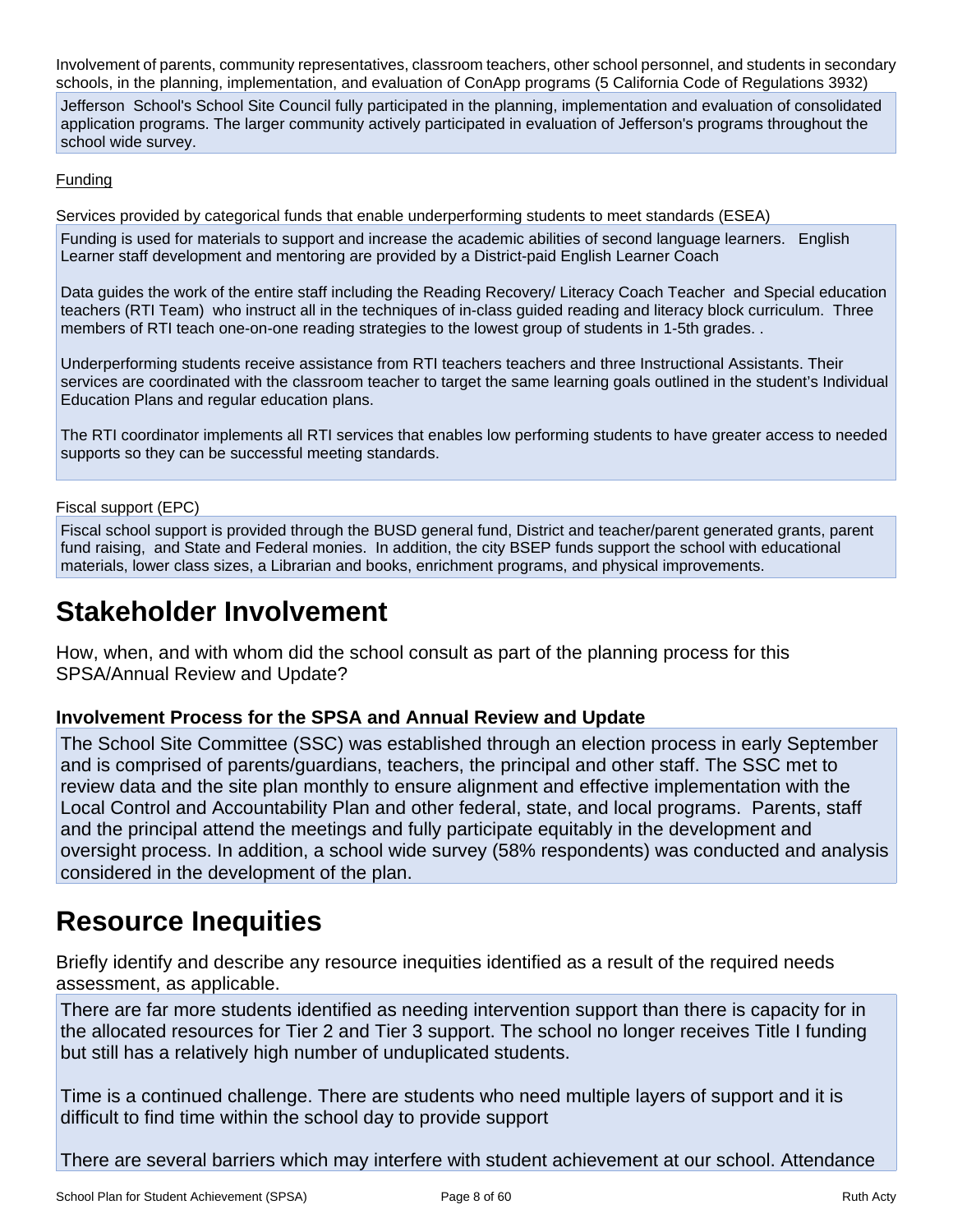Involvement of parents, community representatives, classroom teachers, other school personnel, and students in secondary schools, in the planning, implementation, and evaluation of ConApp programs (5 California Code of Regulations 3932)

Jefferson School's School Site Council fully participated in the planning, implementation and evaluation of consolidated application programs. The larger community actively participated in evaluation of Jefferson's programs throughout the school wide survey.

Funding

Services provided by categorical funds that enable underperforming students to meet standards (ESEA)

Funding is used for materials to support and increase the academic abilities of second language learners. English Learner staff development and mentoring are provided by a District-paid English Learner Coach

Data guides the work of the entire staff including the Reading Recovery/ Literacy Coach Teacher and Special education teachers (RTI Team) who instruct all in the techniques of in-class guided reading and literacy block curriculum. Three members of RTI teach one-on-one reading strategies to the lowest group of students in 1-5th grades. .

Underperforming students receive assistance from RTI teachers teachers and three Instructional Assistants. Their services are coordinated with the classroom teacher to target the same learning goals outlined in the student's Individual Education Plans and regular education plans.

The RTI coordinator implements all RTI services that enables low performing students to have greater access to needed supports so they can be successful meeting standards.

Fiscal support (EPC)

Fiscal school support is provided through the BUSD general fund, District and teacher/parent generated grants, parent fund raising, and State and Federal monies. In addition, the city BSEP funds support the school with educational materials, lower class sizes, a Librarian and books, enrichment programs, and physical improvements.

# Stakeholder Involvement

How, when, and with whom did the school consult as part of the planning process for this SPSA/Annual Review and Update?

### Involvement Process for the SPSA and Annual Review and Update

The School Site Committee (SSC) was established through an election process in early September and is comprised of parents/guardians, teachers, the principal and other staff. The SSC met to review data and the site plan monthly to ensure alignment and effective implementation with the Local Control and Accountability Plan and other federal, state, and local programs. Parents, staff and the principal attend the meetings and fully participate equitably in the development and oversight process. In addition, a school wide survey (58% respondents) was conducted and analysis considered in the development of the plan.

# Resource Inequities

Briefly identify and describe any resource inequities identified as a result of the required needs assessment, as applicable.

There are far more students identified as needing intervention support than there is capacity for in the allocated resources for Tier 2 and Tier 3 support. The school no longer receives Title I funding but still has a relatively high number of unduplicated students.

Time is a continued challenge. There are students who need multiple layers of support and it is difficult to find time within the school day to provide support

There are several barriers which may interfere with student achievement at our school. Attendance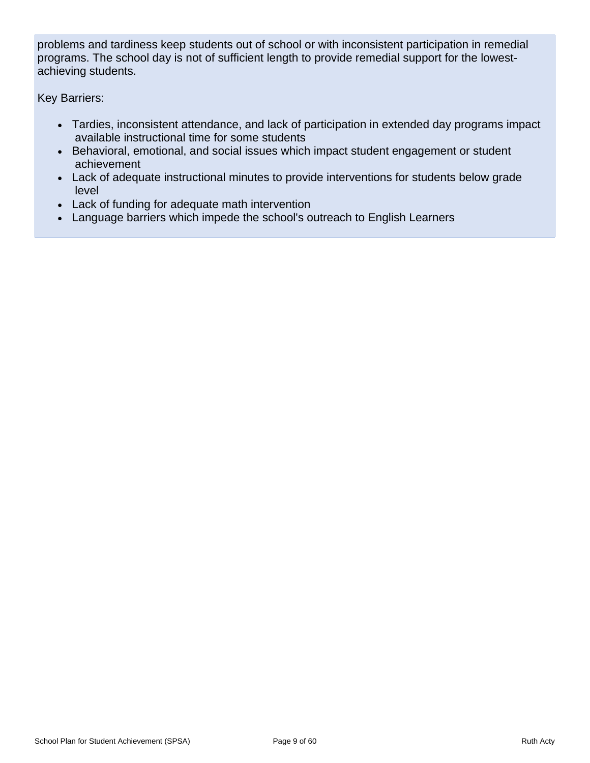problems and tardiness keep students out of school or with inconsistent participation in remedial programs. The school day is not of sufficient length to provide remedial support for the lowest-achieving students.

Key Barriers:

- Tardies, inconsistent attendance, and lack of participation in extended day programs impact available instructional time for some students
- Behavioral, emotional, and social issues which impact student engagement or student achievement
- Lack of adequate instructional minutes to provide interventions for students below grade level
- Lack of funding for adequate math intervention
- Language barriers which impede the school's outreach to English Learners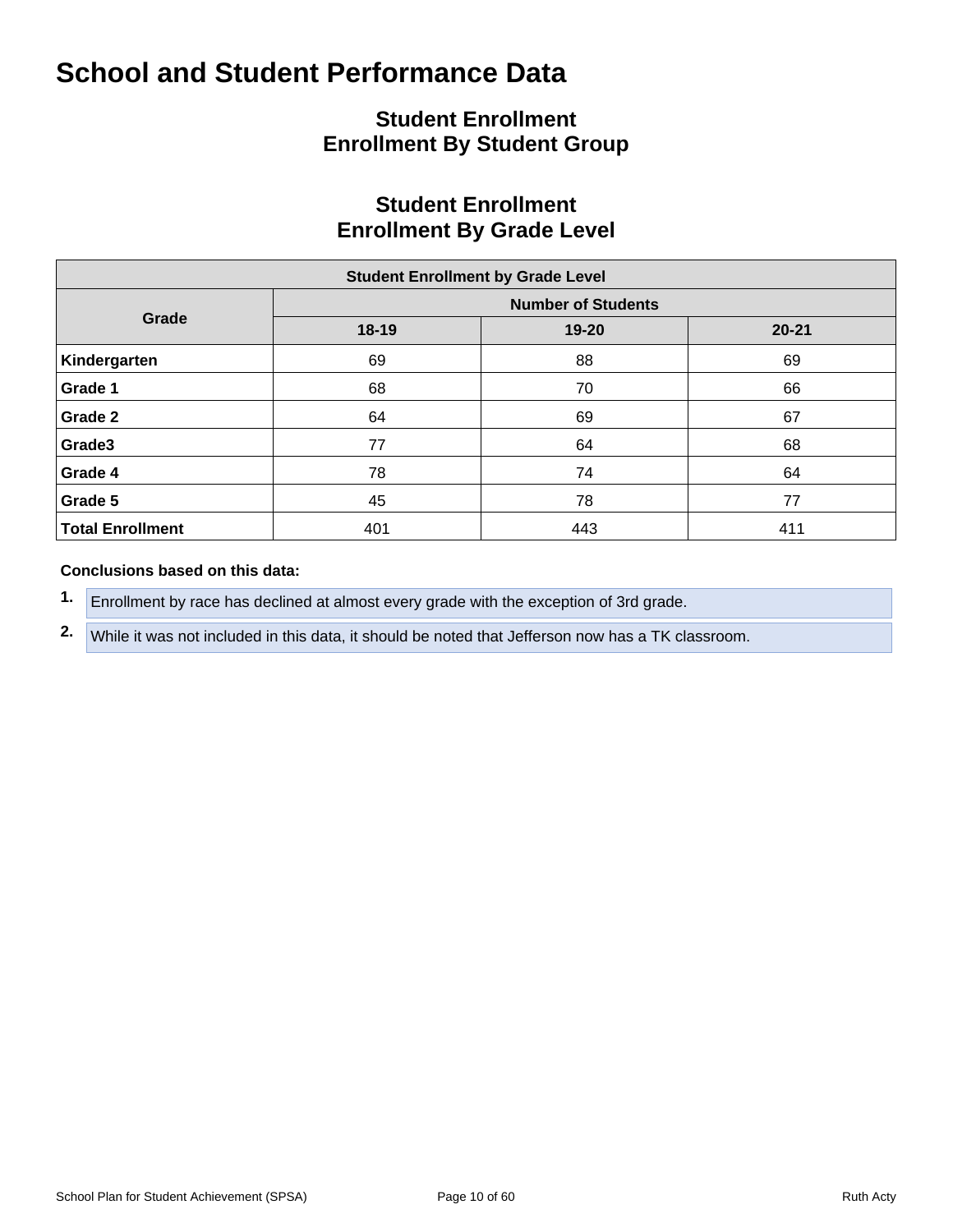# School and Student Performance Data

## Student Enrollment
## Enrollment By Student Group

## Student Enrollment
## Enrollment By Grade Level

| Student Enrollment by Grade Level | | | |
|---|---|---|---|
| **Grade** | **Number of Students** | | |
| | **18-19** | **19-20** | **20-21** |
| **Kindergarten** | 69 | 88 | 69 |
| **Grade 1** | 68 | 70 | 66 |
| **Grade 2** | 64 | 69 | 67 |
| **Grade3** | 77 | 64 | 68 |
| **Grade 4** | 78 | 74 | 64 |
| **Grade 5** | 45 | 78 | 77 |
| **Total Enrollment** | 401 | 443 | 411 |

**Conclusions based on this data:**

1. Enrollment by race has declined at almost every grade with the exception of 3rd grade.
2. While it was not included in this data, it should be noted that Jefferson now has a TK classroom.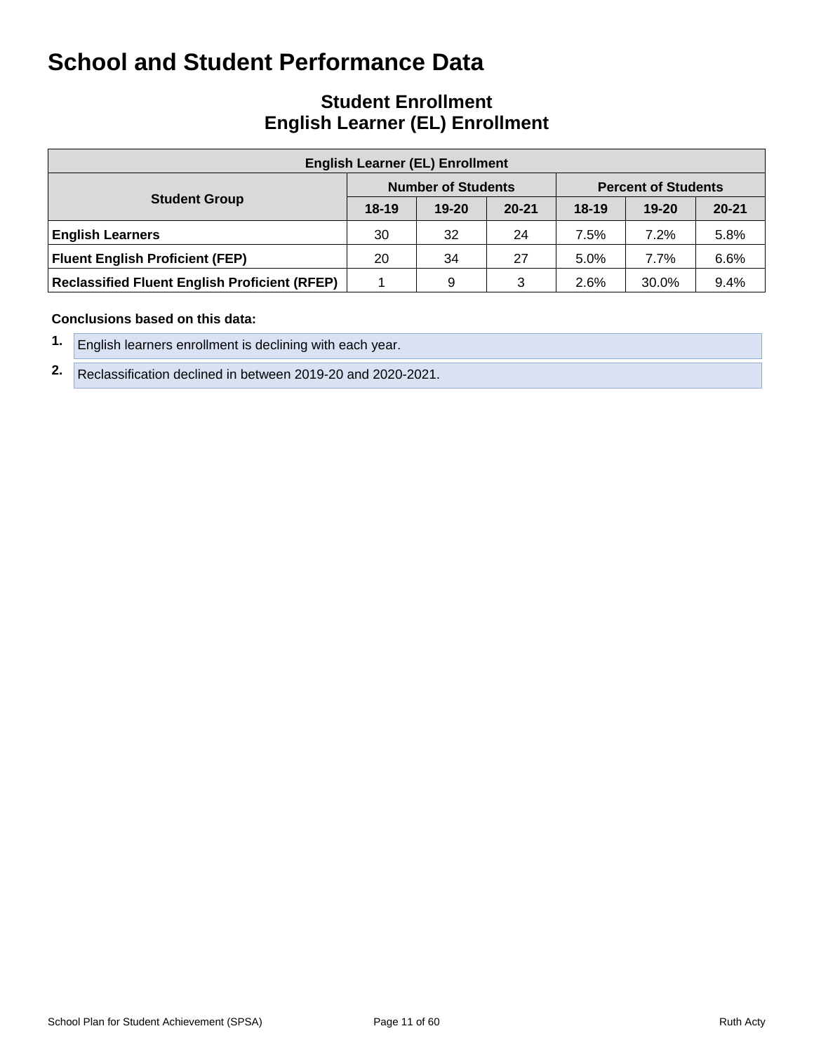# School and Student Performance Data

## Student Enrollment
## English Learner (EL) Enrollment

| English Learner (EL) Enrollment | | | | | | |
|---|---|---|---|---|---|---|
| Student Group | Number of Students | | | Percent of Students | | |
| | 18-19 | 19-20 | 20-21 | 18-19 | 19-20 | 20-21 |
| **English Learners** | 30 | 32 | 24 | 7.5% | 7.2% | 5.8% |
| **Fluent English Proficient (FEP)** | 20 | 34 | 27 | 5.0% | 7.7% | 6.6% |
| **Reclassified Fluent English Proficient (RFEP)** | 1 | 9 | 3 | 2.6% | 30.0% | 9.4% |

**Conclusions based on this data:**

1. English learners enrollment is declining with each year.
2. Reclassification declined in between 2019-20 and 2020-2021.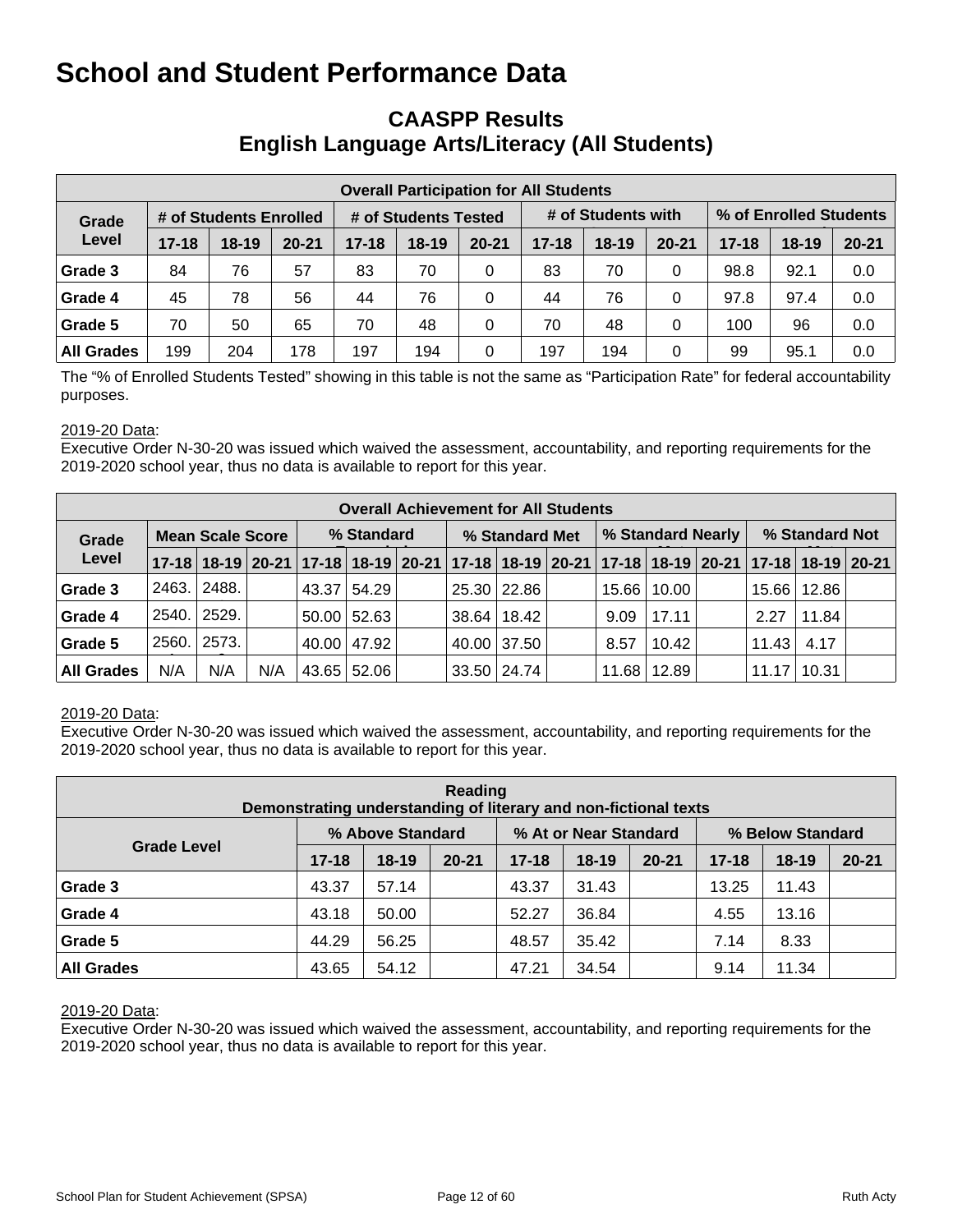# School and Student Performance Data

## CAASPP Results
## English Language Arts/Literacy (All Students)

| Overall Participation for All Students | | | | | | | | | | | | |
|---|---|---|---|---|---|---|---|---|---|---|---|---|
| Grade Level | # of Students Enrolled | | | # of Students Tested | | | # of Students with | | | % of Enrolled Students | | |
| | 17-18 | 18-19 | 20-21 | 17-18 | 18-19 | 20-21 | 17-18 | 18-19 | 20-21 | 17-18 | 18-19 | 20-21 |
| Grade 3 | 84 | 76 | 57 | 83 | 70 | 0 | 83 | 70 | 0 | 98.8 | 92.1 | 0.0 |
| Grade 4 | 45 | 78 | 56 | 44 | 76 | 0 | 44 | 76 | 0 | 97.8 | 97.4 | 0.0 |
| Grade 5 | 70 | 50 | 65 | 70 | 48 | 0 | 70 | 48 | 0 | 100 | 96 | 0.0 |
| All Grades | 199 | 204 | 178 | 197 | 194 | 0 | 197 | 194 | 0 | 99 | 95.1 | 0.0 |

The "% of Enrolled Students Tested" showing in this table is not the same as "Participation Rate" for federal accountability purposes.

2019-20 Data:
Executive Order N-30-20 was issued which waived the assessment, accountability, and reporting requirements for the 2019-2020 school year, thus no data is available to report for this year.

| Overall Achievement for All Students | | | | | | | | | | | | | | | |
|---|---|---|---|---|---|---|---|---|---|---|---|---|---|---|---|
| Grade Level | Mean Scale Score | | | % Standard | | | % Standard Met | | | % Standard Nearly | | | % Standard Not | | |
| | 17-18 | 18-19 | 20-21 | 17-18 | 18-19 | 20-21 | 17-18 | 18-19 | 20-21 | 17-18 | 18-19 | 20-21 | 17-18 | 18-19 | 20-21 |
| Grade 3 | 2463. | 2488. | | 43.37 | 54.29 | | 25.30 | 22.86 | | 15.66 | 10.00 | | 15.66 | 12.86 | |
| Grade 4 | 2540. | 2529. | | 50.00 | 52.63 | | 38.64 | 18.42 | | 9.09 | 17.11 | | 2.27 | 11.84 | |
| Grade 5 | 2560. | 2573. | | 40.00 | 47.92 | | 40.00 | 37.50 | | 8.57 | 10.42 | | 11.43 | 4.17 | |
| All Grades | N/A | N/A | N/A | 43.65 | 52.06 | | 33.50 | 24.74 | | 11.68 | 12.89 | | 11.17 | 10.31 | |

2019-20 Data:
Executive Order N-30-20 was issued which waived the assessment, accountability, and reporting requirements for the 2019-2020 school year, thus no data is available to report for this year.

| Reading<br>Demonstrating understanding of literary and non-fictional texts | | | | | | | | | |
|---|---|---|---|---|---|---|---|---|---|
| Grade Level | % Above Standard | | | % At or Near Standard | | | % Below Standard | | |
| | 17-18 | 18-19 | 20-21 | 17-18 | 18-19 | 20-21 | 17-18 | 18-19 | 20-21 |
| Grade 3 | 43.37 | 57.14 | | 43.37 | 31.43 | | 13.25 | 11.43 | |
| Grade 4 | 43.18 | 50.00 | | 52.27 | 36.84 | | 4.55 | 13.16 | |
| Grade 5 | 44.29 | 56.25 | | 48.57 | 35.42 | | 7.14 | 8.33 | |
| All Grades | 43.65 | 54.12 | | 47.21 | 34.54 | | 9.14 | 11.34 | |

2019-20 Data:
Executive Order N-30-20 was issued which waived the assessment, accountability, and reporting requirements for the 2019-2020 school year, thus no data is available to report for this year.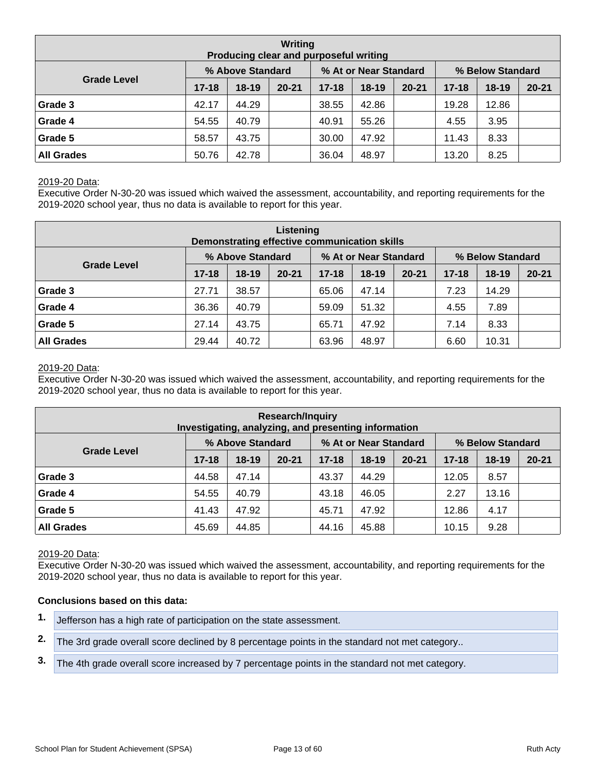| Writing<br>Producing clear and purposeful writing | | | | | | | | | |
|---|---|---|---|---|---|---|---|---|---|
| Grade Level | % Above Standard | | | % At or Near Standard | | | % Below Standard | | |
| | 17-18 | 18-19 | 20-21 | 17-18 | 18-19 | 20-21 | 17-18 | 18-19 | 20-21 |
| Grade 3 | 42.17 | 44.29 | | 38.55 | 42.86 | | 19.28 | 12.86 | |
| Grade 4 | 54.55 | 40.79 | | 40.91 | 55.26 | | 4.55 | 3.95 | |
| Grade 5 | 58.57 | 43.75 | | 30.00 | 47.92 | | 11.43 | 8.33 | |
| All Grades | 50.76 | 42.78 | | 36.04 | 48.97 | | 13.20 | 8.25 | |

2019-20 Data:
Executive Order N-30-20 was issued which waived the assessment, accountability, and reporting requirements for the 2019-2020 school year, thus no data is available to report for this year.

| Listening<br>Demonstrating effective communication skills | | | | | | | | | |
|---|---|---|---|---|---|---|---|---|---|
| Grade Level | % Above Standard | | | % At or Near Standard | | | % Below Standard | | |
| | 17-18 | 18-19 | 20-21 | 17-18 | 18-19 | 20-21 | 17-18 | 18-19 | 20-21 |
| Grade 3 | 27.71 | 38.57 | | 65.06 | 47.14 | | 7.23 | 14.29 | |
| Grade 4 | 36.36 | 40.79 | | 59.09 | 51.32 | | 4.55 | 7.89 | |
| Grade 5 | 27.14 | 43.75 | | 65.71 | 47.92 | | 7.14 | 8.33 | |
| All Grades | 29.44 | 40.72 | | 63.96 | 48.97 | | 6.60 | 10.31 | |

2019-20 Data:
Executive Order N-30-20 was issued which waived the assessment, accountability, and reporting requirements for the 2019-2020 school year, thus no data is available to report for this year.

| Research/Inquiry<br>Investigating, analyzing, and presenting information | | | | | | | | | |
|---|---|---|---|---|---|---|---|---|---|
| Grade Level | % Above Standard | | | % At or Near Standard | | | % Below Standard | | |
| | 17-18 | 18-19 | 20-21 | 17-18 | 18-19 | 20-21 | 17-18 | 18-19 | 20-21 |
| Grade 3 | 44.58 | 47.14 | | 43.37 | 44.29 | | 12.05 | 8.57 | |
| Grade 4 | 54.55 | 40.79 | | 43.18 | 46.05 | | 2.27 | 13.16 | |
| Grade 5 | 41.43 | 47.92 | | 45.71 | 47.92 | | 12.86 | 4.17 | |
| All Grades | 45.69 | 44.85 | | 44.16 | 45.88 | | 10.15 | 9.28 | |

2019-20 Data:
Executive Order N-30-20 was issued which waived the assessment, accountability, and reporting requirements for the 2019-2020 school year, thus no data is available to report for this year.

**Conclusions based on this data:**

1. Jefferson has a high rate of participation on the state assessment.
2. The 3rd grade overall score declined by 8 percentage points in the standard not met category..
3. The 4th grade overall score increased by 7 percentage points in the standard not met category.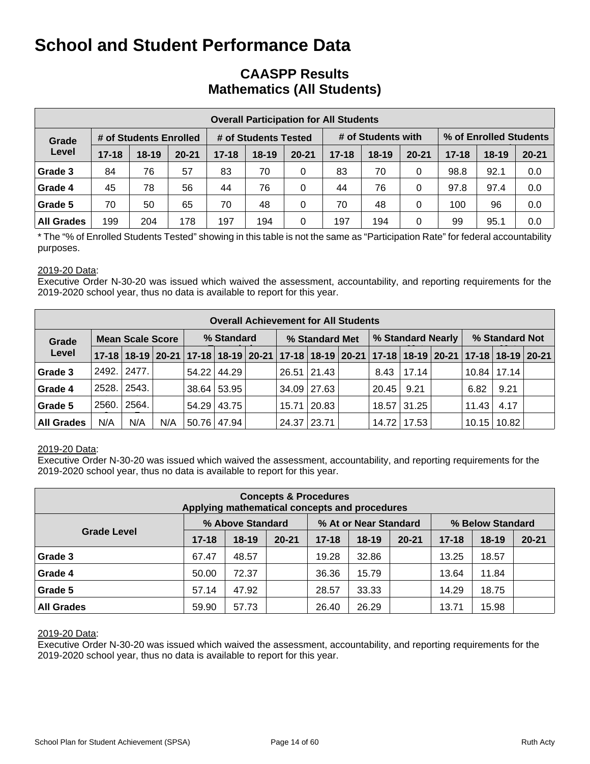# School and Student Performance Data

## CAASPP Results
## Mathematics (All Students)

| Overall Participation for All Students | | | | | | | | | | | | |
|---|---|---|---|---|---|---|---|---|---|---|---|---|
| Grade Level | # of Students Enrolled | | | # of Students Tested | | | # of Students with | | | % of Enrolled Students | | |
| | 17-18 | 18-19 | 20-21 | 17-18 | 18-19 | 20-21 | 17-18 | 18-19 | 20-21 | 17-18 | 18-19 | 20-21 |
| Grade 3 | 84 | 76 | 57 | 83 | 70 | 0 | 83 | 70 | 0 | 98.8 | 92.1 | 0.0 |
| Grade 4 | 45 | 78 | 56 | 44 | 76 | 0 | 44 | 76 | 0 | 97.8 | 97.4 | 0.0 |
| Grade 5 | 70 | 50 | 65 | 70 | 48 | 0 | 70 | 48 | 0 | 100 | 96 | 0.0 |
| All Grades | 199 | 204 | 178 | 197 | 194 | 0 | 197 | 194 | 0 | 99 | 95.1 | 0.0 |

* The "% of Enrolled Students Tested" showing in this table is not the same as "Participation Rate" for federal accountability purposes.

2019-20 Data:
Executive Order N-30-20 was issued which waived the assessment, accountability, and reporting requirements for the 2019-2020 school year, thus no data is available to report for this year.

| Overall Achievement for All Students | | | | | | | | | | | | | | | | |
|---|---|---|---|---|---|---|---|---|---|---|---|---|---|---|---|---|
| Grade Level | Mean Scale Score | | | % Standard | | | % Standard Met | | | % Standard Nearly | | | % Standard Not | | | |
| | 17-18 | 18-19 | 20-21 | 17-18 | 18-19 | 20-21 | 17-18 | 18-19 | 20-21 | 17-18 | 18-19 | 20-21 | 17-18 | 18-19 | 20-21 |
| Grade 3 | 2492. | 2477. | | 54.22 | 44.29 | | 26.51 | 21.43 | | 8.43 | 17.14 | | 10.84 | 17.14 | |
| Grade 4 | 2528. | 2543. | | 38.64 | 53.95 | | 34.09 | 27.63 | | 20.45 | 9.21 | | 6.82 | 9.21 | |
| Grade 5 | 2560. | 2564. | | 54.29 | 43.75 | | 15.71 | 20.83 | | 18.57 | 31.25 | | 11.43 | 4.17 | |
| All Grades | N/A | N/A | N/A | 50.76 | 47.94 | | 24.37 | 23.71 | | 14.72 | 17.53 | | 10.15 | 10.82 | |

2019-20 Data:
Executive Order N-30-20 was issued which waived the assessment, accountability, and reporting requirements for the 2019-2020 school year, thus no data is available to report for this year.

| Concepts & Procedures<br>Applying mathematical concepts and procedures | | | | | | | | | |
|---|---|---|---|---|---|---|---|---|---|
| Grade Level | % Above Standard | | | % At or Near Standard | | | % Below Standard | | |
| | 17-18 | 18-19 | 20-21 | 17-18 | 18-19 | 20-21 | 17-18 | 18-19 | 20-21 |
| Grade 3 | 67.47 | 48.57 | | 19.28 | 32.86 | | 13.25 | 18.57 | |
| Grade 4 | 50.00 | 72.37 | | 36.36 | 15.79 | | 13.64 | 11.84 | |
| Grade 5 | 57.14 | 47.92 | | 28.57 | 33.33 | | 14.29 | 18.75 | |
| All Grades | 59.90 | 57.73 | | 26.40 | 26.29 | | 13.71 | 15.98 | |

2019-20 Data:
Executive Order N-30-20 was issued which waived the assessment, accountability, and reporting requirements for the 2019-2020 school year, thus no data is available to report for this year.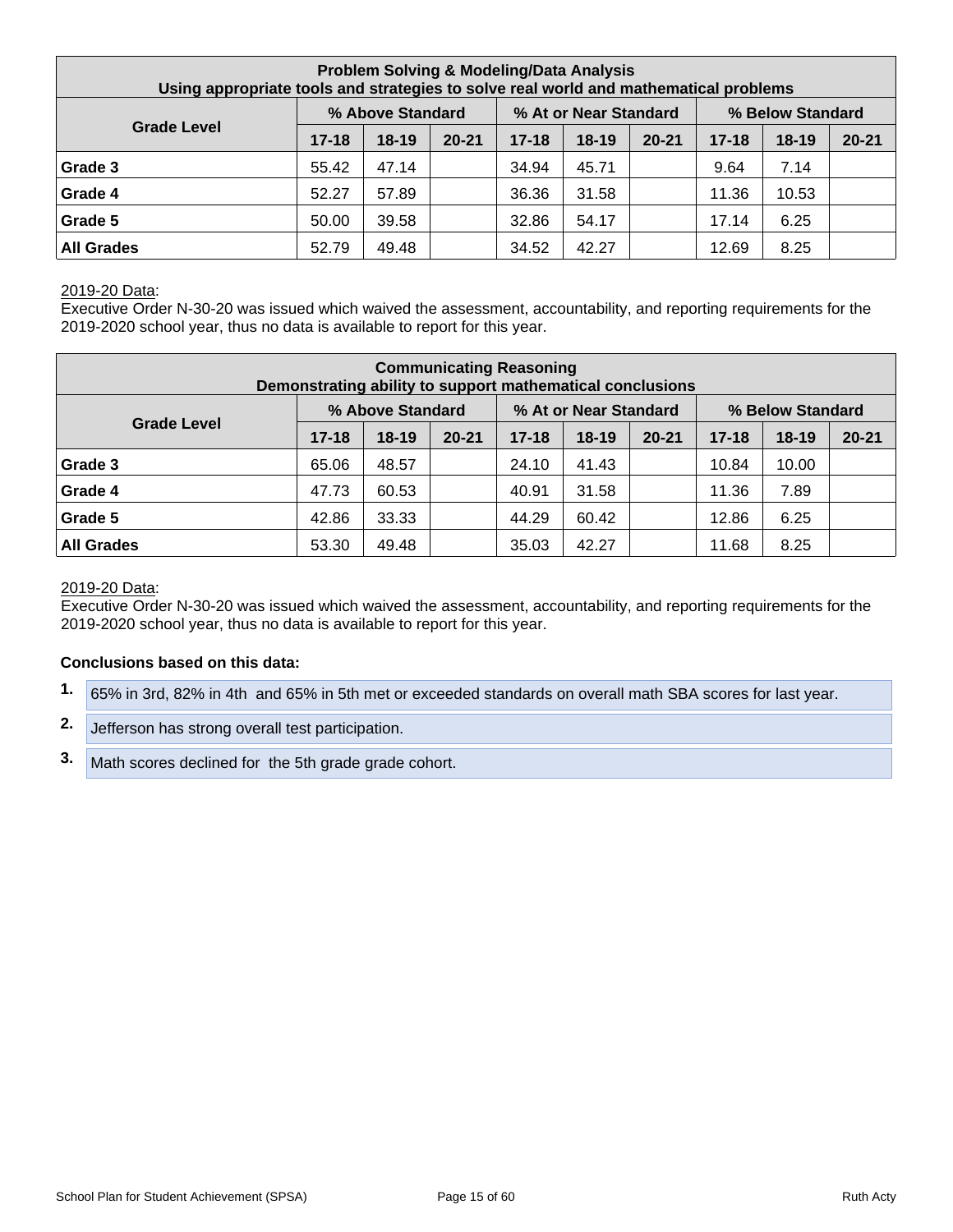| Problem Solving & Modeling/Data Analysis<br>Using appropriate tools and strategies to solve real world and mathematical problems | | | | | | | | | |
|---|---|---|---|---|---|---|---|---|---|
| **Grade Level** | **% Above Standard** | | | **% At or Near Standard** | | | **% Below Standard** | | |
| | **17-18** | **18-19** | **20-21** | **17-18** | **18-19** | **20-21** | **17-18** | **18-19** | **20-21** |
| **Grade 3** | 55.42 | 47.14 | | 34.94 | 45.71 | | 9.64 | 7.14 | |
| **Grade 4** | 52.27 | 57.89 | | 36.36 | 31.58 | | 11.36 | 10.53 | |
| **Grade 5** | 50.00 | 39.58 | | 32.86 | 54.17 | | 17.14 | 6.25 | |
| **All Grades** | 52.79 | 49.48 | | 34.52 | 42.27 | | 12.69 | 8.25 | |

2019-20 Data:
Executive Order N-30-20 was issued which waived the assessment, accountability, and reporting requirements for the 2019-2020 school year, thus no data is available to report for this year.

| Communicating Reasoning<br>Demonstrating ability to support mathematical conclusions | | | | | | | | | |
|---|---|---|---|---|---|---|---|---|---|
| **Grade Level** | **% Above Standard** | | | **% At or Near Standard** | | | **% Below Standard** | | |
| | **17-18** | **18-19** | **20-21** | **17-18** | **18-19** | **20-21** | **17-18** | **18-19** | **20-21** |
| **Grade 3** | 65.06 | 48.57 | | 24.10 | 41.43 | | 10.84 | 10.00 | |
| **Grade 4** | 47.73 | 60.53 | | 40.91 | 31.58 | | 11.36 | 7.89 | |
| **Grade 5** | 42.86 | 33.33 | | 44.29 | 60.42 | | 12.86 | 6.25 | |
| **All Grades** | 53.30 | 49.48 | | 35.03 | 42.27 | | 11.68 | 8.25 | |

2019-20 Data:
Executive Order N-30-20 was issued which waived the assessment, accountability, and reporting requirements for the 2019-2020 school year, thus no data is available to report for this year.

**Conclusions based on this data:**

1. 65% in 3rd, 82% in 4th and 65% in 5th met or exceeded standards on overall math SBA scores for last year.
2. Jefferson has strong overall test participation.
3. Math scores declined for the 5th grade grade cohort.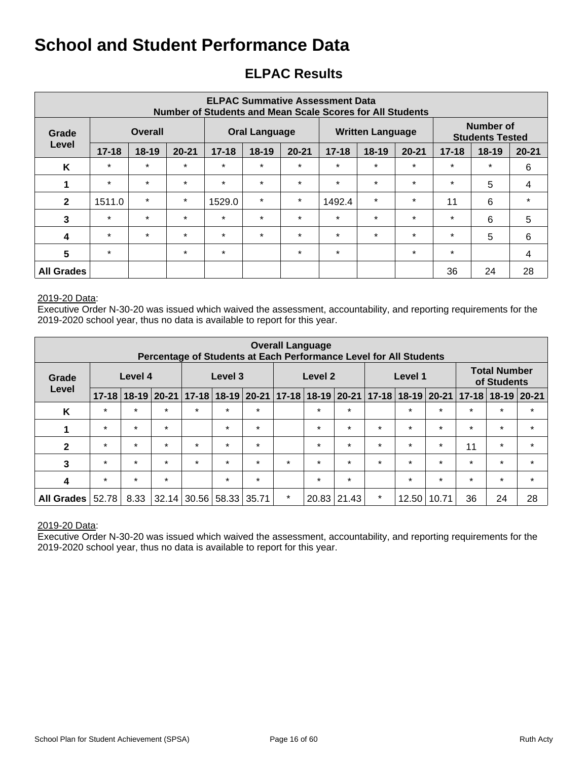# School and Student Performance Data

## ELPAC Results

| ELPAC Summative Assessment Data Number of Students and Mean Scale Scores for All Students | | | | | | | | | | | | |
|---|---|---|---|---|---|---|---|---|---|---|---|---|
| Grade Level | Overall | | | Oral Language | | | Written Language | | | Number of Students Tested | | |
| | 17-18 | 18-19 | 20-21 | 17-18 | 18-19 | 20-21 | 17-18 | 18-19 | 20-21 | 17-18 | 18-19 | 20-21 |
| K | * | * | * | * | * | * | * | * | * | * | * | 6 |
| 1 | * | * | * | * | * | * | * | * | * | * | 5 | 4 |
| 2 | 1511.0 | * | * | 1529.0 | * | * | 1492.4 | * | * | 11 | 6 | * |
| 3 | * | * | * | * | * | * | * | * | * | * | 6 | 5 |
| 4 | * | * | * | * | * | * | * | * | * | * | 5 | 6 |
| 5 | * | | * | * | | * | * | | * | * | | 4 |
| All Grades | | | | | | | | | | 36 | 24 | 28 |

2019-20 Data:
Executive Order N-30-20 was issued which waived the assessment, accountability, and reporting requirements for the 2019-2020 school year, thus no data is available to report for this year.

| Overall Language Percentage of Students at Each Performance Level for All Students | | | | | | | | | | | | | | | |
|---|---|---|---|---|---|---|---|---|---|---|---|---|---|---|---|
| Grade Level | Level 4 | | | Level 3 | | | Level 2 | | | Level 1 | | | Total Number of Students | | |
| | 17-18 | 18-19 | 20-21 | 17-18 | 18-19 | 20-21 | 17-18 | 18-19 | 20-21 | 17-18 | 18-19 | 20-21 | 17-18 | 18-19 | 20-21 |
| K | * | * | * | * | * | * | | * | * | | * | * | * | * | * |
| 1 | * | * | * | | * | * | | * | * | * | * | * | * | * | * |
| 2 | * | * | * | * | * | * | | * | * | * | * | * | 11 | * | * |
| 3 | * | * | * | * | * | * | * | * | * | * | * | * | * | * | * |
| 4 | * | * | * | | * | * | | * | * | | * | * | * | * | * |
| All Grades | 52.78 | 8.33 | 32.14 | 30.56 | 58.33 | 35.71 | * | 20.83 | 21.43 | * | 12.50 | 10.71 | 36 | 24 | 28 |

2019-20 Data:
Executive Order N-30-20 was issued which waived the assessment, accountability, and reporting requirements for the 2019-2020 school year, thus no data is available to report for this year.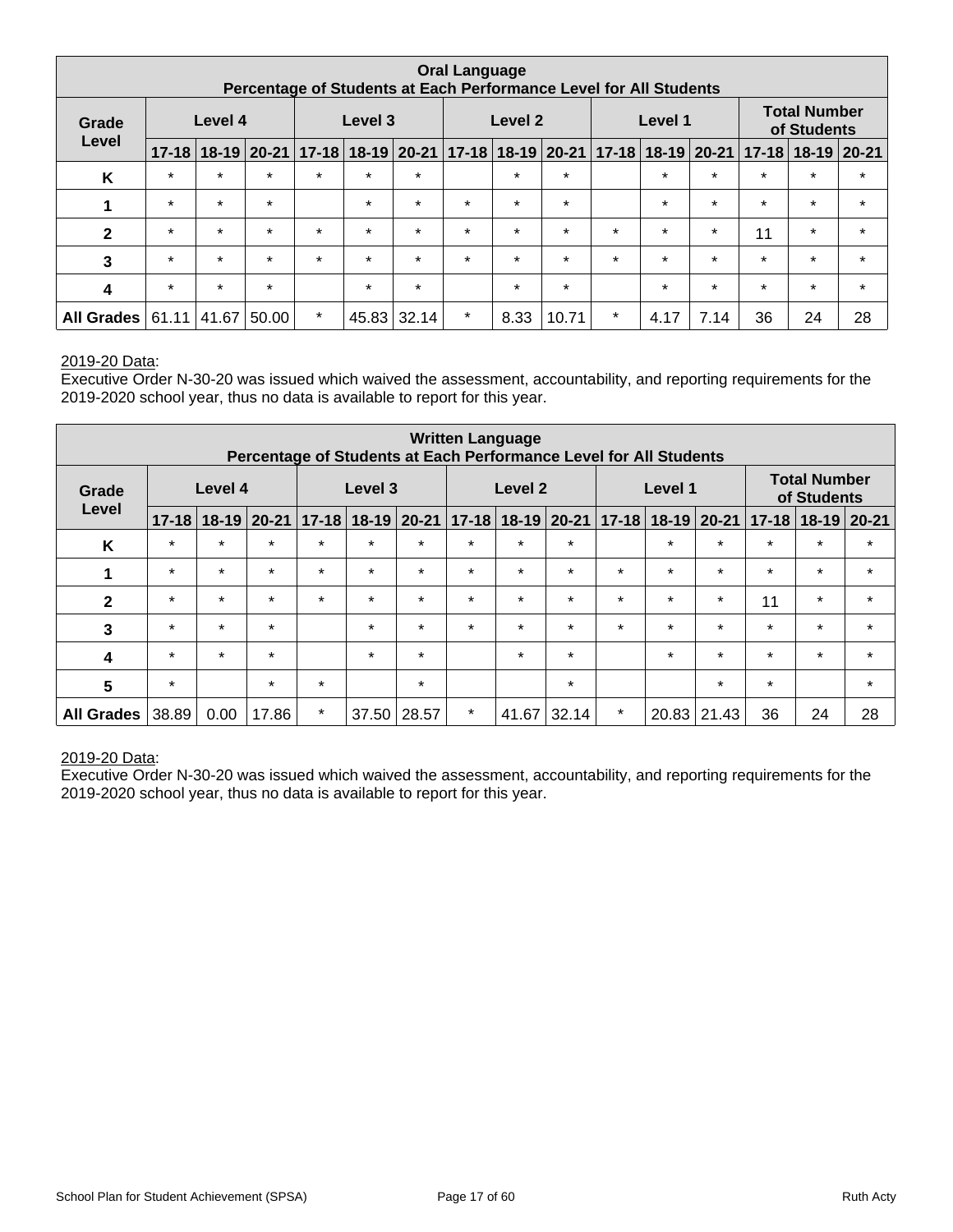| Oral Language Percentage of Students at Each Performance Level for All Students | | | | | | | | | | | | | | | |
|---|---|---|---|---|---|---|---|---|---|---|---|---|---|---|---|
| Grade Level | Level 4 | | | Level 3 | | | Level 2 | | | Level 1 | | | Total Number of Students | | |
| | 17-18 | 18-19 | 20-21 | 17-18 | 18-19 | 20-21 | 17-18 | 18-19 | 20-21 | 17-18 | 18-19 | 20-21 | 17-18 | 18-19 | 20-21 |
| K | * | * | * | * | * | * | | * | * | | * | * | * | * | * |
| 1 | * | * | * | | * | * | * | * | * | | * | * | * | * | * |
| 2 | * | * | * | * | * | * | * | * | * | * | * | * | 11 | * | * |
| 3 | * | * | * | * | * | * | * | * | * | * | * | * | * | * | * |
| 4 | * | * | * | | * | * | | * | * | | * | * | * | * | * |
| All Grades | 61.11 | 41.67 | 50.00 | * | 45.83 | 32.14 | * | 8.33 | 10.71 | * | 4.17 | 7.14 | 36 | 24 | 28 |

2019-20 Data:
Executive Order N-30-20 was issued which waived the assessment, accountability, and reporting requirements for the 2019-2020 school year, thus no data is available to report for this year.

| Written Language Percentage of Students at Each Performance Level for All Students | | | | | | | | | | | | | | | |
|---|---|---|---|---|---|---|---|---|---|---|---|---|---|---|---|
| Grade Level | Level 4 | | | Level 3 | | | Level 2 | | | Level 1 | | | Total Number of Students | | |
| | 17-18 | 18-19 | 20-21 | 17-18 | 18-19 | 20-21 | 17-18 | 18-19 | 20-21 | 17-18 | 18-19 | 20-21 | 17-18 | 18-19 | 20-21 |
| K | * | * | * | * | * | * | * | * | * | | * | * | * | * | * |
| 1 | * | * | * | * | * | * | * | * | * | * | * | * | * | * | * |
| 2 | * | * | * | * | * | * | * | * | * | * | * | * | 11 | * | * |
| 3 | * | * | * | | * | * | * | * | * | * | * | * | * | * | * |
| 4 | * | * | * | | * | * | | * | * | | * | * | * | * | * |
| 5 | * | | * | * | | * | | | * | | | * | * | | * |
| All Grades | 38.89 | 0.00 | 17.86 | * | 37.50 | 28.57 | * | 41.67 | 32.14 | * | 20.83 | 21.43 | 36 | 24 | 28 |

2019-20 Data:
Executive Order N-30-20 was issued which waived the assessment, accountability, and reporting requirements for the 2019-2020 school year, thus no data is available to report for this year.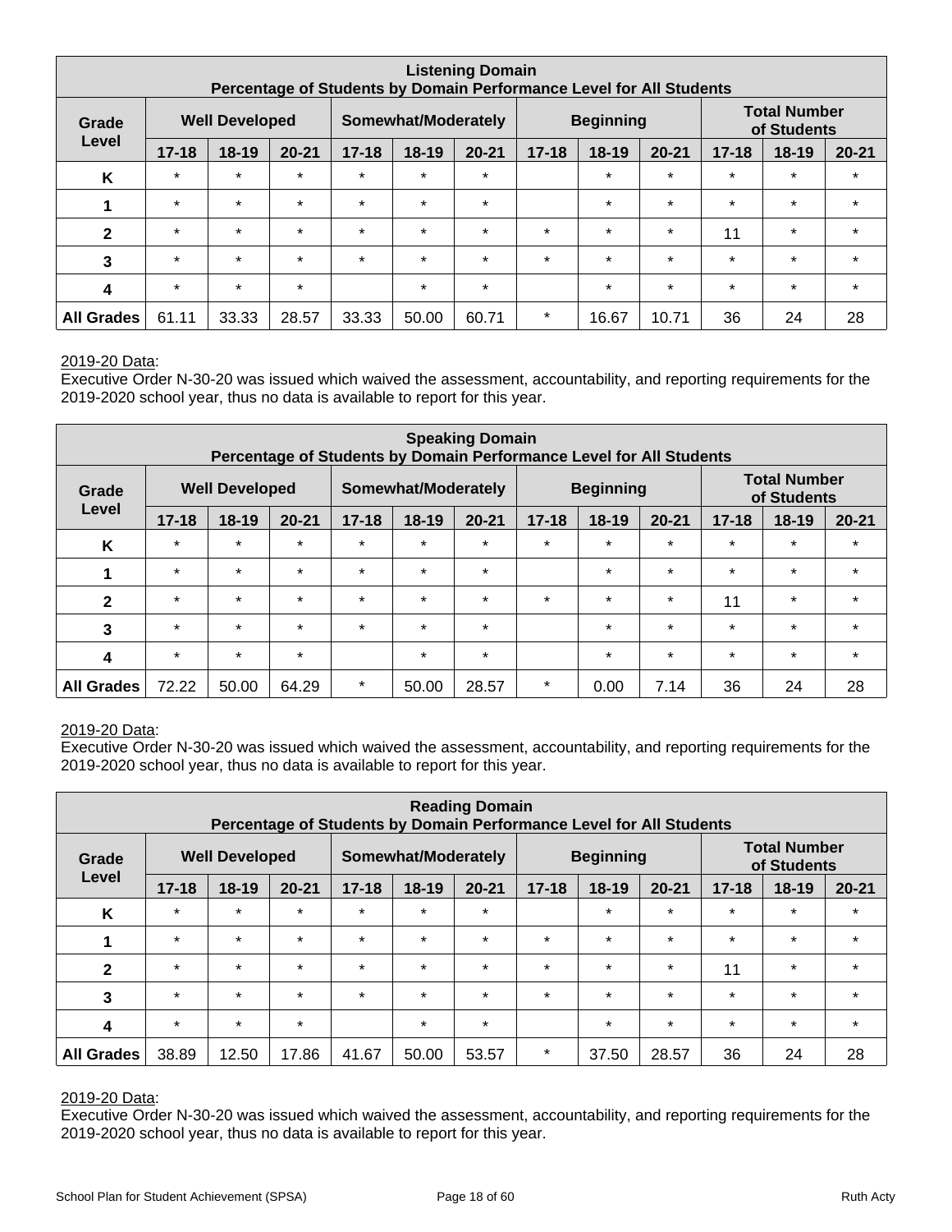| Listening Domain<br>Percentage of Students by Domain Performance Level for All Students | | | | | | | | | | | | |
|---|---|---|---|---|---|---|---|---|---|---|---|---|
| Grade Level | Well Developed | | | Somewhat/Moderately | | | Beginning | | | Total Number of Students | | |
| | 17-18 | 18-19 | 20-21 | 17-18 | 18-19 | 20-21 | 17-18 | 18-19 | 20-21 | 17-18 | 18-19 | 20-21 |
| K | * | * | * | * | * | * | | * | * | * | * | * |
| 1 | * | * | * | * | * | * | | * | * | * | * | * |
| 2 | * | * | * | * | * | * | * | * | * | 11 | * | * |
| 3 | * | * | * | * | * | * | * | * | * | * | * | * |
| 4 | * | * | * | | * | * | | * | * | * | * | * |
| All Grades | 61.11 | 33.33 | 28.57 | 33.33 | 50.00 | 60.71 | * | 16.67 | 10.71 | 36 | 24 | 28 |

2019-20 Data:
Executive Order N-30-20 was issued which waived the assessment, accountability, and reporting requirements for the 2019-2020 school year, thus no data is available to report for this year.

| Speaking Domain<br>Percentage of Students by Domain Performance Level for All Students | | | | | | | | | | | | |
|---|---|---|---|---|---|---|---|---|---|---|---|---|
| Grade Level | Well Developed | | | Somewhat/Moderately | | | Beginning | | | Total Number of Students | | |
| | 17-18 | 18-19 | 20-21 | 17-18 | 18-19 | 20-21 | 17-18 | 18-19 | 20-21 | 17-18 | 18-19 | 20-21 |
| K | * | * | * | * | * | * | * | * | * | * | * | * |
| 1 | * | * | * | * | * | * | | * | * | * | * | * |
| 2 | * | * | * | * | * | * | * | * | * | 11 | * | * |
| 3 | * | * | * | * | * | * | | * | * | * | * | * |
| 4 | * | * | * | | * | * | | * | * | * | * | * |
| All Grades | 72.22 | 50.00 | 64.29 | * | 50.00 | 28.57 | * | 0.00 | 7.14 | 36 | 24 | 28 |

2019-20 Data:
Executive Order N-30-20 was issued which waived the assessment, accountability, and reporting requirements for the 2019-2020 school year, thus no data is available to report for this year.

| Reading Domain<br>Percentage of Students by Domain Performance Level for All Students | | | | | | | | | | | | |
|---|---|---|---|---|---|---|---|---|---|---|---|---|
| Grade Level | Well Developed | | | Somewhat/Moderately | | | Beginning | | | Total Number of Students | | |
| | 17-18 | 18-19 | 20-21 | 17-18 | 18-19 | 20-21 | 17-18 | 18-19 | 20-21 | 17-18 | 18-19 | 20-21 |
| K | * | * | * | * | * | * | | * | * | * | * | * |
| 1 | * | * | * | * | * | * | * | * | * | * | * | * |
| 2 | * | * | * | * | * | * | * | * | * | 11 | * | * |
| 3 | * | * | * | * | * | * | * | * | * | * | * | * |
| 4 | * | * | * | | * | * | | * | * | * | * | * |
| All Grades | 38.89 | 12.50 | 17.86 | 41.67 | 50.00 | 53.57 | * | 37.50 | 28.57 | 36 | 24 | 28 |

2019-20 Data:
Executive Order N-30-20 was issued which waived the assessment, accountability, and reporting requirements for the 2019-2020 school year, thus no data is available to report for this year.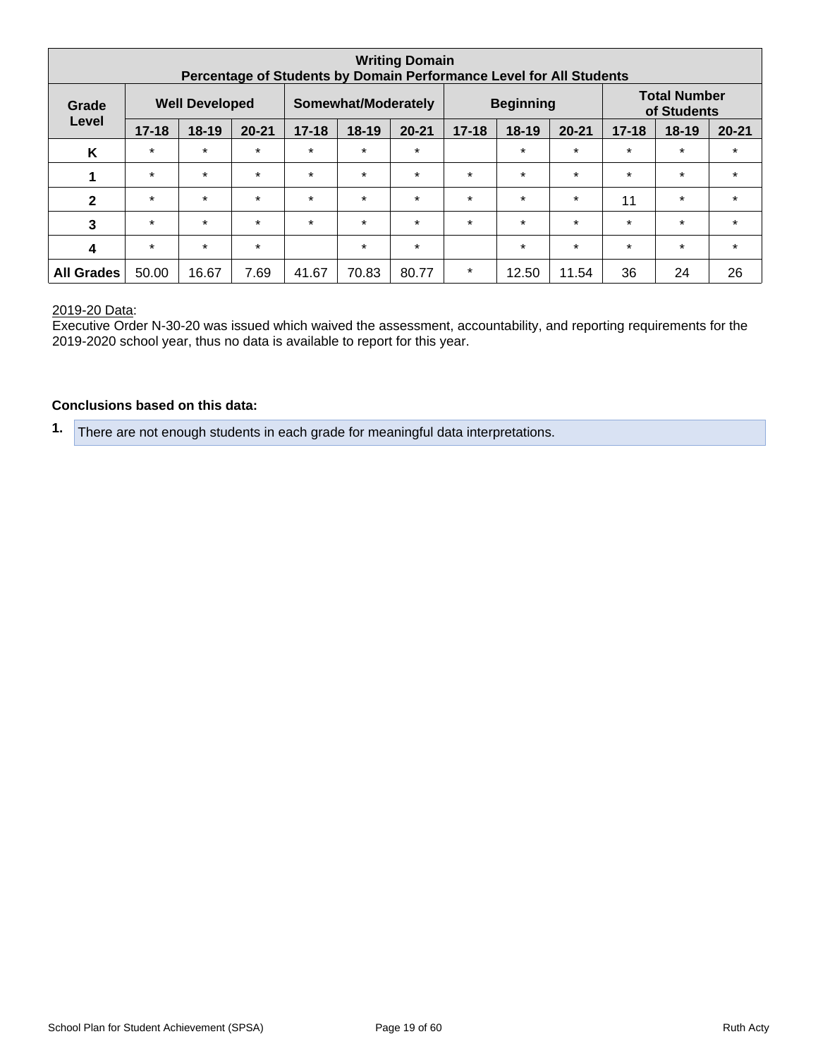| Writing Domain<br>Percentage of Students by Domain Performance Level for All Students | | | | | | | | | | | | |
|---|---|---|---|---|---|---|---|---|---|---|---|---|
| Grade Level | Well Developed | | | Somewhat/Moderately | | | Beginning | | | Total Number of Students | | |
| | 17-18 | 18-19 | 20-21 | 17-18 | 18-19 | 20-21 | 17-18 | 18-19 | 20-21 | 17-18 | 18-19 | 20-21 |
| K | * | * | * | * | * | * | | * | * | * | * | * |
| 1 | * | * | * | * | * | * | * | * | * | * | * | * |
| 2 | * | * | * | * | * | * | * | * | * | 11 | * | * |
| 3 | * | * | * | * | * | * | * | * | * | * | * | * |
| 4 | * | * | * | | * | * | | * | * | * | * | * |
| All Grades | 50.00 | 16.67 | 7.69 | 41.67 | 70.83 | 80.77 | * | 12.50 | 11.54 | 36 | 24 | 26 |

2019-20 Data:
Executive Order N-30-20 was issued which waived the assessment, accountability, and reporting requirements for the 2019-2020 school year, thus no data is available to report for this year.

**Conclusions based on this data:**

1. There are not enough students in each grade for meaningful data interpretations.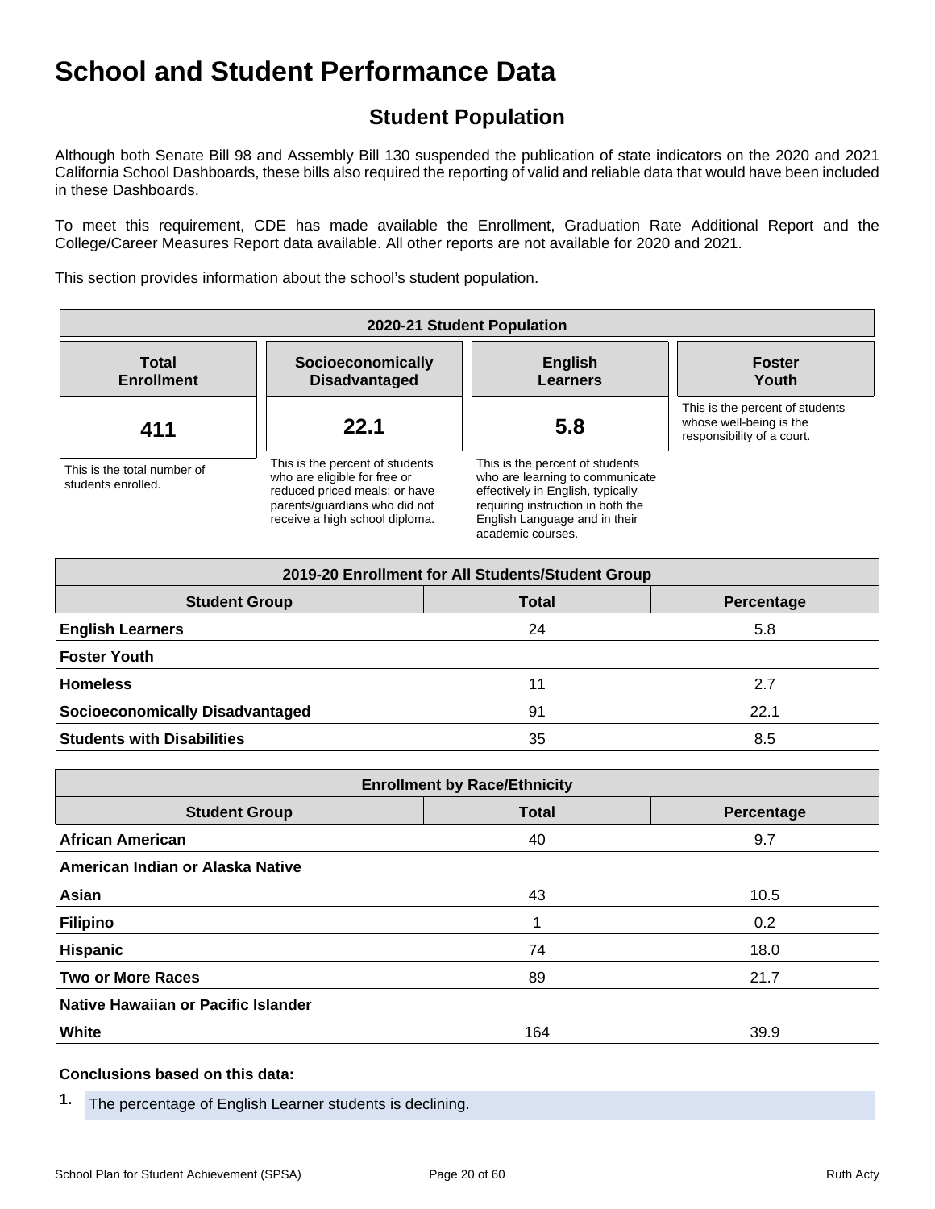# School and Student Performance Data

## Student Population

Although both Senate Bill 98 and Assembly Bill 130 suspended the publication of state indicators on the 2020 and 2021 California School Dashboards, these bills also required the reporting of valid and reliable data that would have been included in these Dashboards.

To meet this requirement, CDE has made available the Enrollment, Graduation Rate Additional Report and the College/Career Measures Report data available. All other reports are not available for 2020 and 2021.

This section provides information about the school's student population.

| 2020-21 Student Population | | | |
|---|---|---|---|
| **Total Enrollment** | **Socioeconomically Disadvantaged** | **English Learners** | **Foster Youth** |
| **411** | **22.1** | **5.8** | |
| This is the total number of students enrolled. | This is the percent of students who are eligible for free or reduced priced meals; or have parents/guardians who did not receive a high school diploma. | This is the percent of students who are learning to communicate effectively in English, typically requiring instruction in both the English Language and in their academic courses. | This is the percent of students whose well-being is the responsibility of a court. |

| 2019-20 Enrollment for All Students/Student Group | | |
|---|---|---|
| **Student Group** | **Total** | **Percentage** |
| **English Learners** | 24 | 5.8 |
| **Foster Youth** | | |
| **Homeless** | 11 | 2.7 |
| **Socioeconomically Disadvantaged** | 91 | 22.1 |
| **Students with Disabilities** | 35 | 8.5 |

| Enrollment by Race/Ethnicity | | |
|---|---|---|
| **Student Group** | **Total** | **Percentage** |
| **African American** | 40 | 9.7 |
| **American Indian or Alaska Native** | | |
| **Asian** | 43 | 10.5 |
| **Filipino** | 1 | 0.2 |
| **Hispanic** | 74 | 18.0 |
| **Two or More Races** | 89 | 21.7 |
| **Native Hawaiian or Pacific Islander** | | |
| **White** | 164 | 39.9 |

**Conclusions based on this data:**

1. The percentage of English Learner students is declining.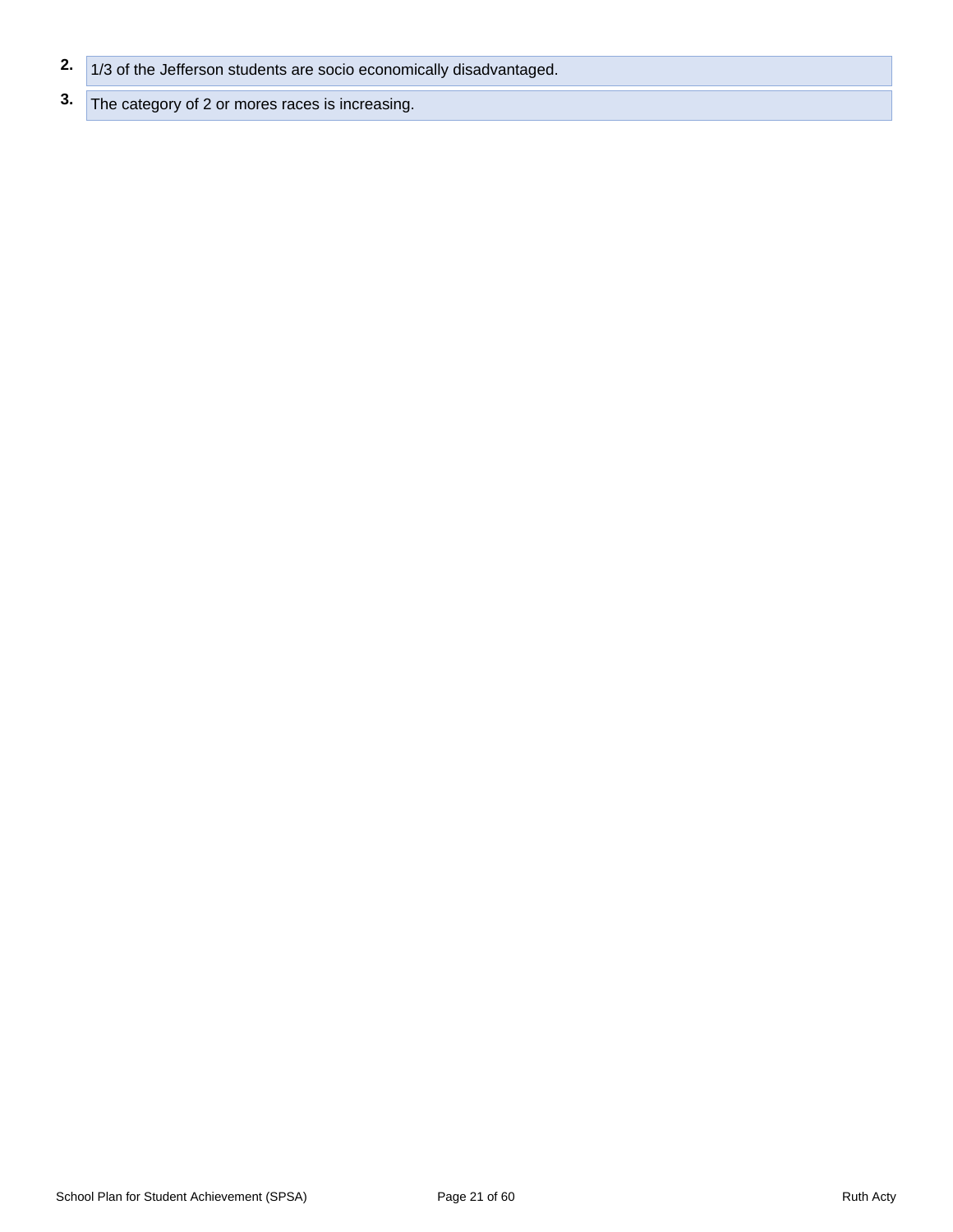2. 1/3 of the Jefferson students are socio economically disadvantaged.
3. The category of 2 or mores races is increasing.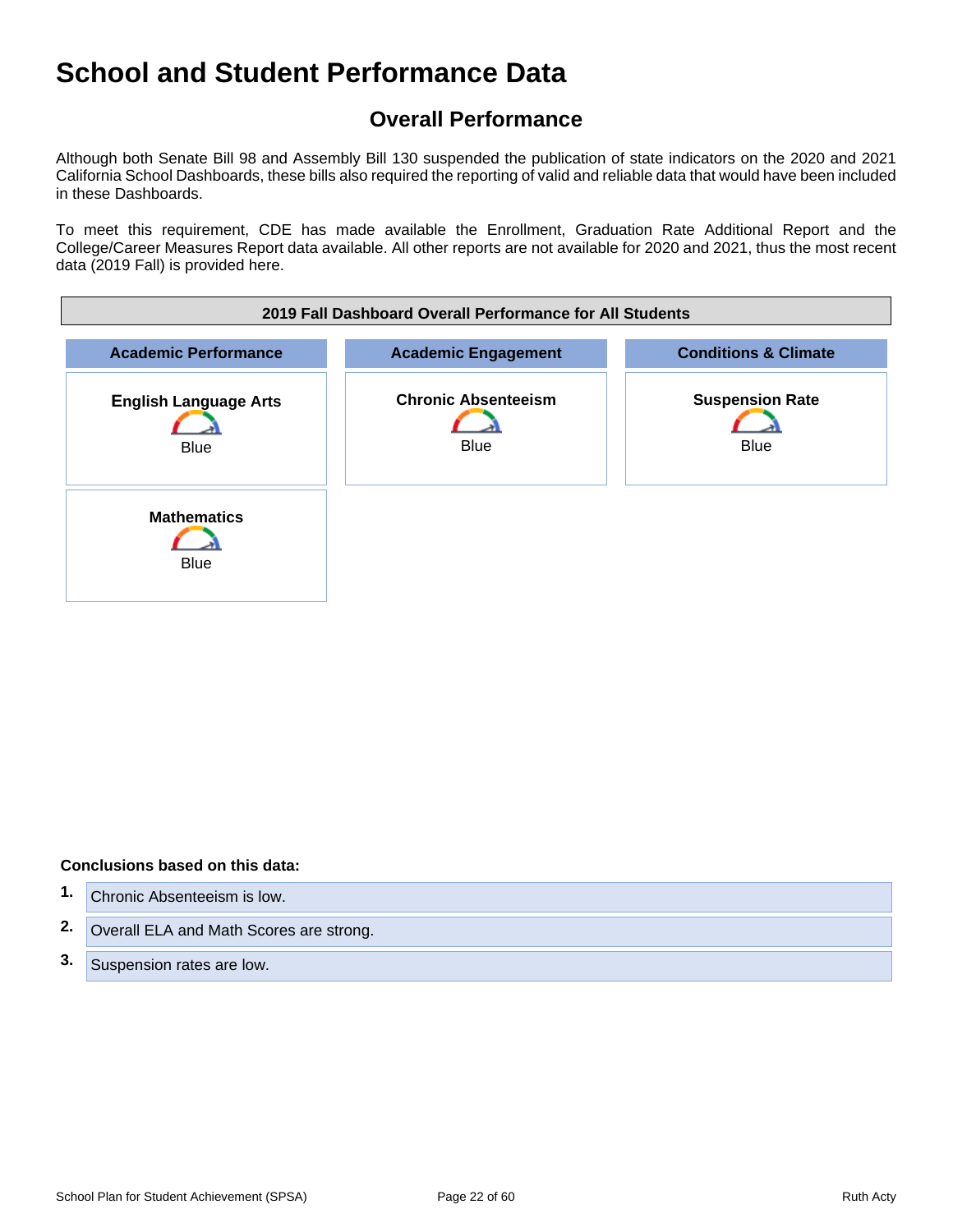# School and Student Performance Data

## Overall Performance

Although both Senate Bill 98 and Assembly Bill 130 suspended the publication of state indicators on the 2020 and 2021 California School Dashboards, these bills also required the reporting of valid and reliable data that would have been included in these Dashboards.

To meet this requirement, CDE has made available the Enrollment, Graduation Rate Additional Report and the College/Career Measures Report data available. All other reports are not available for 2020 and 2021, thus the most recent data (2019 Fall) is provided here.

| 2019 Fall Dashboard Overall Performance for All Students | | |
|---|---|---|
| **Academic Performance** | **Academic Engagement** | **Conditions & Climate** |
| **English Language Arts** Blue | **Chronic Absenteeism** Blue | **Suspension Rate** Blue |
| **Mathematics** Blue | | |

**Conclusions based on this data:**

1. Chronic Absenteeism is low.
2. Overall ELA and Math Scores are strong.
3. Suspension rates are low.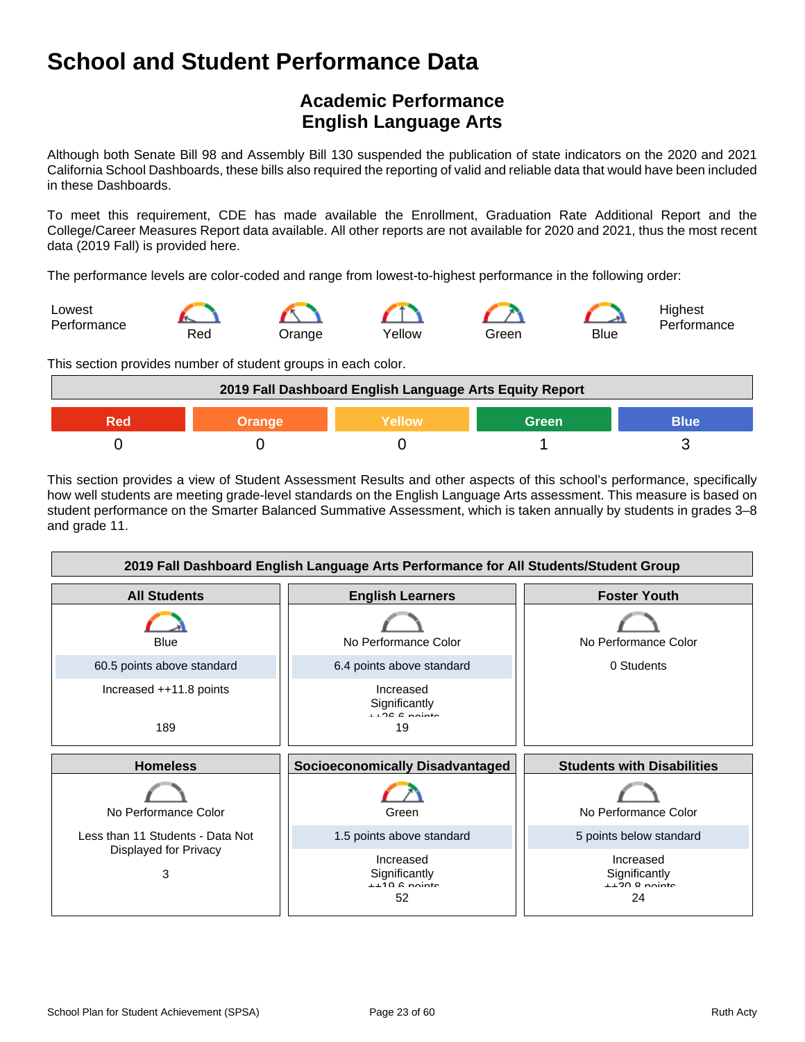# School and Student Performance Data

## Academic Performance
## English Language Arts

Although both Senate Bill 98 and Assembly Bill 130 suspended the publication of state indicators on the 2020 and 2021 California School Dashboards, these bills also required the reporting of valid and reliable data that would have been included in these Dashboards.

To meet this requirement, CDE has made available the Enrollment, Graduation Rate Additional Report and the College/Career Measures Report data available. All other reports are not available for 2020 and 2021, thus the most recent data (2019 Fall) is provided here.

The performance levels are color-coded and range from lowest-to-highest performance in the following order:

Lowest Performance — Red — Orange — Yellow — Green — Blue — Highest Performance

This section provides number of student groups in each color.

| 2019 Fall Dashboard English Language Arts Equity Report | | | | |
|---|---|---|---|---|
| Red | Orange | Yellow | Green | Blue |
| 0 | 0 | 0 | 1 | 3 |

This section provides a view of Student Assessment Results and other aspects of this school's performance, specifically how well students are meeting grade-level standards on the English Language Arts assessment. This measure is based on student performance on the Smarter Balanced Summative Assessment, which is taken annually by students in grades 3–8 and grade 11.

| 2019 Fall Dashboard English Language Arts Performance for All Students/Student Group | | |
|---|---|---|
| **All Students** | **English Learners** | **Foster Youth** |
| Blue | No Performance Color | No Performance Color |
| 60.5 points above standard | 6.4 points above standard | 0 Students |
| Increased ++11.8 points | Increased Significantly ++26.6 points | |
| 189 | 19 | |
| **Homeless** | **Socioeconomically Disadvantaged** | **Students with Disabilities** |
| No Performance Color | Green | No Performance Color |
| Less than 11 Students - Data Not Displayed for Privacy | 1.5 points above standard | 5 points below standard |
| | Increased Significantly ++19.6 points | Increased Significantly ++30.8 points |
| 3 | 52 | 24 |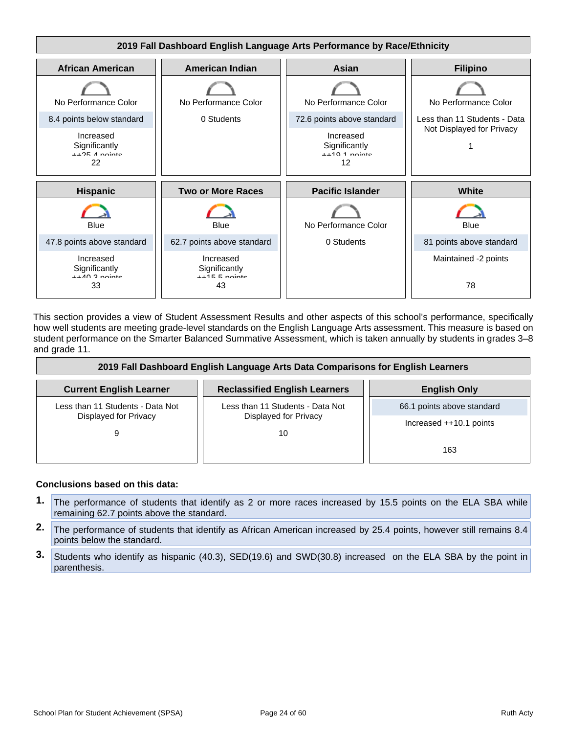## 2019 Fall Dashboard English Language Arts Performance by Race/Ethnicity

| African American | American Indian | Asian | Filipino |
|---|---|---|---|
| No Performance Color | No Performance Color | No Performance Color | No Performance Color |
| 8.4 points below standard | 0 Students | 72.6 points above standard | Less than 11 Students - Data Not Displayed for Privacy |
| Increased Significantly ++25.4 points | | Increased Significantly ++19.1 points | 1 |
| 22 | | 12 | |

| Hispanic | Two or More Races | Pacific Islander | White |
|---|---|---|---|
| Blue | Blue | No Performance Color | Blue |
| 47.8 points above standard | 62.7 points above standard | 0 Students | 81 points above standard |
| Increased Significantly ++40.3 points | Increased Significantly ++15.5 points | | Maintained -2 points |
| 33 | 43 | | 78 |

This section provides a view of Student Assessment Results and other aspects of this school's performance, specifically how well students are meeting grade-level standards on the English Language Arts assessment. This measure is based on student performance on the Smarter Balanced Summative Assessment, which is taken annually by students in grades 3–8 and grade 11.

## 2019 Fall Dashboard English Language Arts Data Comparisons for English Learners

| Current English Learner | Reclassified English Learners | English Only |
|---|---|---|
| Less than 11 Students - Data Not Displayed for Privacy | Less than 11 Students - Data Not Displayed for Privacy | 66.1 points above standard |
| 9 | 10 | Increased ++10.1 points |
| | | 163 |

**Conclusions based on this data:**

1. The performance of students that identify as 2 or more races increased by 15.5 points on the ELA SBA while remaining 62.7 points above the standard.
2. The performance of students that identify as African American increased by 25.4 points, however still remains 8.4 points below the standard.
3. Students who identify as hispanic (40.3), SED(19.6) and SWD(30.8) increased on the ELA SBA by the point in parenthesis.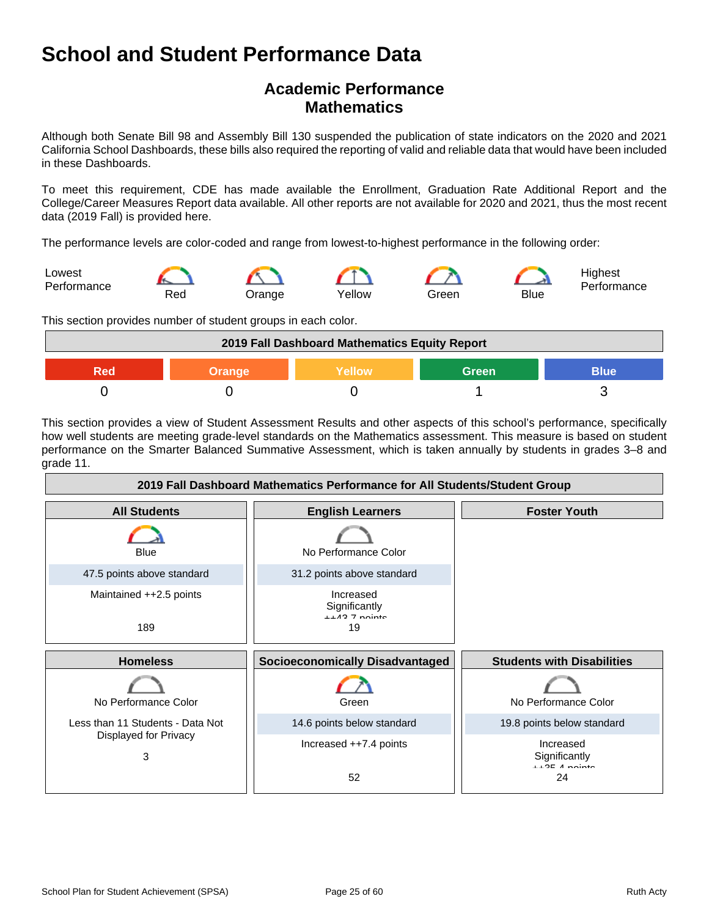# School and Student Performance Data

## Academic Performance
## Mathematics

Although both Senate Bill 98 and Assembly Bill 130 suspended the publication of state indicators on the 2020 and 2021 California School Dashboards, these bills also required the reporting of valid and reliable data that would have been included in these Dashboards.

To meet this requirement, CDE has made available the Enrollment, Graduation Rate Additional Report and the College/Career Measures Report data available. All other reports are not available for 2020 and 2021, thus the most recent data (2019 Fall) is provided here.

The performance levels are color-coded and range from lowest-to-highest performance in the following order:

Lowest Performance — Red — Orange — Yellow — Green — Blue — Highest Performance

This section provides number of student groups in each color.

| 2019 Fall Dashboard Mathematics Equity Report | | | | |
|---|---|---|---|---|
| Red | Orange | Yellow | Green | Blue |
| 0 | 0 | 0 | 1 | 3 |

This section provides a view of Student Assessment Results and other aspects of this school's performance, specifically how well students are meeting grade-level standards on the Mathematics assessment. This measure is based on student performance on the Smarter Balanced Summative Assessment, which is taken annually by students in grades 3–8 and grade 11.

| 2019 Fall Dashboard Mathematics Performance for All Students/Student Group | | |
|---|---|---|
| **All Students** | **English Learners** | **Foster Youth** |
| Blue | No Performance Color | |
| 47.5 points above standard | 31.2 points above standard | |
| Maintained ++2.5 points | Increased Significantly ++43.7 points | |
| 189 | 19 | |
| **Homeless** | **Socioeconomically Disadvantaged** | **Students with Disabilities** |
| No Performance Color | Green | No Performance Color |
| Less than 11 Students - Data Not Displayed for Privacy | 14.6 points below standard | 19.8 points below standard |
| | Increased ++7.4 points | Increased Significantly ++25.4 points |
| 3 | 52 | 24 |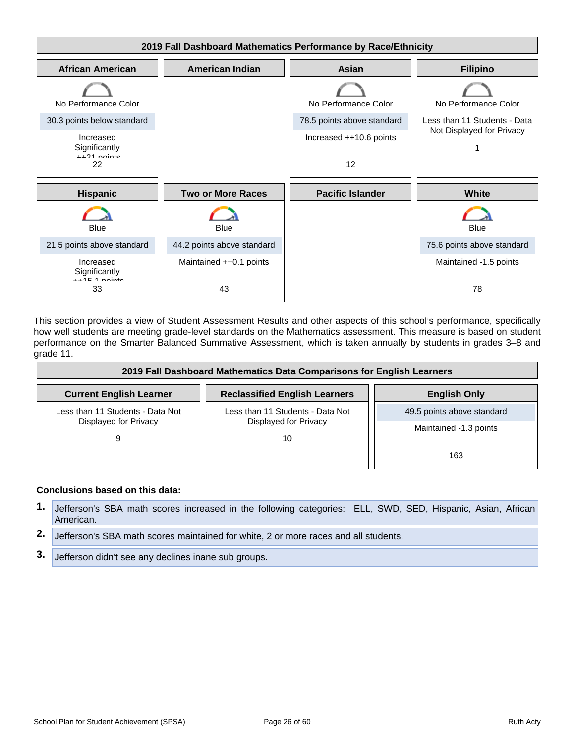## 2019 Fall Dashboard Mathematics Performance by Race/Ethnicity

| African American | American Indian | Asian | Filipino |
|---|---|---|---|
| No Performance Color<br>30.3 points below standard<br>Increased Significantly ++21 points<br>22 | | No Performance Color<br>78.5 points above standard<br>Increased ++10.6 points<br>12 | No Performance Color<br>Less than 11 Students - Data Not Displayed for Privacy<br>1 |

| Hispanic | Two or More Races | Pacific Islander | White |
|---|---|---|---|
| Blue<br>21.5 points above standard<br>Increased Significantly ++15.1 points<br>33 | Blue<br>44.2 points above standard<br>Maintained ++0.1 points<br>43 | | Blue<br>75.6 points above standard<br>Maintained -1.5 points<br>78 |

This section provides a view of Student Assessment Results and other aspects of this school's performance, specifically how well students are meeting grade-level standards on the Mathematics assessment. This measure is based on student performance on the Smarter Balanced Summative Assessment, which is taken annually by students in grades 3–8 and grade 11.

## 2019 Fall Dashboard Mathematics Data Comparisons for English Learners

| Current English Learner | Reclassified English Learners | English Only |
|---|---|---|
| Less than 11 Students - Data Not Displayed for Privacy<br>9 | Less than 11 Students - Data Not Displayed for Privacy<br>10 | 49.5 points above standard<br>Maintained -1.3 points<br>163 |

**Conclusions based on this data:**

1. Jefferson's SBA math scores increased in the following categories: ELL, SWD, SED, Hispanic, Asian, African American.
2. Jefferson's SBA math scores maintained for white, 2 or more races and all students.
3. Jefferson didn't see any declines inane sub groups.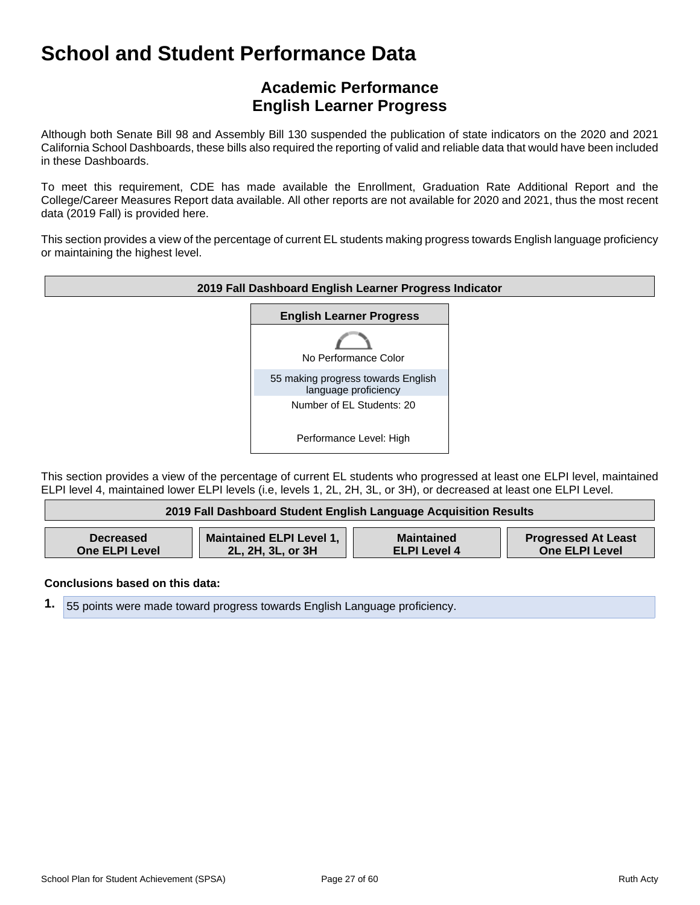# School and Student Performance Data

## Academic Performance
## English Learner Progress

Although both Senate Bill 98 and Assembly Bill 130 suspended the publication of state indicators on the 2020 and 2021 California School Dashboards, these bills also required the reporting of valid and reliable data that would have been included in these Dashboards.

To meet this requirement, CDE has made available the Enrollment, Graduation Rate Additional Report and the College/Career Measures Report data available. All other reports are not available for 2020 and 2021, thus the most recent data (2019 Fall) is provided here.

This section provides a view of the percentage of current EL students making progress towards English language proficiency or maintaining the highest level.

| 2019 Fall Dashboard English Learner Progress Indicator |
|---|
| **English Learner Progress** |
| No Performance Color |
| 55 making progress towards English language proficiency |
| Number of EL Students: 20 |
| Performance Level: High |

This section provides a view of the percentage of current EL students who progressed at least one ELPI level, maintained ELPI level 4, maintained lower ELPI levels (i.e, levels 1, 2L, 2H, 3L, or 3H), or decreased at least one ELPI Level.

| 2019 Fall Dashboard Student English Language Acquisition Results | | | |
|---|---|---|---|
| **Decreased One ELPI Level** | **Maintained ELPI Level 1, 2L, 2H, 3L, or 3H** | **Maintained ELPI Level 4** | **Progressed At Least One ELPI Level** |

**Conclusions based on this data:**

1. 55 points were made toward progress towards English Language proficiency.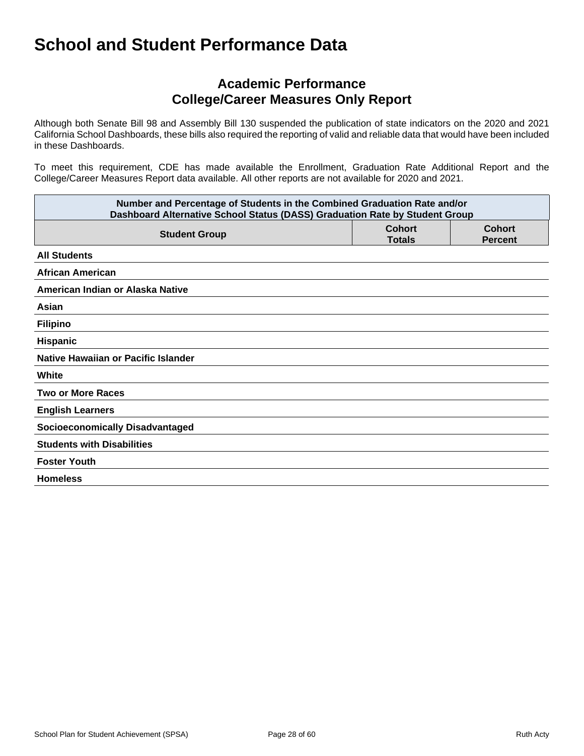# School and Student Performance Data

## Academic Performance
## College/Career Measures Only Report

Although both Senate Bill 98 and Assembly Bill 130 suspended the publication of state indicators on the 2020 and 2021 California School Dashboards, these bills also required the reporting of valid and reliable data that would have been included in these Dashboards.

To meet this requirement, CDE has made available the Enrollment, Graduation Rate Additional Report and the College/Career Measures Report data available. All other reports are not available for 2020 and 2021.

| Number and Percentage of Students in the Combined Graduation Rate and/or Dashboard Alternative School Status (DASS) Graduation Rate by Student Group | | |
|---|---|---|
| **Student Group** | **Cohort Totals** | **Cohort Percent** |
| **All Students** | | |
| **African American** | | |
| **American Indian or Alaska Native** | | |
| **Asian** | | |
| **Filipino** | | |
| **Hispanic** | | |
| **Native Hawaiian or Pacific Islander** | | |
| **White** | | |
| **Two or More Races** | | |
| **English Learners** | | |
| **Socioeconomically Disadvantaged** | | |
| **Students with Disabilities** | | |
| **Foster Youth** | | |
| **Homeless** | | |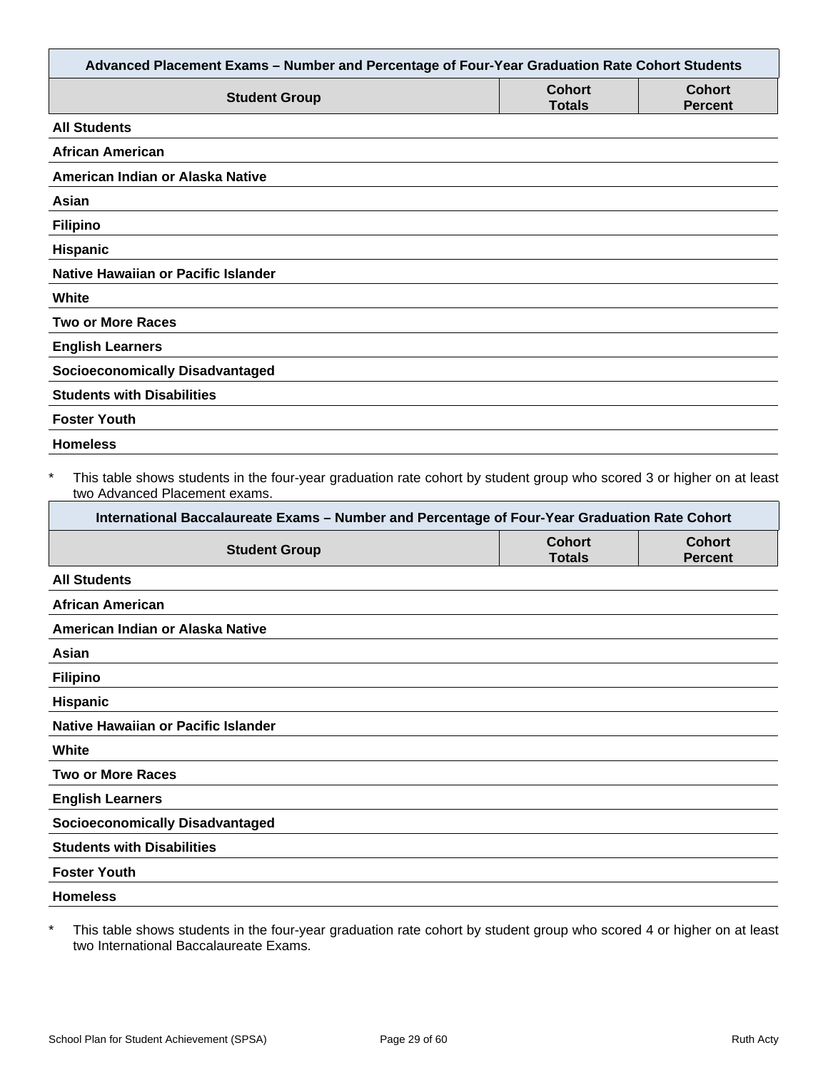| Advanced Placement Exams – Number and Percentage of Four-Year Graduation Rate Cohort Students | | |
|---|---|---|
| **Student Group** | **Cohort Totals** | **Cohort Percent** |
| **All Students** | | |
| **African American** | | |
| **American Indian or Alaska Native** | | |
| **Asian** | | |
| **Filipino** | | |
| **Hispanic** | | |
| **Native Hawaiian or Pacific Islander** | | |
| **White** | | |
| **Two or More Races** | | |
| **English Learners** | | |
| **Socioeconomically Disadvantaged** | | |
| **Students with Disabilities** | | |
| **Foster Youth** | | |
| **Homeless** | | |

\* This table shows students in the four-year graduation rate cohort by student group who scored 3 or higher on at least two Advanced Placement exams.

| International Baccalaureate Exams – Number and Percentage of Four-Year Graduation Rate Cohort | | |
|---|---|---|
| **Student Group** | **Cohort Totals** | **Cohort Percent** |
| **All Students** | | |
| **African American** | | |
| **American Indian or Alaska Native** | | |
| **Asian** | | |
| **Filipino** | | |
| **Hispanic** | | |
| **Native Hawaiian or Pacific Islander** | | |
| **White** | | |
| **Two or More Races** | | |
| **English Learners** | | |
| **Socioeconomically Disadvantaged** | | |
| **Students with Disabilities** | | |
| **Foster Youth** | | |
| **Homeless** | | |

\* This table shows students in the four-year graduation rate cohort by student group who scored 4 or higher on at least two International Baccalaureate Exams.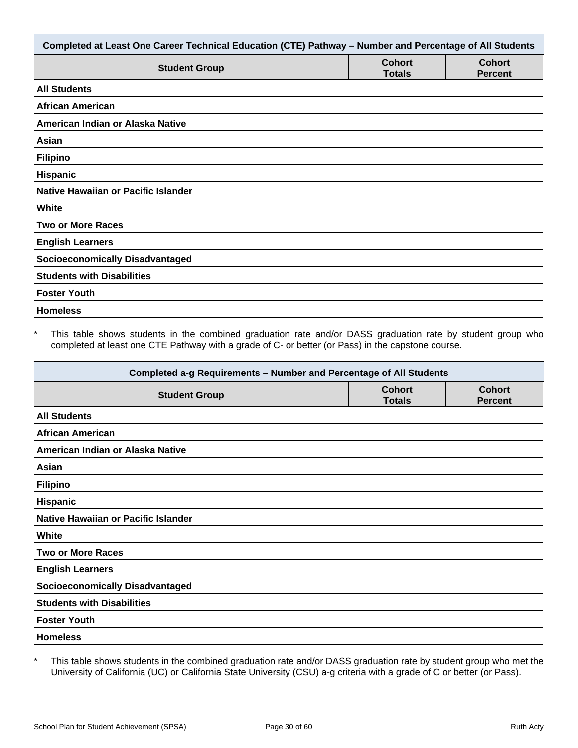| Completed at Least One Career Technical Education (CTE) Pathway – Number and Percentage of All Students | | |
|---|---|---|
| **Student Group** | **Cohort Totals** | **Cohort Percent** |
| **All Students** | | |
| **African American** | | |
| **American Indian or Alaska Native** | | |
| **Asian** | | |
| **Filipino** | | |
| **Hispanic** | | |
| **Native Hawaiian or Pacific Islander** | | |
| **White** | | |
| **Two or More Races** | | |
| **English Learners** | | |
| **Socioeconomically Disadvantaged** | | |
| **Students with Disabilities** | | |
| **Foster Youth** | | |
| **Homeless** | | |

* This table shows students in the combined graduation rate and/or DASS graduation rate by student group who completed at least one CTE Pathway with a grade of C- or better (or Pass) in the capstone course.

| Completed a-g Requirements – Number and Percentage of All Students | | |
|---|---|---|
| **Student Group** | **Cohort Totals** | **Cohort Percent** |
| **All Students** | | |
| **African American** | | |
| **American Indian or Alaska Native** | | |
| **Asian** | | |
| **Filipino** | | |
| **Hispanic** | | |
| **Native Hawaiian or Pacific Islander** | | |
| **White** | | |
| **Two or More Races** | | |
| **English Learners** | | |
| **Socioeconomically Disadvantaged** | | |
| **Students with Disabilities** | | |
| **Foster Youth** | | |
| **Homeless** | | |

* This table shows students in the combined graduation rate and/or DASS graduation rate by student group who met the University of California (UC) or California State University (CSU) a-g criteria with a grade of C or better (or Pass).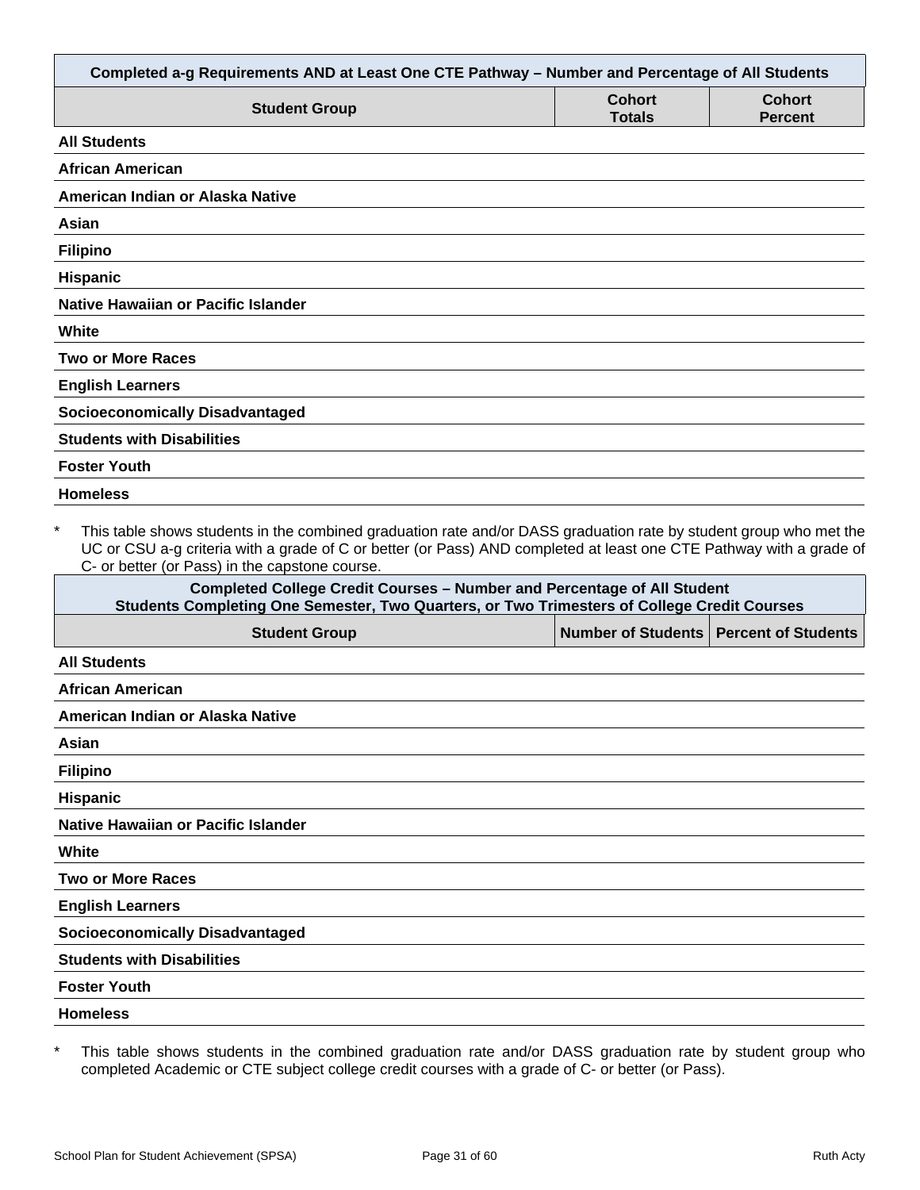| Completed a-g Requirements AND at Least One CTE Pathway – Number and Percentage of All Students | | |
|---|---|---|
| **Student Group** | **Cohort Totals** | **Cohort Percent** |
| **All Students** | | |
| **African American** | | |
| **American Indian or Alaska Native** | | |
| **Asian** | | |
| **Filipino** | | |
| **Hispanic** | | |
| **Native Hawaiian or Pacific Islander** | | |
| **White** | | |
| **Two or More Races** | | |
| **English Learners** | | |
| **Socioeconomically Disadvantaged** | | |
| **Students with Disabilities** | | |
| **Foster Youth** | | |
| **Homeless** | | |

\* This table shows students in the combined graduation rate and/or DASS graduation rate by student group who met the UC or CSU a-g criteria with a grade of C or better (or Pass) AND completed at least one CTE Pathway with a grade of C- or better (or Pass) in the capstone course.

| Completed College Credit Courses – Number and Percentage of All Student Students Completing One Semester, Two Quarters, or Two Trimesters of College Credit Courses | | |
|---|---|---|
| **Student Group** | **Number of Students** | **Percent of Students** |
| **All Students** | | |
| **African American** | | |
| **American Indian or Alaska Native** | | |
| **Asian** | | |
| **Filipino** | | |
| **Hispanic** | | |
| **Native Hawaiian or Pacific Islander** | | |
| **White** | | |
| **Two or More Races** | | |
| **English Learners** | | |
| **Socioeconomically Disadvantaged** | | |
| **Students with Disabilities** | | |
| **Foster Youth** | | |
| **Homeless** | | |

\* This table shows students in the combined graduation rate and/or DASS graduation rate by student group who completed Academic or CTE subject college credit courses with a grade of C- or better (or Pass).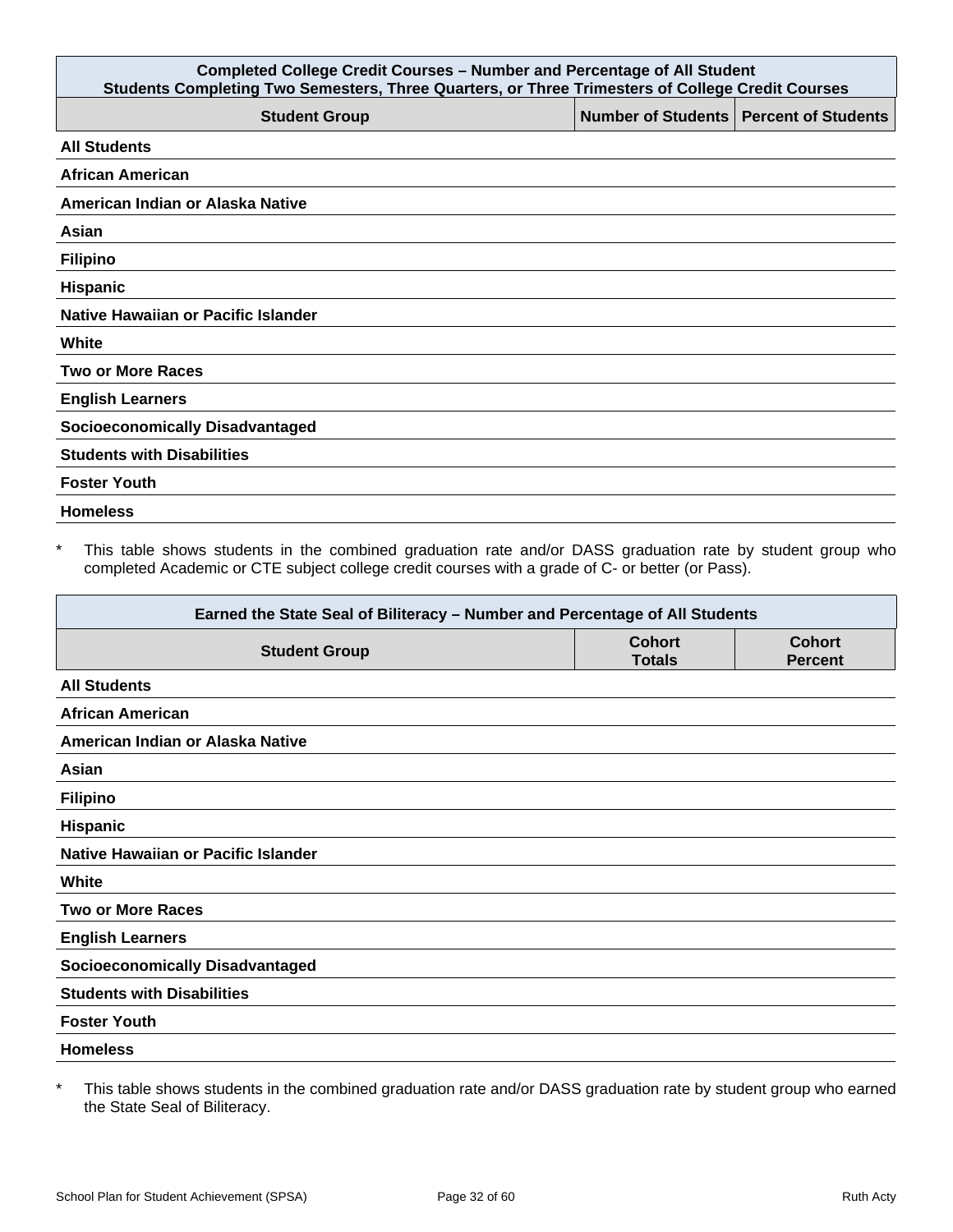| Completed College Credit Courses – Number and Percentage of All Student<br>Students Completing Two Semesters, Three Quarters, or Three Trimesters of College Credit Courses | | |
|---|---|---|
| **Student Group** | **Number of Students** | **Percent of Students** |
| **All Students** | | |
| **African American** | | |
| **American Indian or Alaska Native** | | |
| **Asian** | | |
| **Filipino** | | |
| **Hispanic** | | |
| **Native Hawaiian or Pacific Islander** | | |
| **White** | | |
| **Two or More Races** | | |
| **English Learners** | | |
| **Socioeconomically Disadvantaged** | | |
| **Students with Disabilities** | | |
| **Foster Youth** | | |
| **Homeless** | | |

* This table shows students in the combined graduation rate and/or DASS graduation rate by student group who completed Academic or CTE subject college credit courses with a grade of C- or better (or Pass).

| Earned the State Seal of Biliteracy – Number and Percentage of All Students | | |
|---|---|---|
| **Student Group** | **Cohort Totals** | **Cohort Percent** |
| **All Students** | | |
| **African American** | | |
| **American Indian or Alaska Native** | | |
| **Asian** | | |
| **Filipino** | | |
| **Hispanic** | | |
| **Native Hawaiian or Pacific Islander** | | |
| **White** | | |
| **Two or More Races** | | |
| **English Learners** | | |
| **Socioeconomically Disadvantaged** | | |
| **Students with Disabilities** | | |
| **Foster Youth** | | |
| **Homeless** | | |

* This table shows students in the combined graduation rate and/or DASS graduation rate by student group who earned the State Seal of Biliteracy.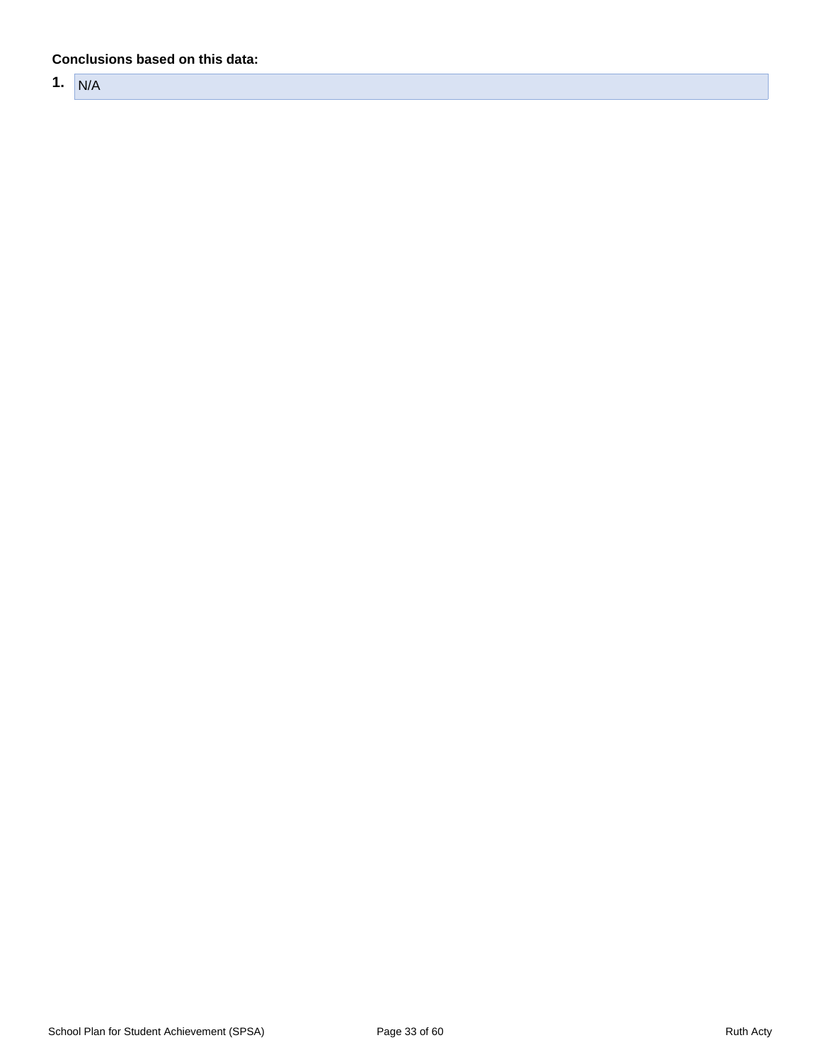**Conclusions based on this data:**

1. N/A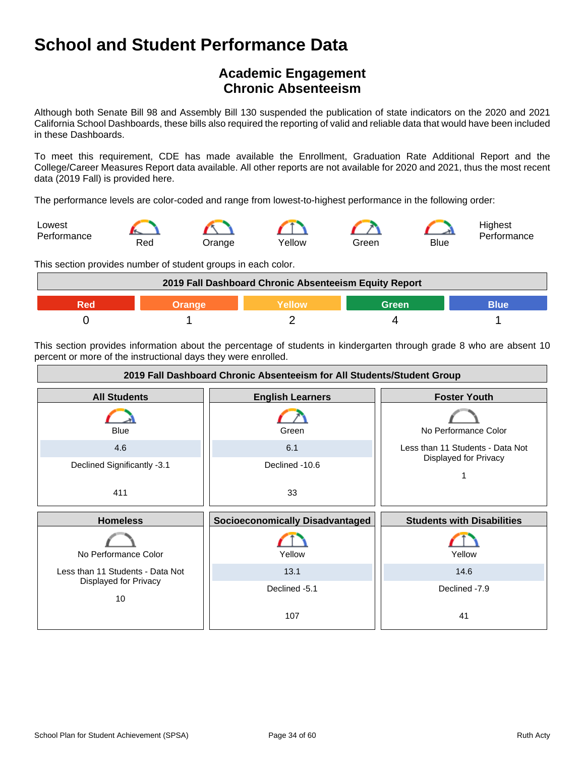# School and Student Performance Data

## Academic Engagement
## Chronic Absenteeism

Although both Senate Bill 98 and Assembly Bill 130 suspended the publication of state indicators on the 2020 and 2021 California School Dashboards, these bills also required the reporting of valid and reliable data that would have been included in these Dashboards.

To meet this requirement, CDE has made available the Enrollment, Graduation Rate Additional Report and the College/Career Measures Report data available. All other reports are not available for 2020 and 2021, thus the most recent data (2019 Fall) is provided here.

The performance levels are color-coded and range from lowest-to-highest performance in the following order:

Lowest Performance — Red — Orange — Yellow — Green — Blue — Highest Performance

This section provides number of student groups in each color.

| 2019 Fall Dashboard Chronic Absenteeism Equity Report | | | | |
|---|---|---|---|---|
| Red | Orange | Yellow | Green | Blue |
| 0 | 1 | 2 | 4 | 1 |

This section provides information about the percentage of students in kindergarten through grade 8 who are absent 10 percent or more of the instructional days they were enrolled.

**2019 Fall Dashboard Chronic Absenteeism for All Students/Student Group**

| All Students | English Learners | Foster Youth |
|---|---|---|
| Blue | Green | No Performance Color |
| 4.6 | 6.1 | Less than 11 Students - Data Not Displayed for Privacy |
| Declined Significantly -3.1 | Declined -10.6 | 1 |
| 411 | 33 | |

| Homeless | Socioeconomically Disadvantaged | Students with Disabilities |
|---|---|---|
| No Performance Color | Yellow | Yellow |
| Less than 11 Students - Data Not Displayed for Privacy | 13.1 | 14.6 |
| 10 | Declined -5.1 | Declined -7.9 |
| | 107 | 41 |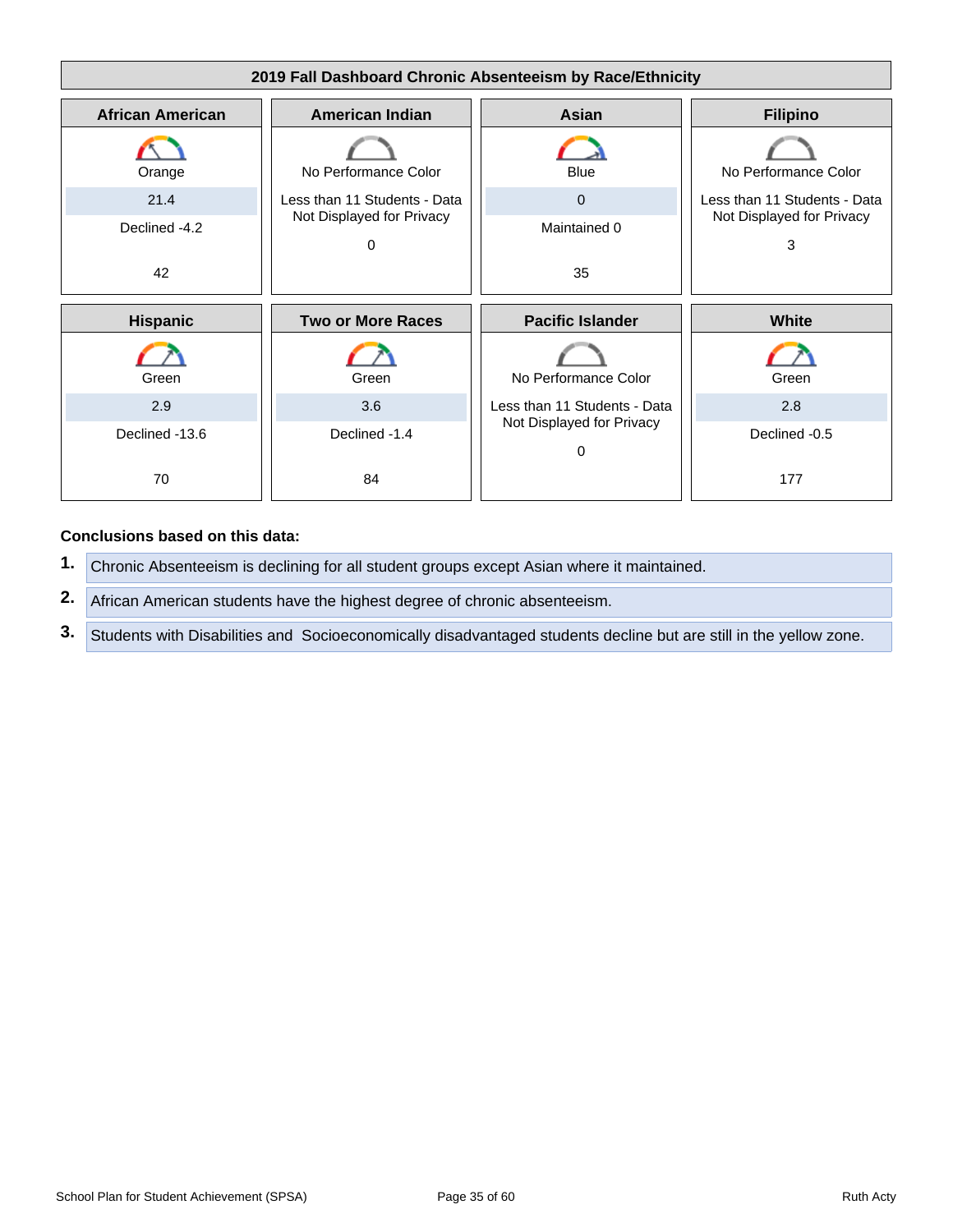## 2019 Fall Dashboard Chronic Absenteeism by Race/Ethnicity

| African American | American Indian | Asian | Filipino |
|---|---|---|---|
| Orange | No Performance Color | Blue | No Performance Color |
| 21.4 | Less than 11 Students - Data Not Displayed for Privacy | 0 | Less than 11 Students - Data Not Displayed for Privacy |
| Declined -4.2 | | Maintained 0 | |
| 42 | 0 | 35 | 3 |

| Hispanic | Two or More Races | Pacific Islander | White |
|---|---|---|---|
| Green | Green | No Performance Color | Green |
| 2.9 | 3.6 | Less than 11 Students - Data Not Displayed for Privacy | 2.8 |
| Declined -13.6 | Declined -1.4 | | Declined -0.5 |
| 70 | 84 | 0 | 177 |

**Conclusions based on this data:**

1. Chronic Absenteeism is declining for all student groups except Asian where it maintained.
2. African American students have the highest degree of chronic absenteeism.
3. Students with Disabilities and  Socioeconomically disadvantaged students decline but are still in the yellow zone.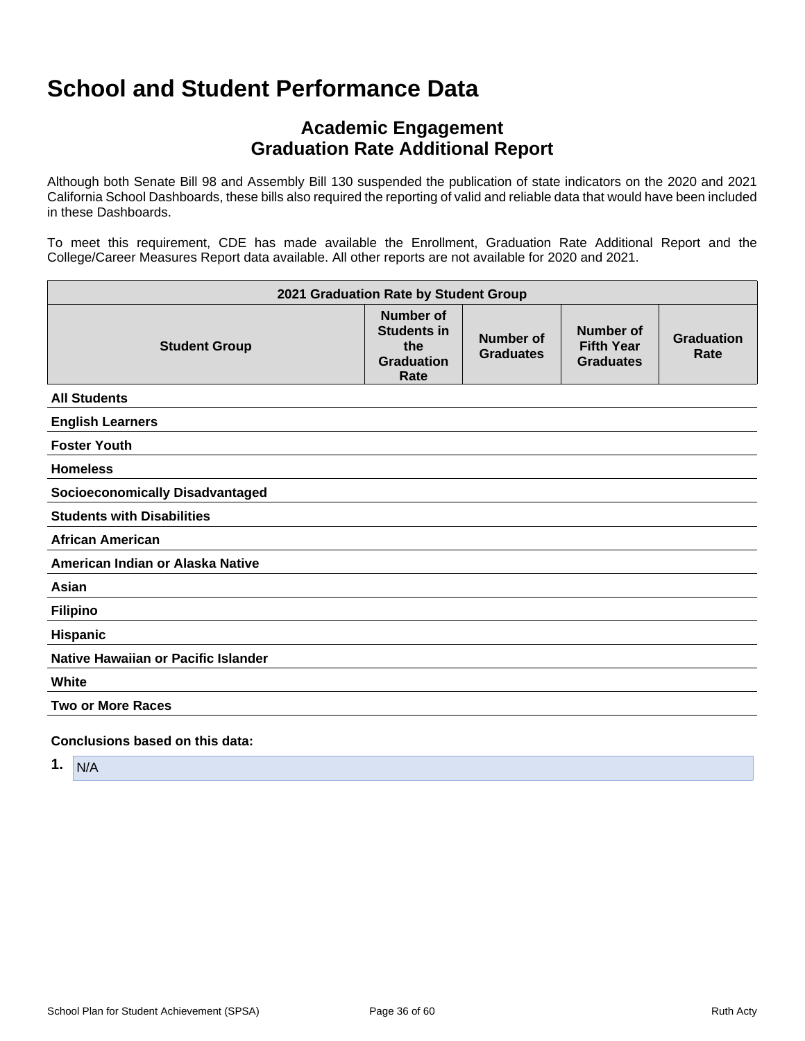# School and Student Performance Data

## Academic Engagement
## Graduation Rate Additional Report

Although both Senate Bill 98 and Assembly Bill 130 suspended the publication of state indicators on the 2020 and 2021 California School Dashboards, these bills also required the reporting of valid and reliable data that would have been included in these Dashboards.

To meet this requirement, CDE has made available the Enrollment, Graduation Rate Additional Report and the College/Career Measures Report data available. All other reports are not available for 2020 and 2021.

| 2021 Graduation Rate by Student Group | | | | |
|---|---|---|---|---|
| **Student Group** | **Number of Students in the Graduation Rate** | **Number of Graduates** | **Number of Fifth Year Graduates** | **Graduation Rate** |
| **All Students** | | | | |
| **English Learners** | | | | |
| **Foster Youth** | | | | |
| **Homeless** | | | | |
| **Socioeconomically Disadvantaged** | | | | |
| **Students with Disabilities** | | | | |
| **African American** | | | | |
| **American Indian or Alaska Native** | | | | |
| **Asian** | | | | |
| **Filipino** | | | | |
| **Hispanic** | | | | |
| **Native Hawaiian or Pacific Islander** | | | | |
| **White** | | | | |
| **Two or More Races** | | | | |

**Conclusions based on this data:**

1. N/A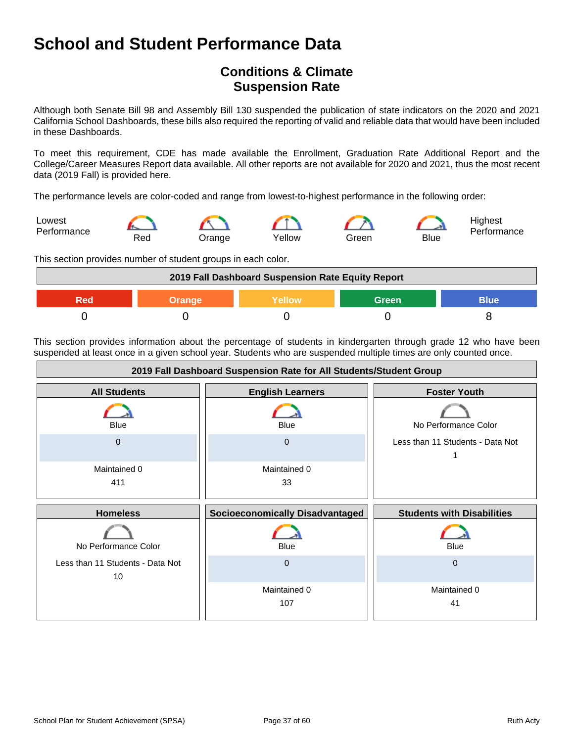# School and Student Performance Data

## Conditions & Climate
## Suspension Rate

Although both Senate Bill 98 and Assembly Bill 130 suspended the publication of state indicators on the 2020 and 2021 California School Dashboards, these bills also required the reporting of valid and reliable data that would have been included in these Dashboards.

To meet this requirement, CDE has made available the Enrollment, Graduation Rate Additional Report and the College/Career Measures Report data available. All other reports are not available for 2020 and 2021, thus the most recent data (2019 Fall) is provided here.

The performance levels are color-coded and range from lowest-to-highest performance in the following order:

Lowest Performance — Red — Orange — Yellow — Green — Blue — Highest Performance

This section provides number of student groups in each color.

| 2019 Fall Dashboard Suspension Rate Equity Report | | | | |
|---|---|---|---|---|
| Red | Orange | Yellow | Green | Blue |
| 0 | 0 | 0 | 0 | 8 |

This section provides information about the percentage of students in kindergarten through grade 12 who have been suspended at least once in a given school year. Students who are suspended multiple times are only counted once.

| 2019 Fall Dashboard Suspension Rate for All Students/Student Group | | |
|---|---|---|
| **All Students** | **English Learners** | **Foster Youth** |
| Blue<br>0<br>Maintained 0<br>411 | Blue<br>0<br>Maintained 0<br>33 | No Performance Color<br>Less than 11 Students - Data Not<br>1 |
| **Homeless** | **Socioeconomically Disadvantaged** | **Students with Disabilities** |
| No Performance Color<br>Less than 11 Students - Data Not<br>10 | Blue<br>0<br>Maintained 0<br>107 | Blue<br>0<br>Maintained 0<br>41 |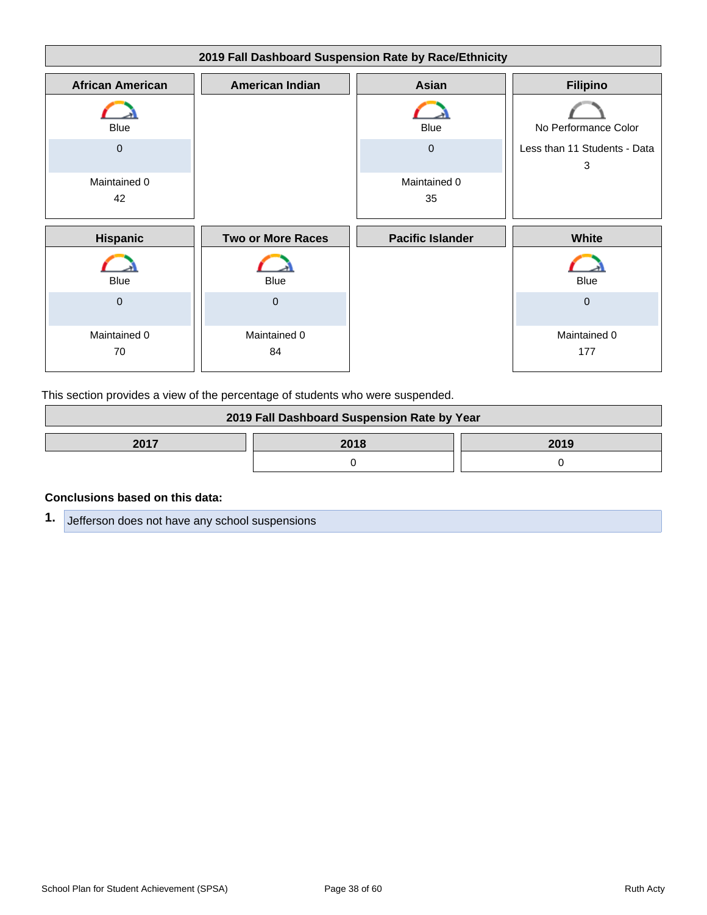| 2019 Fall Dashboard Suspension Rate by Race/Ethnicity | | | |
|---|---|---|---|
| **African American** | **American Indian** | **Asian** | **Filipino** |
| Blue<br>0<br>Maintained 0<br>42 | | Blue<br>0<br>Maintained 0<br>35 | No Performance Color<br>Less than 11 Students - Data<br>3 |
| **Hispanic** | **Two or More Races** | **Pacific Islander** | **White** |
| Blue<br>0<br>Maintained 0<br>70 | Blue<br>0<br>Maintained 0<br>84 | | Blue<br>0<br>Maintained 0<br>177 |

This section provides a view of the percentage of students who were suspended.

| 2019 Fall Dashboard Suspension Rate by Year | | |
|---|---|---|
| **2017** | **2018** | **2019** |
| | 0 | 0 |

**Conclusions based on this data:**

1. Jefferson does not have any school suspensions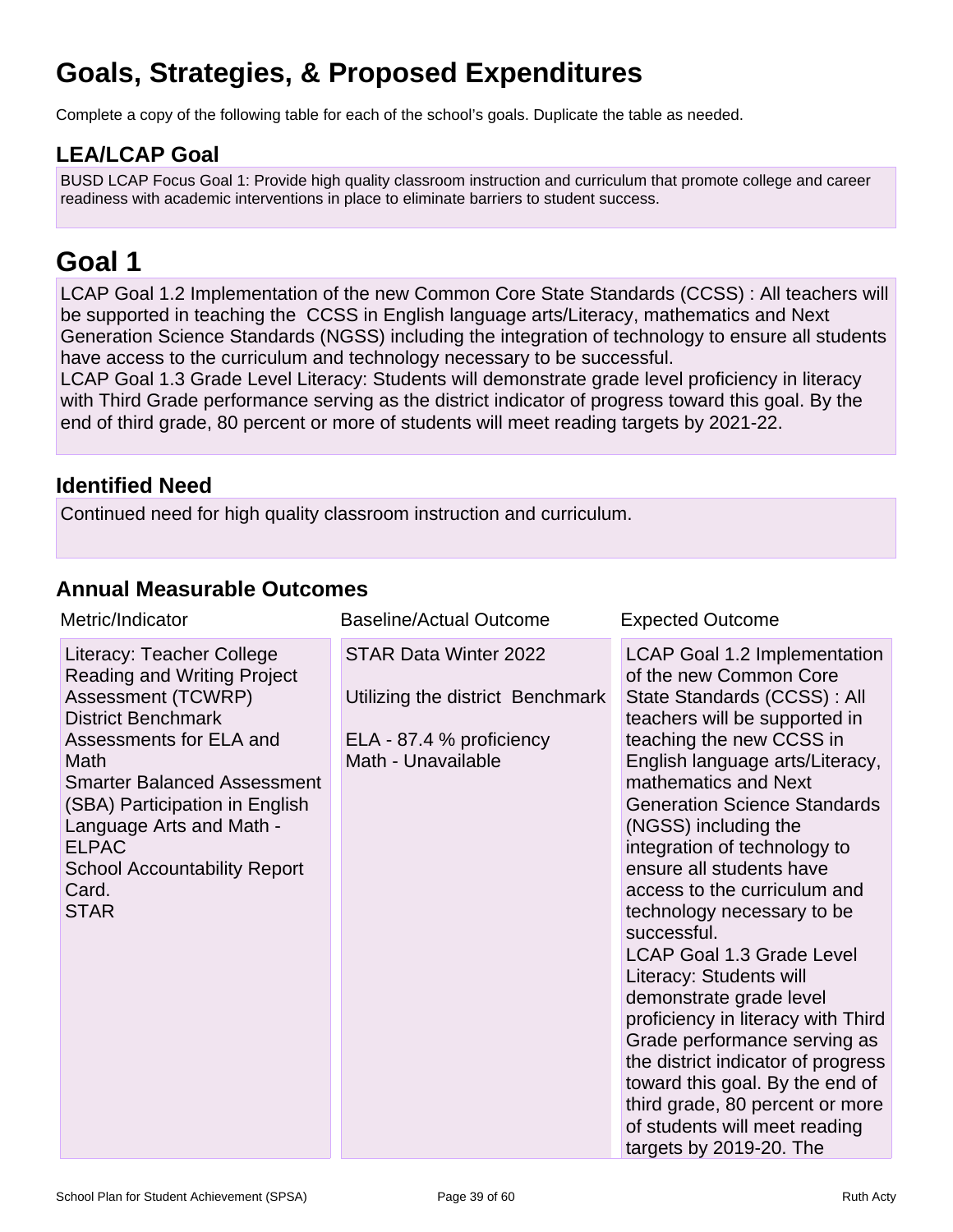# Goals, Strategies, & Proposed Expenditures

Complete a copy of the following table for each of the school's goals. Duplicate the table as needed.

## LEA/LCAP Goal

BUSD LCAP Focus Goal 1: Provide high quality classroom instruction and curriculum that promote college and career readiness with academic interventions in place to eliminate barriers to student success.

# Goal 1

LCAP Goal 1.2 Implementation of the new Common Core State Standards (CCSS) : All teachers will be supported in teaching the CCSS in English language arts/Literacy, mathematics and Next Generation Science Standards (NGSS) including the integration of technology to ensure all students have access to the curriculum and technology necessary to be successful.
LCAP Goal 1.3 Grade Level Literacy: Students will demonstrate grade level proficiency in literacy with Third Grade performance serving as the district indicator of progress toward this goal. By the end of third grade, 80 percent or more of students will meet reading targets by 2021-22.

## Identified Need

Continued need for high quality classroom instruction and curriculum.

## Annual Measurable Outcomes

| Metric/Indicator | Baseline/Actual Outcome | Expected Outcome |
| --- | --- | --- |
| Literacy: Teacher College Reading and Writing Project Assessment (TCWRP)<br>District Benchmark Assessments for ELA and Math<br>Smarter Balanced Assessment (SBA) Participation in English Language Arts and Math - ELPAC<br>School Accountability Report Card.<br>STAR | STAR Data Winter 2022<br><br>Utilizing the district Benchmark<br><br>ELA - 87.4 % proficiency<br>Math - Unavailable | LCAP Goal 1.2 Implementation of the new Common Core State Standards (CCSS) : All teachers will be supported in teaching the new CCSS in English language arts/Literacy, mathematics and Next Generation Science Standards (NGSS) including the integration of technology to ensure all students have access to the curriculum and technology necessary to be successful.<br>LCAP Goal 1.3 Grade Level Literacy: Students will demonstrate grade level proficiency in literacy with Third Grade performance serving as the district indicator of progress toward this goal. By the end of third grade, 80 percent or more of students will meet reading targets by 2019-20. The |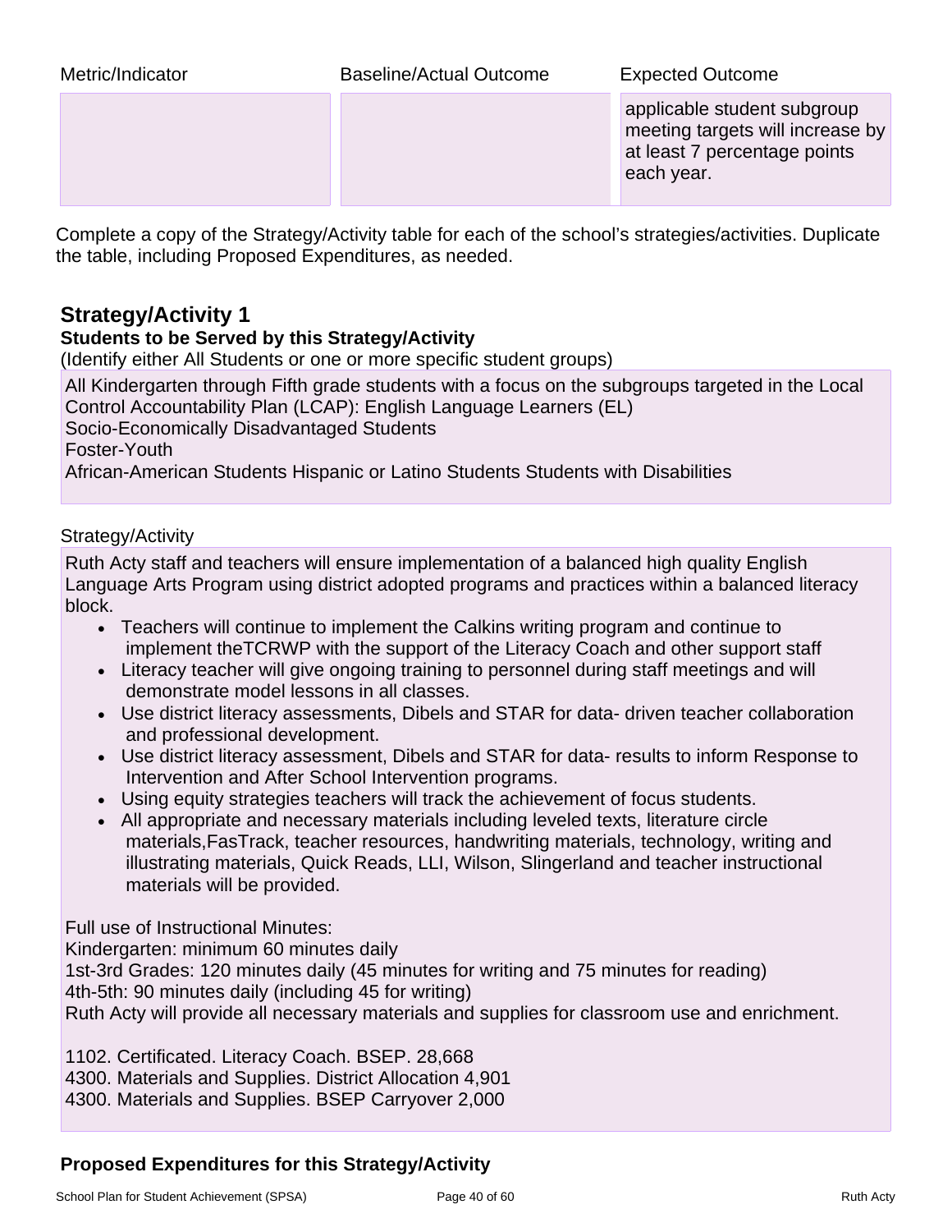| Metric/Indicator | Baseline/Actual Outcome | Expected Outcome |
| --- | --- | --- |
| | | applicable student subgroup meeting targets will increase by at least 7 percentage points each year. |

Complete a copy of the Strategy/Activity table for each of the school's strategies/activities. Duplicate the table, including Proposed Expenditures, as needed.

## Strategy/Activity 1

### Students to be Served by this Strategy/Activity

(Identify either All Students or one or more specific student groups)

All Kindergarten through Fifth grade students with a focus on the subgroups targeted in the Local Control Accountability Plan (LCAP): English Language Learners (EL)
Socio-Economically Disadvantaged Students
Foster-Youth
African-American Students Hispanic or Latino Students Students with Disabilities

Strategy/Activity

Ruth Acty staff and teachers will ensure implementation of a balanced high quality English Language Arts Program using district adopted programs and practices within a balanced literacy block.

- Teachers will continue to implement the Calkins writing program and continue to implement theTCRWP with the support of the Literacy Coach and other support staff
- Literacy teacher will give ongoing training to personnel during staff meetings and will demonstrate model lessons in all classes.
- Use district literacy assessments, Dibels and STAR for data- driven teacher collaboration and professional development.
- Use district literacy assessment, Dibels and STAR for data- results to inform Response to Intervention and After School Intervention programs.
- Using equity strategies teachers will track the achievement of focus students.
- All appropriate and necessary materials including leveled texts, literature circle materials,FasTrack, teacher resources, handwriting materials, technology, writing and illustrating materials, Quick Reads, LLI, Wilson, Slingerland and teacher instructional materials will be provided.

Full use of Instructional Minutes:
Kindergarten: minimum 60 minutes daily
1st-3rd Grades: 120 minutes daily (45 minutes for writing and 75 minutes for reading)
4th-5th: 90 minutes daily (including 45 for writing)
Ruth Acty will provide all necessary materials and supplies for classroom use and enrichment.

1102. Certificated. Literacy Coach. BSEP. 28,668
4300. Materials and Supplies. District Allocation 4,901
4300. Materials and Supplies. BSEP Carryover 2,000

### Proposed Expenditures for this Strategy/Activity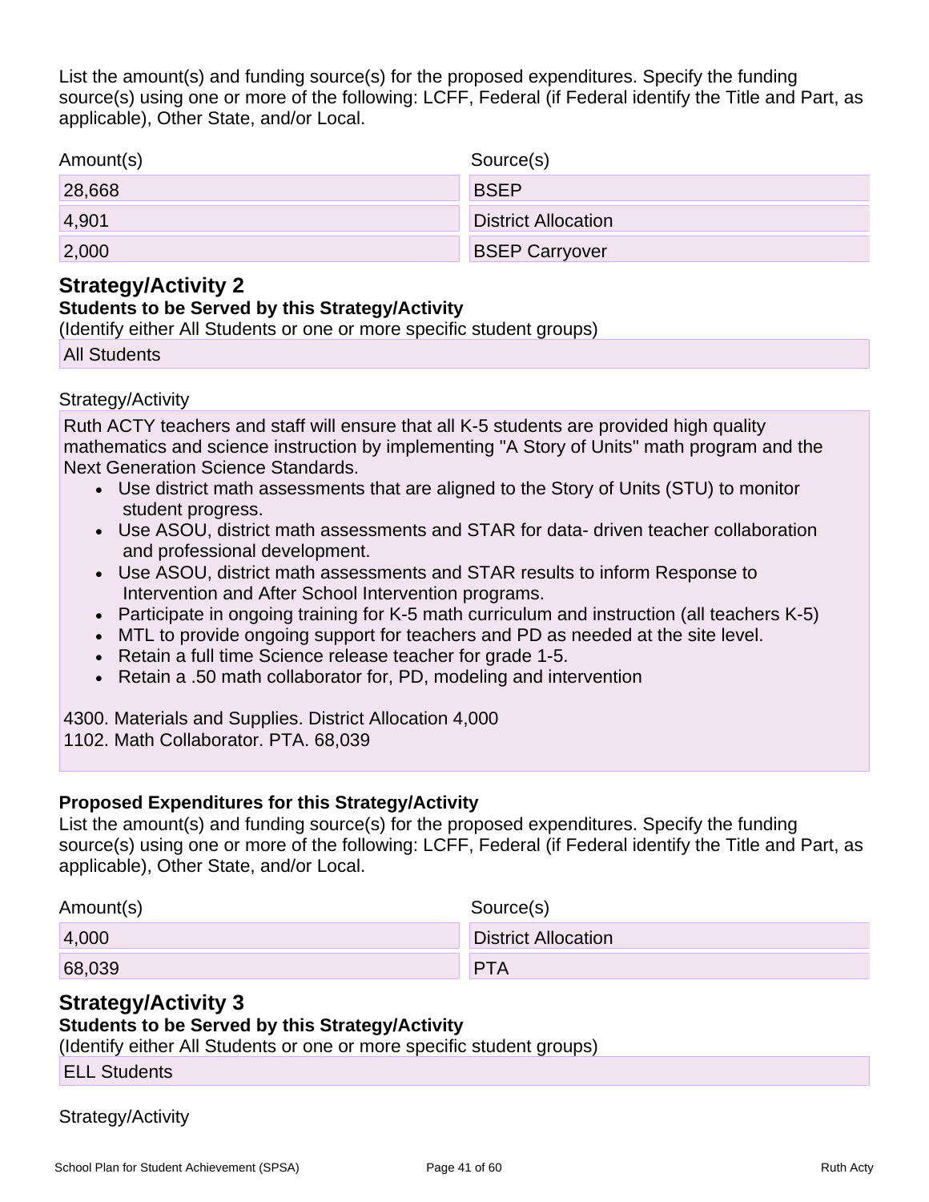List the amount(s) and funding source(s) for the proposed expenditures. Specify the funding source(s) using one or more of the following: LCFF, Federal (if Federal identify the Title and Part, as applicable), Other State, and/or Local.

| Amount(s) | Source(s) |
| --- | --- |
| 28,668 | BSEP |
| 4,901 | District Allocation |
| 2,000 | BSEP Carryover |

## Strategy/Activity 2

### Students to be Served by this Strategy/Activity

(Identify either All Students or one or more specific student groups)

All Students

Strategy/Activity

Ruth ACTY teachers and staff will ensure that all K-5 students are provided high quality mathematics and science instruction by implementing "A Story of Units" math program and the Next Generation Science Standards.

- Use district math assessments that are aligned to the Story of Units (STU) to monitor student progress.
- Use ASOU, district math assessments and STAR for data- driven teacher collaboration and professional development.
- Use ASOU, district math assessments and STAR results to inform Response to Intervention and After School Intervention programs.
- Participate in ongoing training for K-5 math curriculum and instruction (all teachers K-5)
- MTL to provide ongoing support for teachers and PD as needed at the site level.
- Retain a full time Science release teacher for grade 1-5.
- Retain a .50 math collaborator for, PD, modeling and intervention

4300. Materials and Supplies. District Allocation 4,000
1102. Math Collaborator. PTA. 68,039

### Proposed Expenditures for this Strategy/Activity

List the amount(s) and funding source(s) for the proposed expenditures. Specify the funding source(s) using one or more of the following: LCFF, Federal (if Federal identify the Title and Part, as applicable), Other State, and/or Local.

| Amount(s) | Source(s) |
| --- | --- |
| 4,000 | District Allocation |
| 68,039 | PTA |

## Strategy/Activity 3

### Students to be Served by this Strategy/Activity

(Identify either All Students or one or more specific student groups)

ELL Students

Strategy/Activity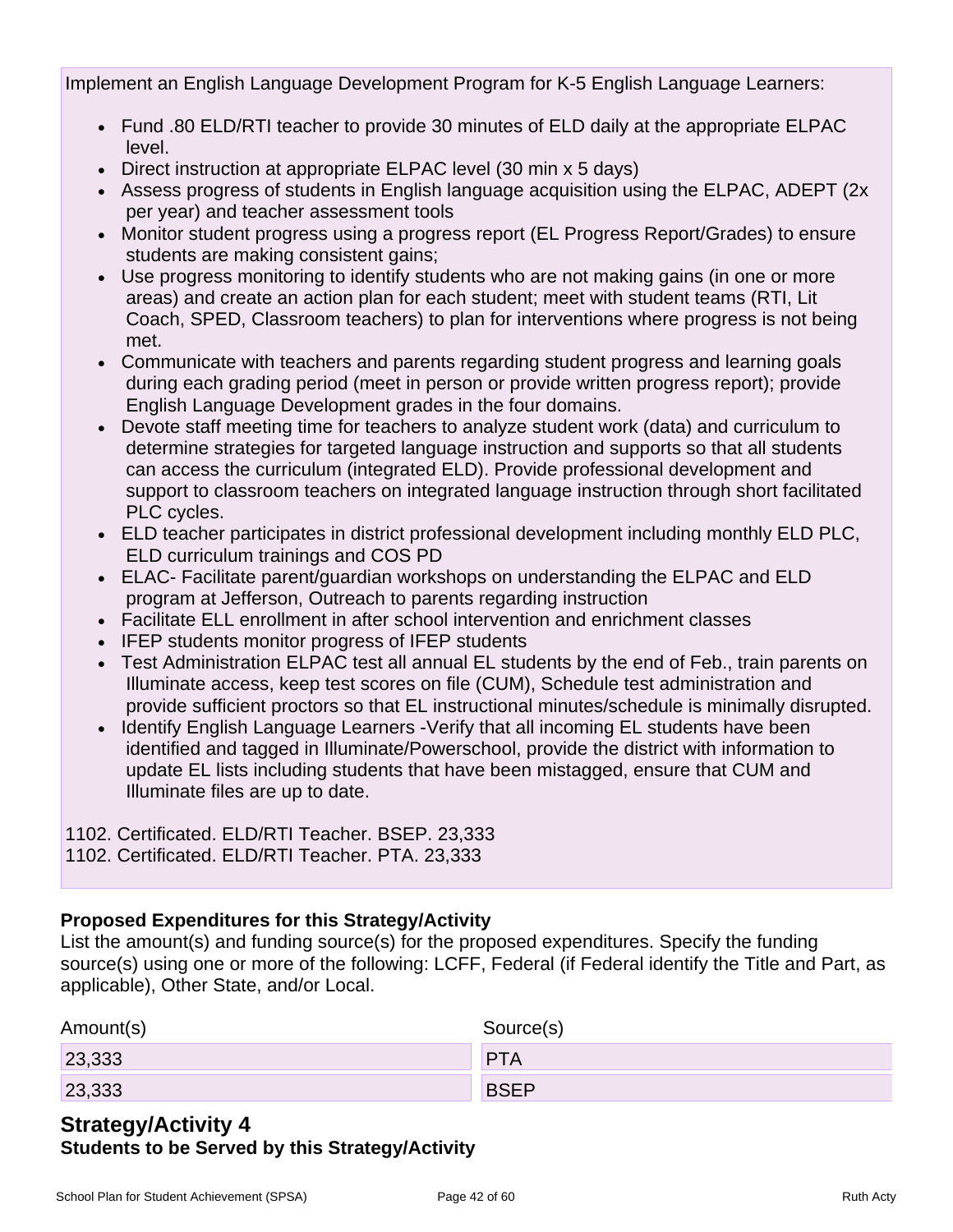Implement an English Language Development Program for K-5 English Language Learners:

- Fund .80 ELD/RTI teacher to provide 30 minutes of ELD daily at the appropriate ELPAC level.
- Direct instruction at appropriate ELPAC level (30 min x 5 days)
- Assess progress of students in English language acquisition using the ELPAC, ADEPT (2x per year) and teacher assessment tools
- Monitor student progress using a progress report (EL Progress Report/Grades) to ensure students are making consistent gains;
- Use progress monitoring to identify students who are not making gains (in one or more areas) and create an action plan for each student; meet with student teams (RTI, Lit Coach, SPED, Classroom teachers) to plan for interventions where progress is not being met.
- Communicate with teachers and parents regarding student progress and learning goals during each grading period (meet in person or provide written progress report); provide English Language Development grades in the four domains.
- Devote staff meeting time for teachers to analyze student work (data) and curriculum to determine strategies for targeted language instruction and supports so that all students can access the curriculum (integrated ELD). Provide professional development and support to classroom teachers on integrated language instruction through short facilitated PLC cycles.
- ELD teacher participates in district professional development including monthly ELD PLC, ELD curriculum trainings and COS PD
- ELAC- Facilitate parent/guardian workshops on understanding the ELPAC and ELD program at Jefferson, Outreach to parents regarding instruction
- Facilitate ELL enrollment in after school intervention and enrichment classes
- IFEP students monitor progress of IFEP students
- Test Administration ELPAC test all annual EL students by the end of Feb., train parents on Illuminate access, keep test scores on file (CUM), Schedule test administration and provide sufficient proctors so that EL instructional minutes/schedule is minimally disrupted.
- Identify English Language Learners -Verify that all incoming EL students have been identified and tagged in Illuminate/Powerschool, provide the district with information to update EL lists including students that have been mistagged, ensure that CUM and Illuminate files are up to date.

1102. Certificated. ELD/RTI Teacher. BSEP. 23,333
1102. Certificated. ELD/RTI Teacher. PTA. 23,333

**Proposed Expenditures for this Strategy/Activity**

List the amount(s) and funding source(s) for the proposed expenditures. Specify the funding source(s) using one or more of the following: LCFF, Federal (if Federal identify the Title and Part, as applicable), Other State, and/or Local.

| Amount(s) | Source(s) |
| --- | --- |
| 23,333 | PTA |
| 23,333 | BSEP |

## Strategy/Activity 4

**Students to be Served by this Strategy/Activity**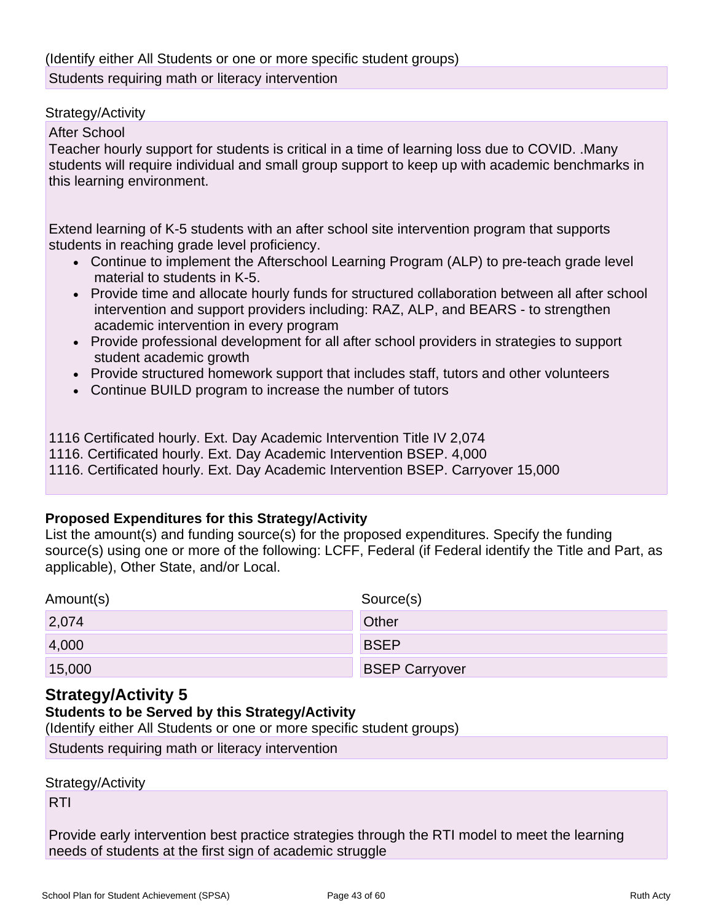(Identify either All Students or one or more specific student groups)

Students requiring math or literacy intervention

Strategy/Activity

After School

Teacher hourly support for students is critical in a time of learning loss due to COVID. .Many students will require individual and small group support to keep up with academic benchmarks in this learning environment.

Extend learning of K-5 students with an after school site intervention program that supports students in reaching grade level proficiency.

- Continue to implement the Afterschool Learning Program (ALP) to pre-teach grade level material to students in K-5.
- Provide time and allocate hourly funds for structured collaboration between all after school intervention and support providers including: RAZ, ALP, and BEARS - to strengthen academic intervention in every program
- Provide professional development for all after school providers in strategies to support student academic growth
- Provide structured homework support that includes staff, tutors and other volunteers
- Continue BUILD program to increase the number of tutors

1116 Certificated hourly. Ext. Day Academic Intervention Title IV 2,074
1116. Certificated hourly. Ext. Day Academic Intervention BSEP. 4,000
1116. Certificated hourly. Ext. Day Academic Intervention BSEP. Carryover 15,000

**Proposed Expenditures for this Strategy/Activity**

List the amount(s) and funding source(s) for the proposed expenditures. Specify the funding source(s) using one or more of the following: LCFF, Federal (if Federal identify the Title and Part, as applicable), Other State, and/or Local.

| Amount(s) | Source(s) |
| --- | --- |
| 2,074 | Other |
| 4,000 | BSEP |
| 15,000 | BSEP Carryover |

## Strategy/Activity 5

**Students to be Served by this Strategy/Activity**

(Identify either All Students or one or more specific student groups)

Students requiring math or literacy intervention

Strategy/Activity

RTI

Provide early intervention best practice strategies through the RTI model to meet the learning needs of students at the first sign of academic struggle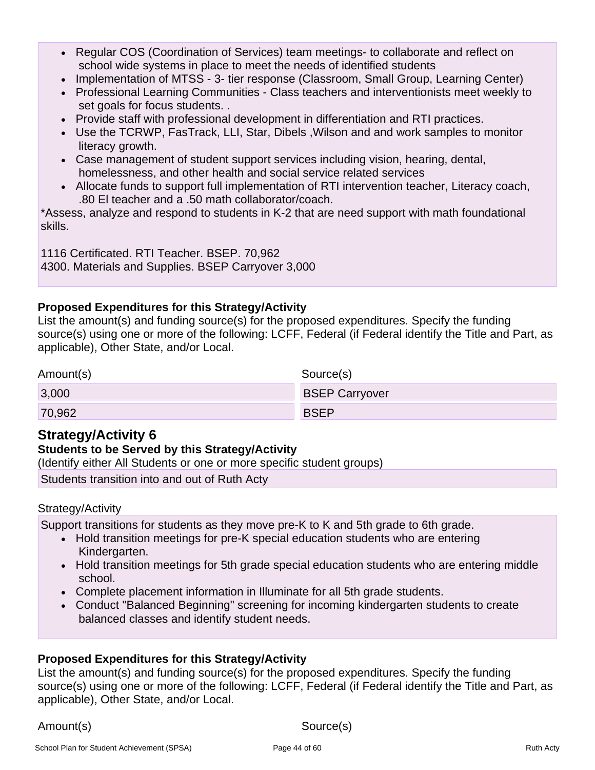- Regular COS (Coordination of Services) team meetings- to collaborate and reflect on school wide systems in place to meet the needs of identified students
- Implementation of MTSS - 3- tier response (Classroom, Small Group, Learning Center)
- Professional Learning Communities - Class teachers and interventionists meet weekly to set goals for focus students. .
- Provide staff with professional development in differentiation and RTI practices.
- Use the TCRWP, FasTrack, LLI, Star, Dibels ,Wilson and and work samples to monitor literacy growth.
- Case management of student support services including vision, hearing, dental, homelessness, and other health and social service related services
- Allocate funds to support full implementation of RTI intervention teacher, Literacy coach, .80 El teacher and a .50 math collaborator/coach.

*Assess, analyze and respond to students in K-2 that are need support with math foundational skills.

1116 Certificated. RTI Teacher. BSEP. 70,962
4300. Materials and Supplies. BSEP Carryover 3,000

**Proposed Expenditures for this Strategy/Activity**
List the amount(s) and funding source(s) for the proposed expenditures. Specify the funding source(s) using one or more of the following: LCFF, Federal (if Federal identify the Title and Part, as applicable), Other State, and/or Local.

| Amount(s) | Source(s) |
| --- | --- |
| 3,000 | BSEP Carryover |
| 70,962 | BSEP |

## Strategy/Activity 6

**Students to be Served by this Strategy/Activity**
(Identify either All Students or one or more specific student groups)

Students transition into and out of Ruth Acty

Strategy/Activity

Support transitions for students as they move pre-K to K and 5th grade to 6th grade.

- Hold transition meetings for pre-K special education students who are entering Kindergarten.
- Hold transition meetings for 5th grade special education students who are entering middle school.
- Complete placement information in Illuminate for all 5th grade students.
- Conduct "Balanced Beginning" screening for incoming kindergarten students to create balanced classes and identify student needs.

**Proposed Expenditures for this Strategy/Activity**
List the amount(s) and funding source(s) for the proposed expenditures. Specify the funding source(s) using one or more of the following: LCFF, Federal (if Federal identify the Title and Part, as applicable), Other State, and/or Local.

| Amount(s) | Source(s) |
| --- | --- |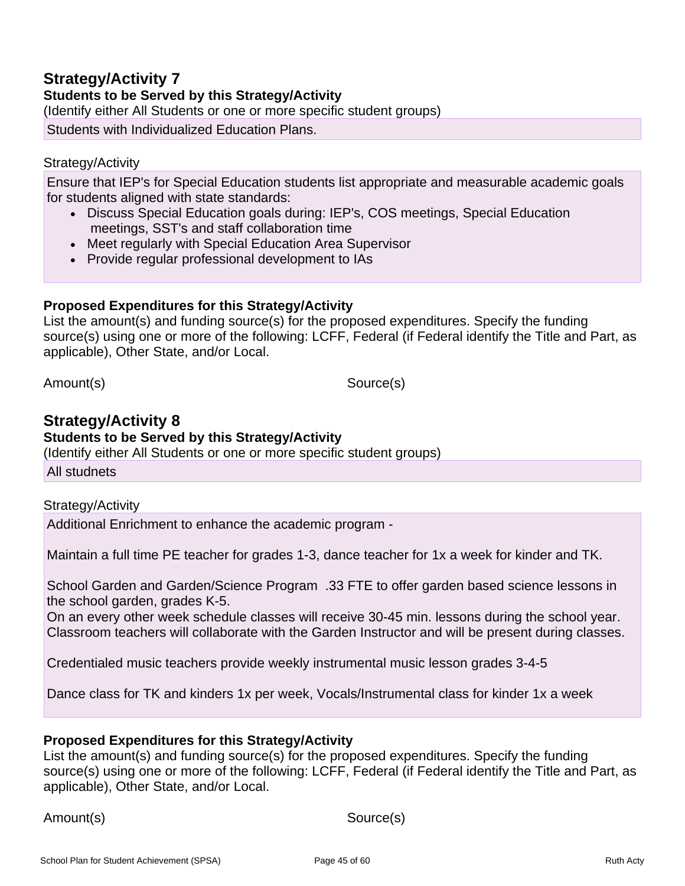## Strategy/Activity 7

### Students to be Served by this Strategy/Activity

(Identify either All Students or one or more specific student groups)

Students with Individualized Education Plans.

Strategy/Activity

Ensure that IEP's for Special Education students list appropriate and measurable academic goals for students aligned with state standards:

- Discuss Special Education goals during: IEP's, COS meetings, Special Education meetings, SST's and staff collaboration time
- Meet regularly with Special Education Area Supervisor
- Provide regular professional development to IAs

### Proposed Expenditures for this Strategy/Activity

List the amount(s) and funding source(s) for the proposed expenditures. Specify the funding source(s) using one or more of the following: LCFF, Federal (if Federal identify the Title and Part, as applicable), Other State, and/or Local.

| Amount(s) | Source(s) |
| --- | --- |

## Strategy/Activity 8

### Students to be Served by this Strategy/Activity

(Identify either All Students or one or more specific student groups)

All studnets

Strategy/Activity

Additional Enrichment to enhance the academic program -

Maintain a full time PE teacher for grades 1-3, dance teacher for 1x a week for kinder and TK.

School Garden and Garden/Science Program .33 FTE to offer garden based science lessons in the school garden, grades K-5.
On an every other week schedule classes will receive 30-45 min. lessons during the school year. Classroom teachers will collaborate with the Garden Instructor and will be present during classes.

Credentialed music teachers provide weekly instrumental music lesson grades 3-4-5

Dance class for TK and kinders 1x per week, Vocals/Instrumental class for kinder 1x a week

### Proposed Expenditures for this Strategy/Activity

List the amount(s) and funding source(s) for the proposed expenditures. Specify the funding source(s) using one or more of the following: LCFF, Federal (if Federal identify the Title and Part, as applicable), Other State, and/or Local.

| Amount(s) | Source(s) |
| --- | --- |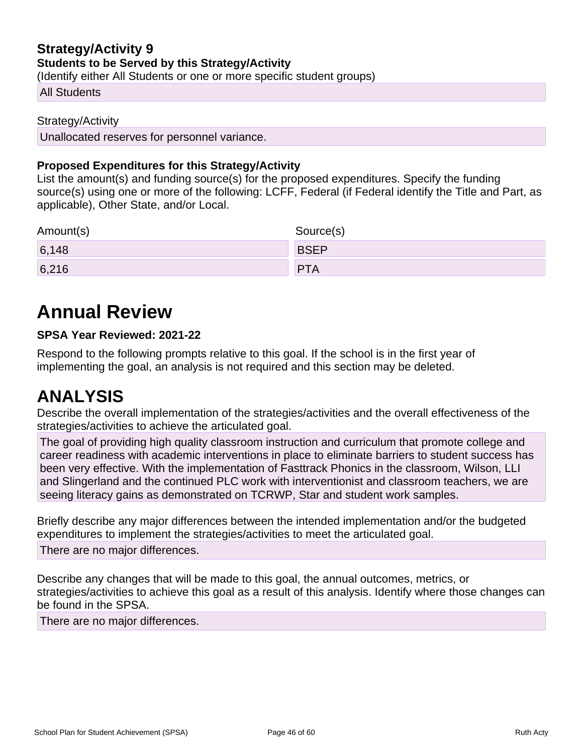### Strategy/Activity 9

**Students to be Served by this Strategy/Activity**

(Identify either All Students or one or more specific student groups)

All Students

Strategy/Activity

Unallocated reserves for personnel variance.

**Proposed Expenditures for this Strategy/Activity**

List the amount(s) and funding source(s) for the proposed expenditures. Specify the funding source(s) using one or more of the following: LCFF, Federal (if Federal identify the Title and Part, as applicable), Other State, and/or Local.

| Amount(s) | Source(s) |
| --- | --- |
| 6,148 | BSEP |
| 6,216 | PTA |

# Annual Review

**SPSA Year Reviewed: 2021-22**

Respond to the following prompts relative to this goal. If the school is in the first year of implementing the goal, an analysis is not required and this section may be deleted.

# ANALYSIS

Describe the overall implementation of the strategies/activities and the overall effectiveness of the strategies/activities to achieve the articulated goal.

The goal of providing high quality classroom instruction and curriculum that promote college and career readiness with academic interventions in place to eliminate barriers to student success has been very effective. With the implementation of Fasttrack Phonics in the classroom, Wilson, LLI and Slingerland and the continued PLC work with interventionist and classroom teachers, we are seeing literacy gains as demonstrated on TCRWP, Star and student work samples.

Briefly describe any major differences between the intended implementation and/or the budgeted expenditures to implement the strategies/activities to meet the articulated goal.

There are no major differences.

Describe any changes that will be made to this goal, the annual outcomes, metrics, or strategies/activities to achieve this goal as a result of this analysis. Identify where those changes can be found in the SPSA.

There are no major differences.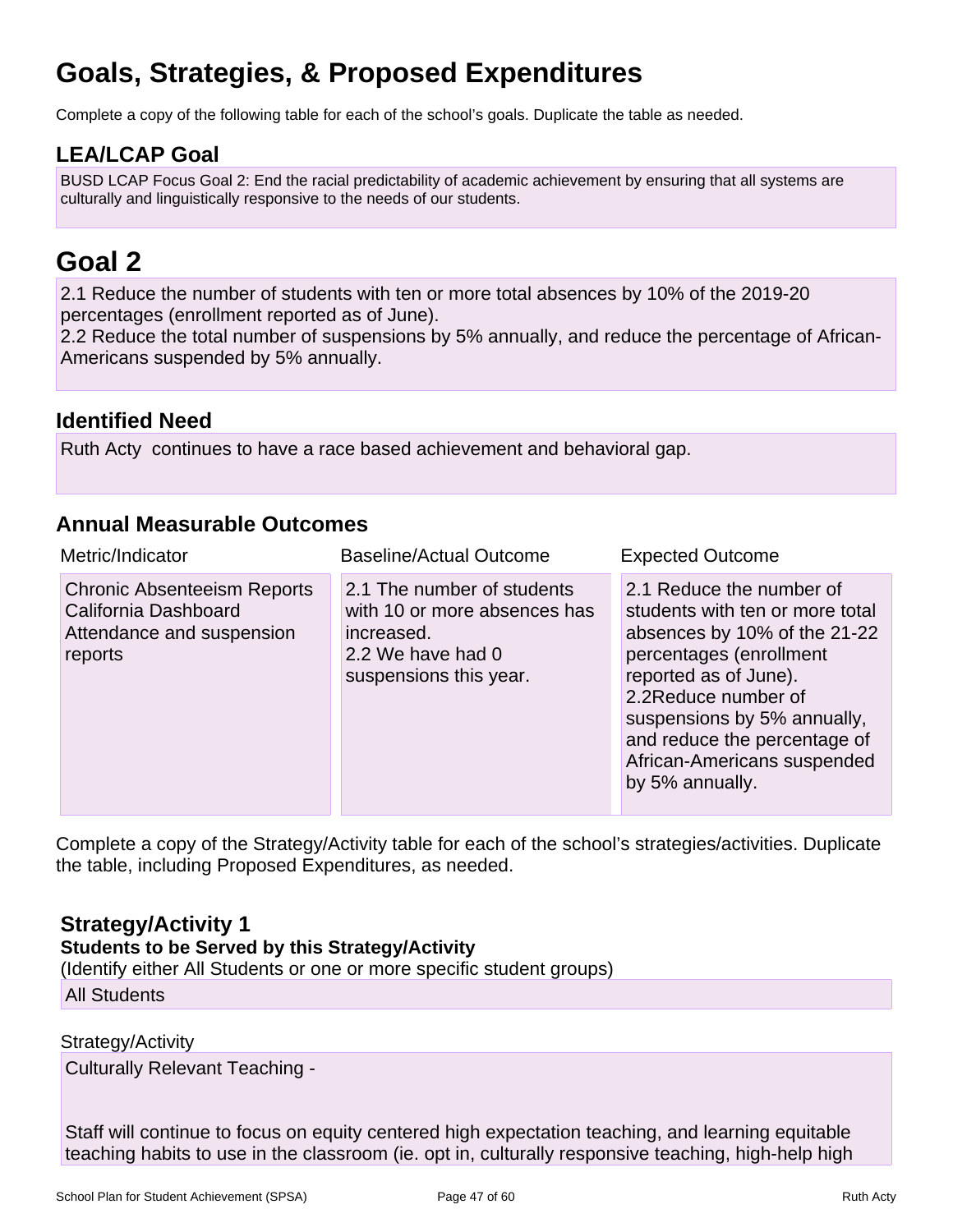# Goals, Strategies, & Proposed Expenditures

Complete a copy of the following table for each of the school's goals. Duplicate the table as needed.

## LEA/LCAP Goal

BUSD LCAP Focus Goal 2: End the racial predictability of academic achievement by ensuring that all systems are culturally and linguistically responsive to the needs of our students.

# Goal 2

2.1 Reduce the number of students with ten or more total absences by 10% of the 2019-20 percentages (enrollment reported as of June).
2.2 Reduce the total number of suspensions by 5% annually, and reduce the percentage of African-Americans suspended by 5% annually.

## Identified Need

Ruth Acty continues to have a race based achievement and behavioral gap.

## Annual Measurable Outcomes

| Metric/Indicator | Baseline/Actual Outcome | Expected Outcome |
| --- | --- | --- |
| Chronic Absenteeism Reports California Dashboard Attendance and suspension reports | 2.1 The number of students with 10 or more absences has increased.<br>2.2 We have had 0 suspensions this year. | 2.1 Reduce the number of students with ten or more total absences by 10% of the 21-22 percentages (enrollment reported as of June).<br>2.2Reduce number of suspensions by 5% annually, and reduce the percentage of African-Americans suspended by 5% annually. |

Complete a copy of the Strategy/Activity table for each of the school's strategies/activities. Duplicate the table, including Proposed Expenditures, as needed.

### Strategy/Activity 1

**Students to be Served by this Strategy/Activity**

(Identify either All Students or one or more specific student groups)

All Students

Strategy/Activity

Culturally Relevant Teaching -

Staff will continue to focus on equity centered high expectation teaching, and learning equitable teaching habits to use in the classroom (ie. opt in, culturally responsive teaching, high-help high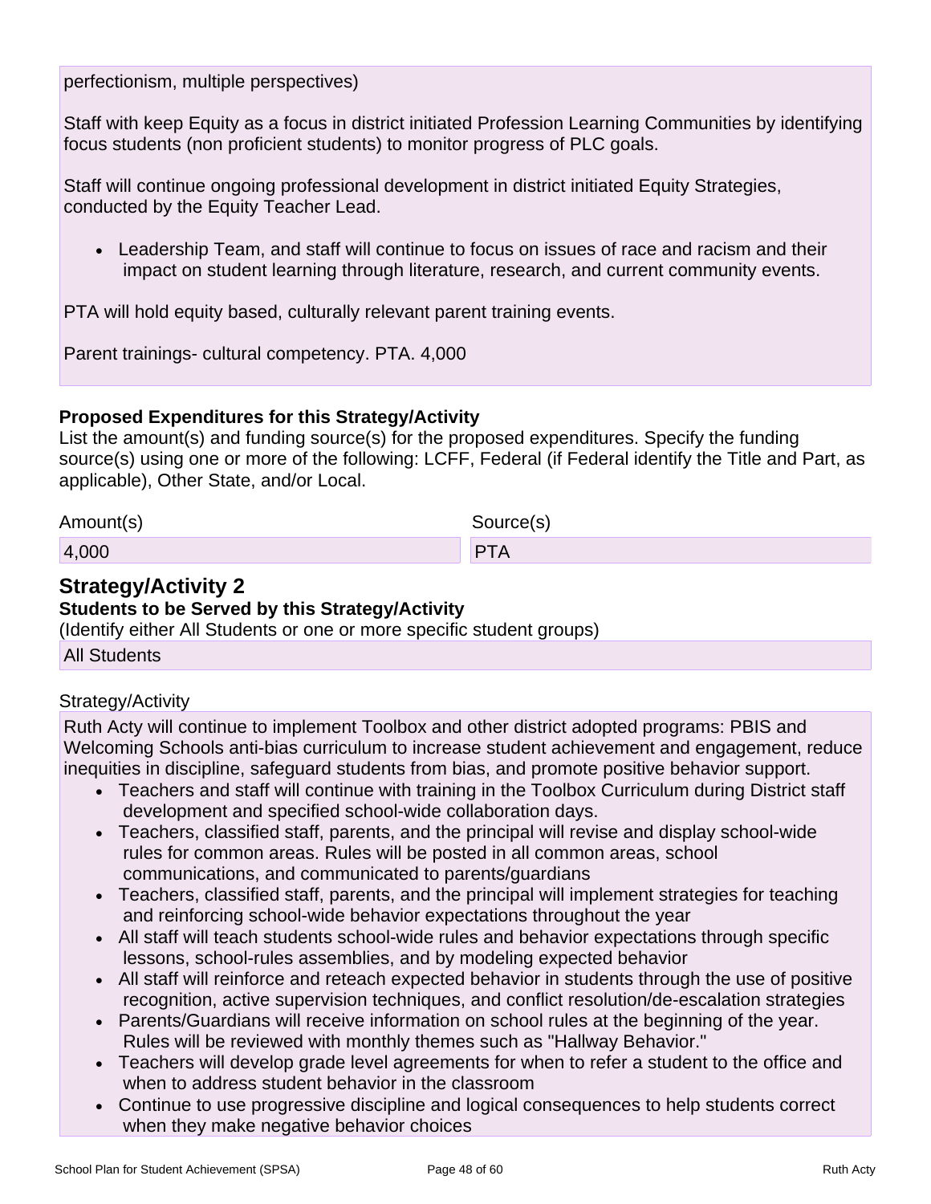perfectionism, multiple perspectives)

Staff with keep Equity as a focus in district initiated Profession Learning Communities by identifying focus students (non proficient students) to monitor progress of PLC goals.

Staff will continue ongoing professional development in district initiated Equity Strategies, conducted by the Equity Teacher Lead.

- Leadership Team, and staff will continue to focus on issues of race and racism and their impact on student learning through literature, research, and current community events.

PTA will hold equity based, culturally relevant parent training events.

Parent trainings- cultural competency. PTA. 4,000

**Proposed Expenditures for this Strategy/Activity**

List the amount(s) and funding source(s) for the proposed expenditures. Specify the funding source(s) using one or more of the following: LCFF, Federal (if Federal identify the Title and Part, as applicable), Other State, and/or Local.

| Amount(s) | Source(s) |
| --- | --- |
| 4,000 | PTA |

## Strategy/Activity 2

**Students to be Served by this Strategy/Activity**

(Identify either All Students or one or more specific student groups)

All Students

Strategy/Activity

Ruth Acty will continue to implement Toolbox and other district adopted programs: PBIS and Welcoming Schools anti-bias curriculum to increase student achievement and engagement, reduce inequities in discipline, safeguard students from bias, and promote positive behavior support.

- Teachers and staff will continue with training in the Toolbox Curriculum during District staff development and specified school-wide collaboration days.
- Teachers, classified staff, parents, and the principal will revise and display school-wide rules for common areas. Rules will be posted in all common areas, school communications, and communicated to parents/guardians
- Teachers, classified staff, parents, and the principal will implement strategies for teaching and reinforcing school-wide behavior expectations throughout the year
- All staff will teach students school-wide rules and behavior expectations through specific lessons, school-rules assemblies, and by modeling expected behavior
- All staff will reinforce and reteach expected behavior in students through the use of positive recognition, active supervision techniques, and conflict resolution/de-escalation strategies
- Parents/Guardians will receive information on school rules at the beginning of the year. Rules will be reviewed with monthly themes such as "Hallway Behavior."
- Teachers will develop grade level agreements for when to refer a student to the office and when to address student behavior in the classroom
- Continue to use progressive discipline and logical consequences to help students correct when they make negative behavior choices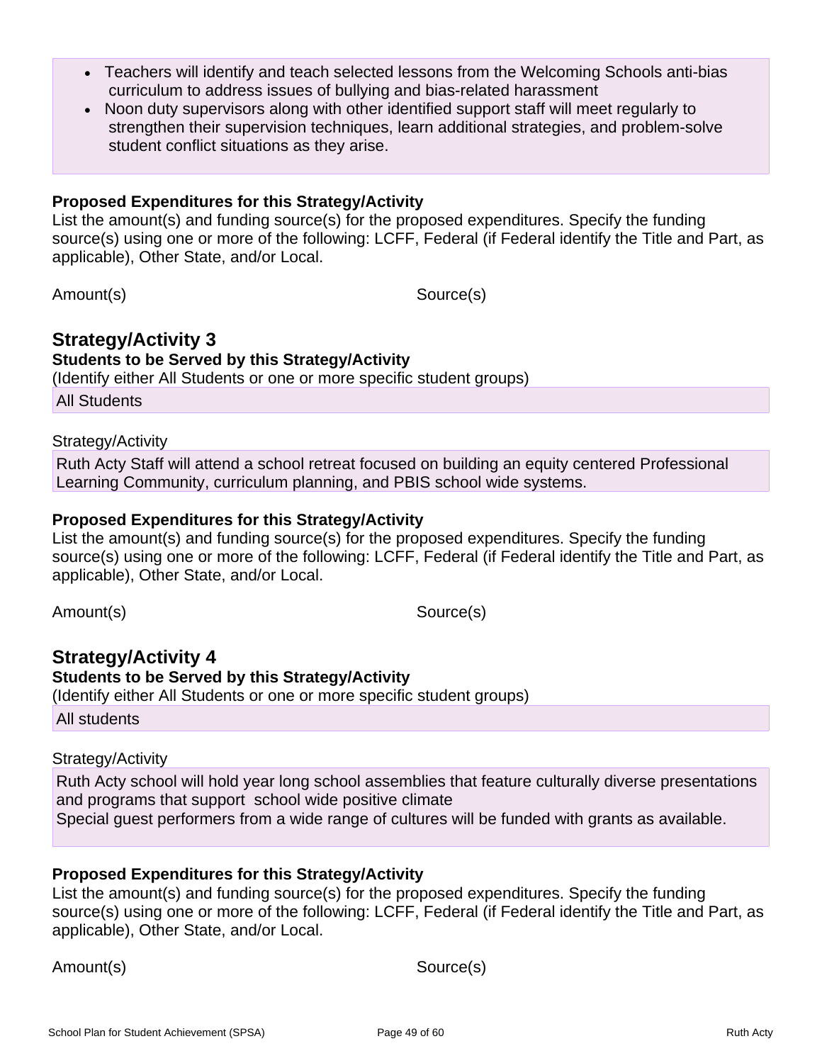- Teachers will identify and teach selected lessons from the Welcoming Schools anti-bias curriculum to address issues of bullying and bias-related harassment
- Noon duty supervisors along with other identified support staff will meet regularly to strengthen their supervision techniques, learn additional strategies, and problem-solve student conflict situations as they arise.

#### Proposed Expenditures for this Strategy/Activity

List the amount(s) and funding source(s) for the proposed expenditures. Specify the funding source(s) using one or more of the following: LCFF, Federal (if Federal identify the Title and Part, as applicable), Other State, and/or Local.

| Amount(s) | Source(s) |
| --- | --- |

## Strategy/Activity 3

#### Students to be Served by this Strategy/Activity

(Identify either All Students or one or more specific student groups)

All Students

Strategy/Activity

Ruth Acty Staff will attend a school retreat focused on building an equity centered Professional Learning Community, curriculum planning, and PBIS school wide systems.

#### Proposed Expenditures for this Strategy/Activity

List the amount(s) and funding source(s) for the proposed expenditures. Specify the funding source(s) using one or more of the following: LCFF, Federal (if Federal identify the Title and Part, as applicable), Other State, and/or Local.

| Amount(s) | Source(s) |
| --- | --- |

## Strategy/Activity 4

#### Students to be Served by this Strategy/Activity

(Identify either All Students or one or more specific student groups)

All students

Strategy/Activity

Ruth Acty school will hold year long school assemblies that feature culturally diverse presentations and programs that support school wide positive climate
Special guest performers from a wide range of cultures will be funded with grants as available.

#### Proposed Expenditures for this Strategy/Activity

List the amount(s) and funding source(s) for the proposed expenditures. Specify the funding source(s) using one or more of the following: LCFF, Federal (if Federal identify the Title and Part, as applicable), Other State, and/or Local.

| Amount(s) | Source(s) |
| --- | --- |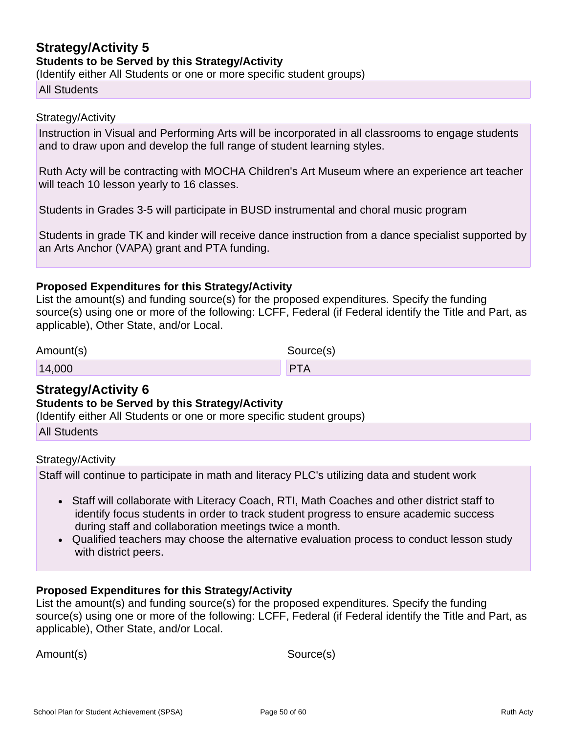## Strategy/Activity 5

**Students to be Served by this Strategy/Activity**

(Identify either All Students or one or more specific student groups)

All Students

Strategy/Activity

Instruction in Visual and Performing Arts will be incorporated in all classrooms to engage students and to draw upon and develop the full range of student learning styles.

Ruth Acty will be contracting with MOCHA Children's Art Museum where an experience art teacher will teach 10 lesson yearly to 16 classes.

Students in Grades 3-5 will participate in BUSD instrumental and choral music program

Students in grade TK and kinder will receive dance instruction from a dance specialist supported by an Arts Anchor (VAPA) grant and PTA funding.

**Proposed Expenditures for this Strategy/Activity**

List the amount(s) and funding source(s) for the proposed expenditures. Specify the funding source(s) using one or more of the following: LCFF, Federal (if Federal identify the Title and Part, as applicable), Other State, and/or Local.

| Amount(s) | Source(s) |
| --- | --- |
| 14,000 | PTA |

## Strategy/Activity 6

**Students to be Served by this Strategy/Activity**

(Identify either All Students or one or more specific student groups)

All Students

Strategy/Activity

Staff will continue to participate in math and literacy PLC's utilizing data and student work

- Staff will collaborate with Literacy Coach, RTI, Math Coaches and other district staff to identify focus students in order to track student progress to ensure academic success during staff and collaboration meetings twice a month.
- Qualified teachers may choose the alternative evaluation process to conduct lesson study with district peers.

**Proposed Expenditures for this Strategy/Activity**

List the amount(s) and funding source(s) for the proposed expenditures. Specify the funding source(s) using one or more of the following: LCFF, Federal (if Federal identify the Title and Part, as applicable), Other State, and/or Local.

| Amount(s) | Source(s) |
| --- | --- |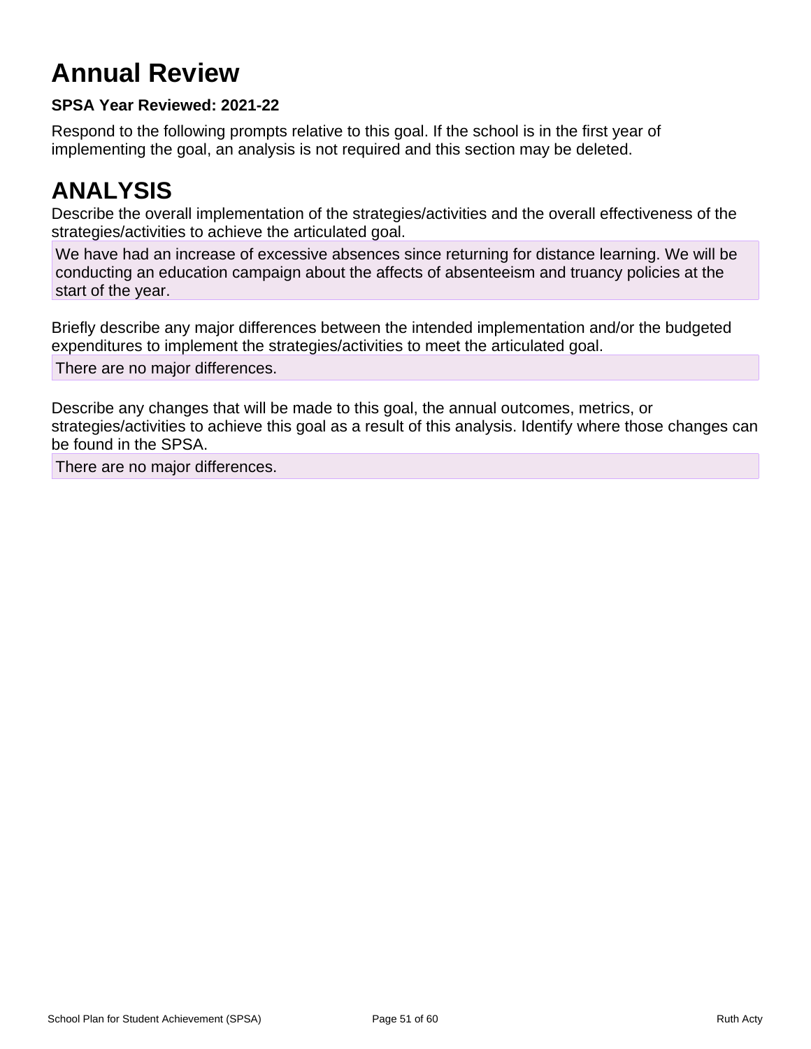# Annual Review

**SPSA Year Reviewed: 2021-22**

Respond to the following prompts relative to this goal. If the school is in the first year of implementing the goal, an analysis is not required and this section may be deleted.

# ANALYSIS

Describe the overall implementation of the strategies/activities and the overall effectiveness of the strategies/activities to achieve the articulated goal.

We have had an increase of excessive absences since returning for distance learning. We will be conducting an education campaign about the affects of absenteeism and truancy policies at the start of the year.

Briefly describe any major differences between the intended implementation and/or the budgeted expenditures to implement the strategies/activities to meet the articulated goal.

There are no major differences.

Describe any changes that will be made to this goal, the annual outcomes, metrics, or strategies/activities to achieve this goal as a result of this analysis. Identify where those changes can be found in the SPSA.

There are no major differences.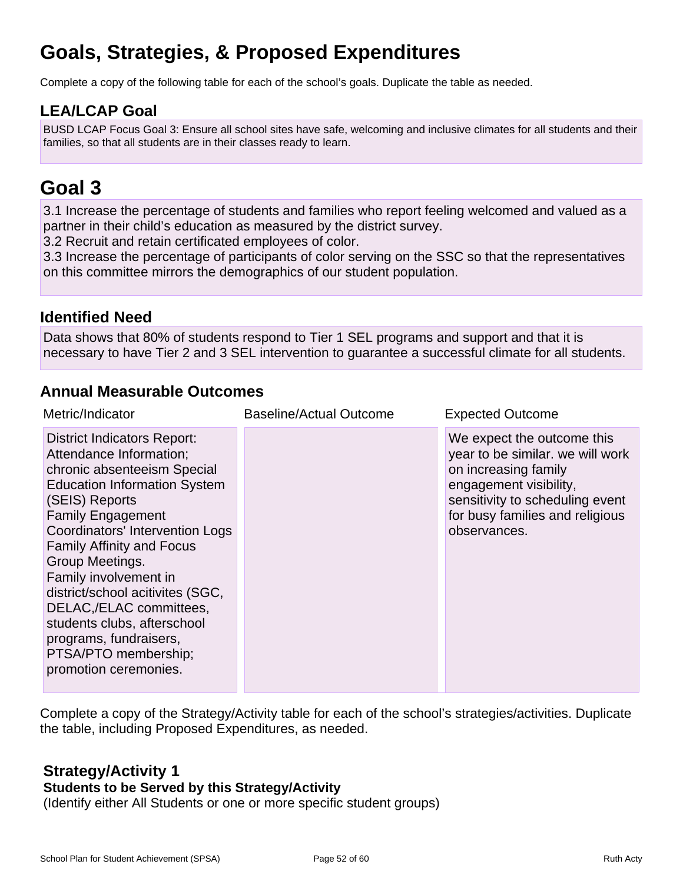# Goals, Strategies, & Proposed Expenditures

Complete a copy of the following table for each of the school's goals. Duplicate the table as needed.

## LEA/LCAP Goal

BUSD LCAP Focus Goal 3: Ensure all school sites have safe, welcoming and inclusive climates for all students and their families, so that all students are in their classes ready to learn.

# Goal 3

3.1 Increase the percentage of students and families who report feeling welcomed and valued as a partner in their child's education as measured by the district survey.
3.2 Recruit and retain certificated employees of color.
3.3 Increase the percentage of participants of color serving on the SSC so that the representatives on this committee mirrors the demographics of our student population.

## Identified Need

Data shows that 80% of students respond to Tier 1 SEL programs and support and that it is necessary to have Tier 2 and 3 SEL intervention to guarantee a successful climate for all students.

## Annual Measurable Outcomes

| Metric/Indicator | Baseline/Actual Outcome | Expected Outcome |
| --- | --- | --- |
| District Indicators Report: Attendance Information; chronic absenteeism Special Education Information System (SEIS) Reports<br>Family Engagement Coordinators' Intervention Logs<br>Family Affinity and Focus Group Meetings.<br>Family involvement in district/school acitivites (SGC, DELAC,/ELAC committees, students clubs, afterschool programs, fundraisers, PTSA/PTO membership; promotion ceremonies. | | We expect the outcome this year to be similar. we will work on increasing family engagement visibility, sensitivity to scheduling event for busy families and religious observances. |

Complete a copy of the Strategy/Activity table for each of the school's strategies/activities. Duplicate the table, including Proposed Expenditures, as needed.

### Strategy/Activity 1

**Students to be Served by this Strategy/Activity**

(Identify either All Students or one or more specific student groups)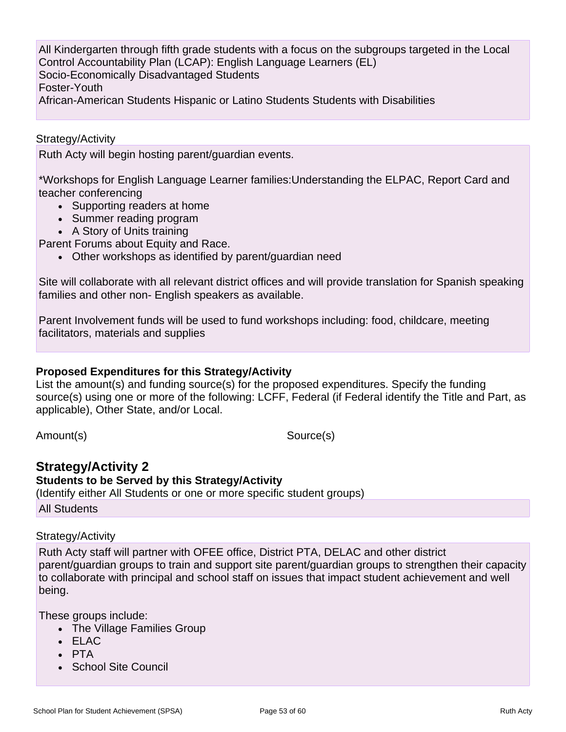All Kindergarten through fifth grade students with a focus on the subgroups targeted in the Local Control Accountability Plan (LCAP): English Language Learners (EL)
Socio-Economically Disadvantaged Students
Foster-Youth
African-American Students Hispanic or Latino Students Students with Disabilities

Strategy/Activity

Ruth Acty will begin hosting parent/guardian events.

*Workshops for English Language Learner families:Understanding the ELPAC, Report Card and teacher conferencing

- Supporting readers at home
- Summer reading program
- A Story of Units training

Parent Forums about Equity and Race.

- Other workshops as identified by parent/guardian need

Site will collaborate with all relevant district offices and will provide translation for Spanish speaking families and other non- English speakers as available.

Parent Involvement funds will be used to fund workshops including: food, childcare, meeting facilitators, materials and supplies

**Proposed Expenditures for this Strategy/Activity**

List the amount(s) and funding source(s) for the proposed expenditures. Specify the funding source(s) using one or more of the following: LCFF, Federal (if Federal identify the Title and Part, as applicable), Other State, and/or Local.

| Amount(s) | Source(s) |
| --- | --- |

## Strategy/Activity 2

**Students to be Served by this Strategy/Activity**

(Identify either All Students or one or more specific student groups)

All Students

Strategy/Activity

Ruth Acty staff will partner with OFEE office, District PTA, DELAC and other district parent/guardian groups to train and support site parent/guardian groups to strengthen their capacity to collaborate with principal and school staff on issues that impact student achievement and well being.

These groups include:

- The Village Families Group
- ELAC
- PTA
- School Site Council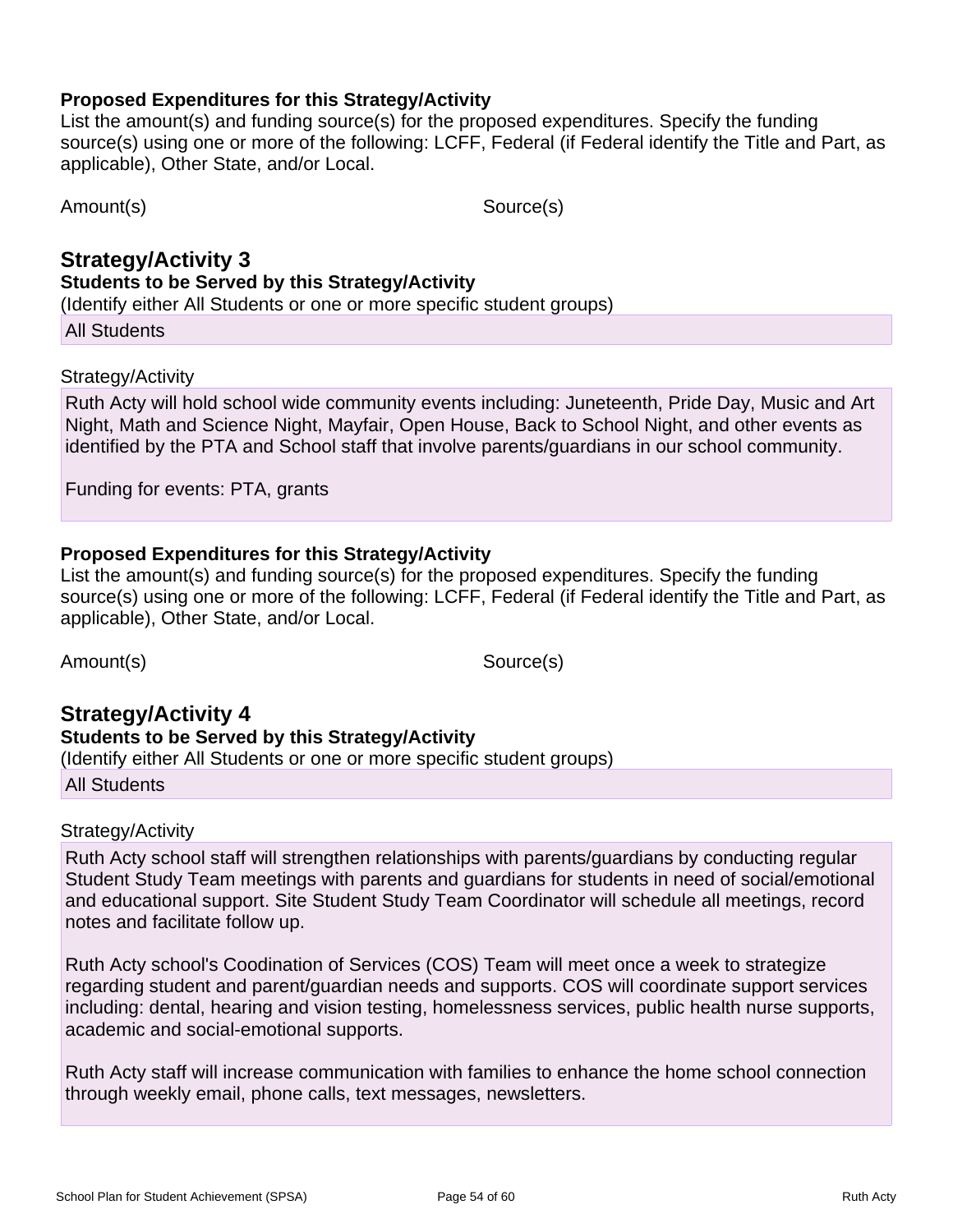**Proposed Expenditures for this Strategy/Activity**

List the amount(s) and funding source(s) for the proposed expenditures. Specify the funding source(s) using one or more of the following: LCFF, Federal (if Federal identify the Title and Part, as applicable), Other State, and/or Local.

| Amount(s) | Source(s) |
|---|---|

## Strategy/Activity 3

**Students to be Served by this Strategy/Activity**

(Identify either All Students or one or more specific student groups)

All Students

Strategy/Activity

Ruth Acty will hold school wide community events including: Juneteenth, Pride Day, Music and Art Night, Math and Science Night, Mayfair, Open House, Back to School Night, and other events as identified by the PTA and School staff that involve parents/guardians in our school community.

Funding for events: PTA, grants

**Proposed Expenditures for this Strategy/Activity**

List the amount(s) and funding source(s) for the proposed expenditures. Specify the funding source(s) using one or more of the following: LCFF, Federal (if Federal identify the Title and Part, as applicable), Other State, and/or Local.

| Amount(s) | Source(s) |
|---|---|

## Strategy/Activity 4

**Students to be Served by this Strategy/Activity**

(Identify either All Students or one or more specific student groups)

All Students

Strategy/Activity

Ruth Acty school staff will strengthen relationships with parents/guardians by conducting regular Student Study Team meetings with parents and guardians for students in need of social/emotional and educational support. Site Student Study Team Coordinator will schedule all meetings, record notes and facilitate follow up.

Ruth Acty school's Coodination of Services (COS) Team will meet once a week to strategize regarding student and parent/guardian needs and supports. COS will coordinate support services including: dental, hearing and vision testing, homelessness services, public health nurse supports, academic and social-emotional supports.

Ruth Acty staff will increase communication with families to enhance the home school connection through weekly email, phone calls, text messages, newsletters.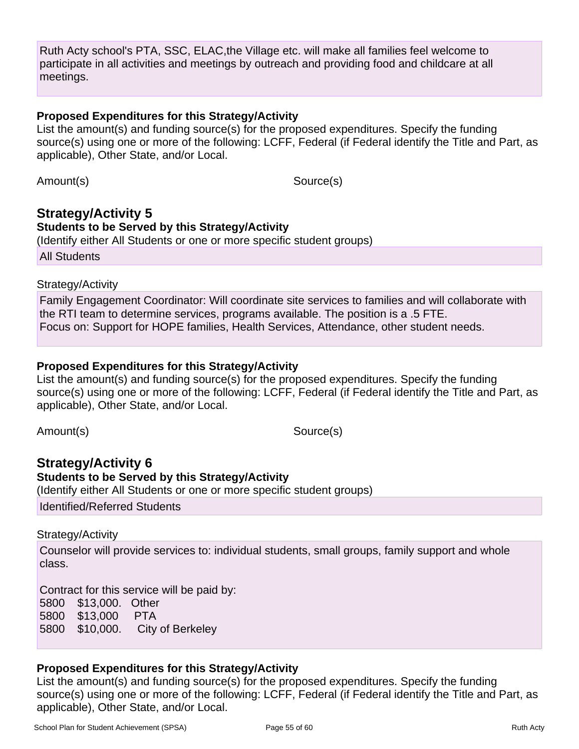Ruth Acty school's PTA, SSC, ELAC,the Village etc. will make all families feel welcome to participate in all activities and meetings by outreach and providing food and childcare at all meetings.

**Proposed Expenditures for this Strategy/Activity**

List the amount(s) and funding source(s) for the proposed expenditures. Specify the funding source(s) using one or more of the following: LCFF, Federal (if Federal identify the Title and Part, as applicable), Other State, and/or Local.

| Amount(s) | Source(s) |
|---|---|

## Strategy/Activity 5

**Students to be Served by this Strategy/Activity**

(Identify either All Students or one or more specific student groups)

All Students

Strategy/Activity

Family Engagement Coordinator: Will coordinate site services to families and will collaborate with the RTI team to determine services, programs available. The position is a .5 FTE.
Focus on: Support for HOPE families, Health Services, Attendance, other student needs.

**Proposed Expenditures for this Strategy/Activity**

List the amount(s) and funding source(s) for the proposed expenditures. Specify the funding source(s) using one or more of the following: LCFF, Federal (if Federal identify the Title and Part, as applicable), Other State, and/or Local.

| Amount(s) | Source(s) |
|---|---|

## Strategy/Activity 6

**Students to be Served by this Strategy/Activity**

(Identify either All Students or one or more specific student groups)

Identified/Referred Students

Strategy/Activity

Counselor will provide services to: individual students, small groups, family support and whole class.

Contract for this service will be paid by:
5800 $13,000. Other
5800 $13,000 PTA
5800 $10,000. City of Berkeley

**Proposed Expenditures for this Strategy/Activity**

List the amount(s) and funding source(s) for the proposed expenditures. Specify the funding source(s) using one or more of the following: LCFF, Federal (if Federal identify the Title and Part, as applicable), Other State, and/or Local.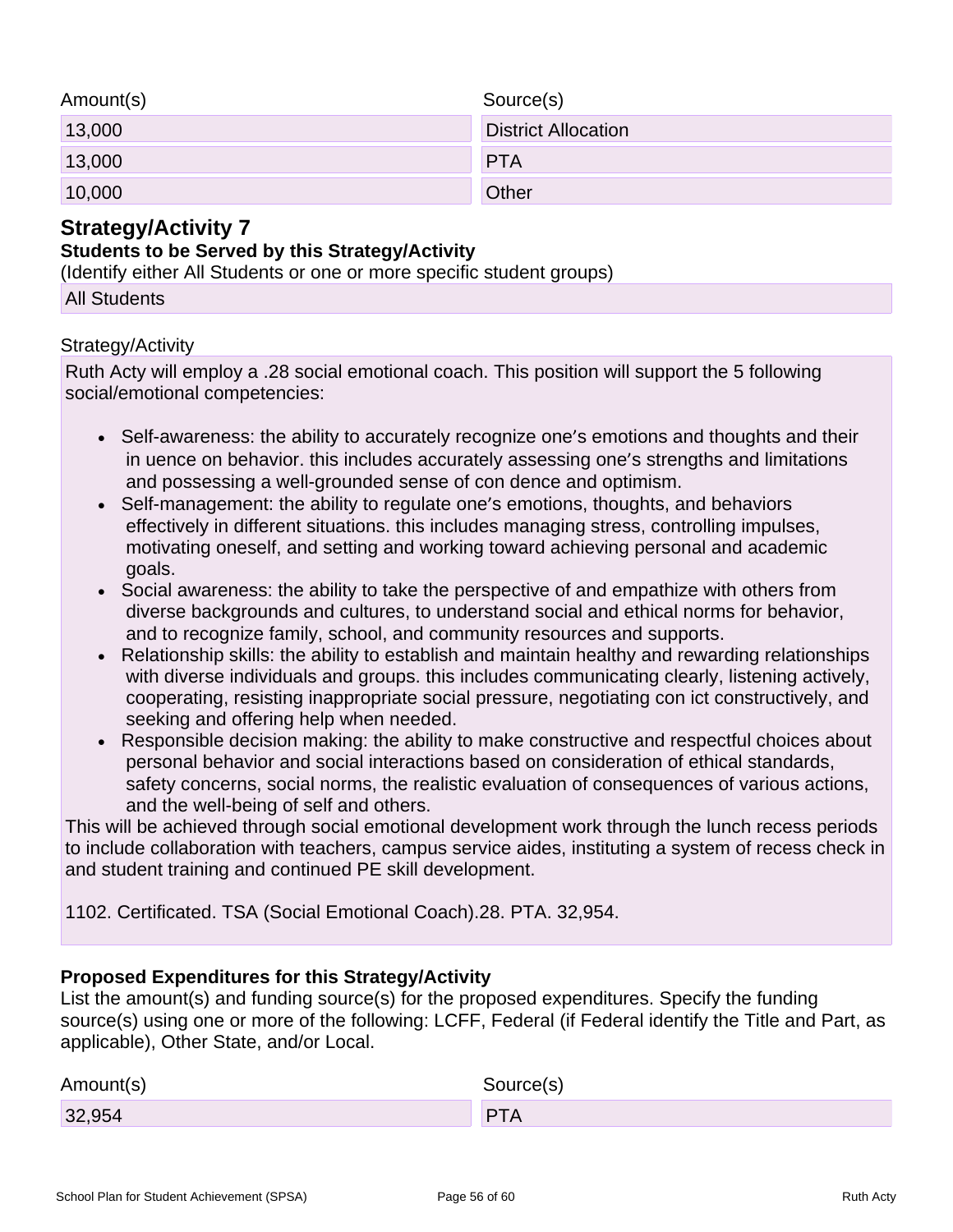| Amount(s) | Source(s) |
| --- | --- |
| 13,000 | District Allocation |
| 13,000 | PTA |
| 10,000 | Other |

## Strategy/Activity 7

### Students to be Served by this Strategy/Activity

(Identify either All Students or one or more specific student groups)

All Students

Strategy/Activity

Ruth Acty will employ a .28 social emotional coach. This position will support the 5 following social/emotional competencies:

- Self-awareness: the ability to accurately recognize one's emotions and thoughts and their in uence on behavior. this includes accurately assessing one's strengths and limitations and possessing a well-grounded sense of con dence and optimism.
- Self-management: the ability to regulate one's emotions, thoughts, and behaviors effectively in different situations. this includes managing stress, controlling impulses, motivating oneself, and setting and working toward achieving personal and academic goals.
- Social awareness: the ability to take the perspective of and empathize with others from diverse backgrounds and cultures, to understand social and ethical norms for behavior, and to recognize family, school, and community resources and supports.
- Relationship skills: the ability to establish and maintain healthy and rewarding relationships with diverse individuals and groups. this includes communicating clearly, listening actively, cooperating, resisting inappropriate social pressure, negotiating con ict constructively, and seeking and offering help when needed.
- Responsible decision making: the ability to make constructive and respectful choices about personal behavior and social interactions based on consideration of ethical standards, safety concerns, social norms, the realistic evaluation of consequences of various actions, and the well-being of self and others.

This will be achieved through social emotional development work through the lunch recess periods to include collaboration with teachers, campus service aides, instituting a system of recess check in and student training and continued PE skill development.

1102. Certificated. TSA (Social Emotional Coach).28. PTA. 32,954.

### Proposed Expenditures for this Strategy/Activity

List the amount(s) and funding source(s) for the proposed expenditures. Specify the funding source(s) using one or more of the following: LCFF, Federal (if Federal identify the Title and Part, as applicable), Other State, and/or Local.

| Amount(s) | Source(s) |
| --- | --- |
| 32,954 | PTA |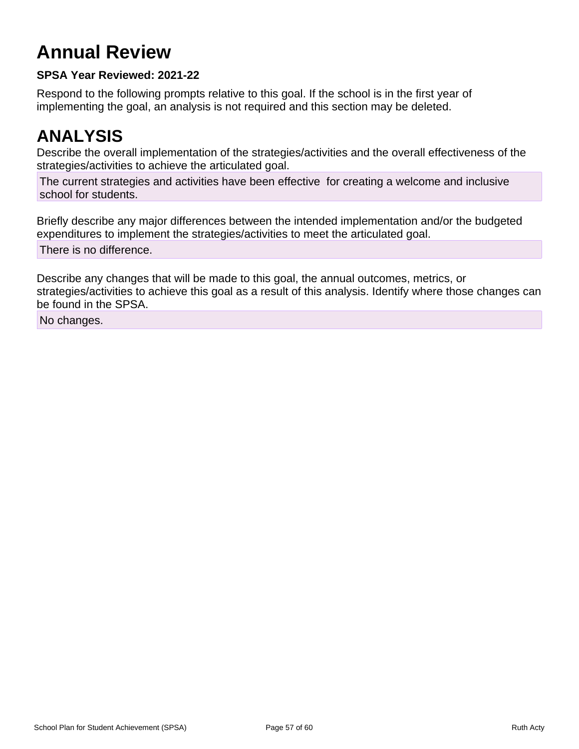# Annual Review

**SPSA Year Reviewed: 2021-22**

Respond to the following prompts relative to this goal. If the school is in the first year of implementing the goal, an analysis is not required and this section may be deleted.

# ANALYSIS

Describe the overall implementation of the strategies/activities and the overall effectiveness of the strategies/activities to achieve the articulated goal.

The current strategies and activities have been effective for creating a welcome and inclusive school for students.

Briefly describe any major differences between the intended implementation and/or the budgeted expenditures to implement the strategies/activities to meet the articulated goal.

There is no difference.

Describe any changes that will be made to this goal, the annual outcomes, metrics, or strategies/activities to achieve this goal as a result of this analysis. Identify where those changes can be found in the SPSA.

No changes.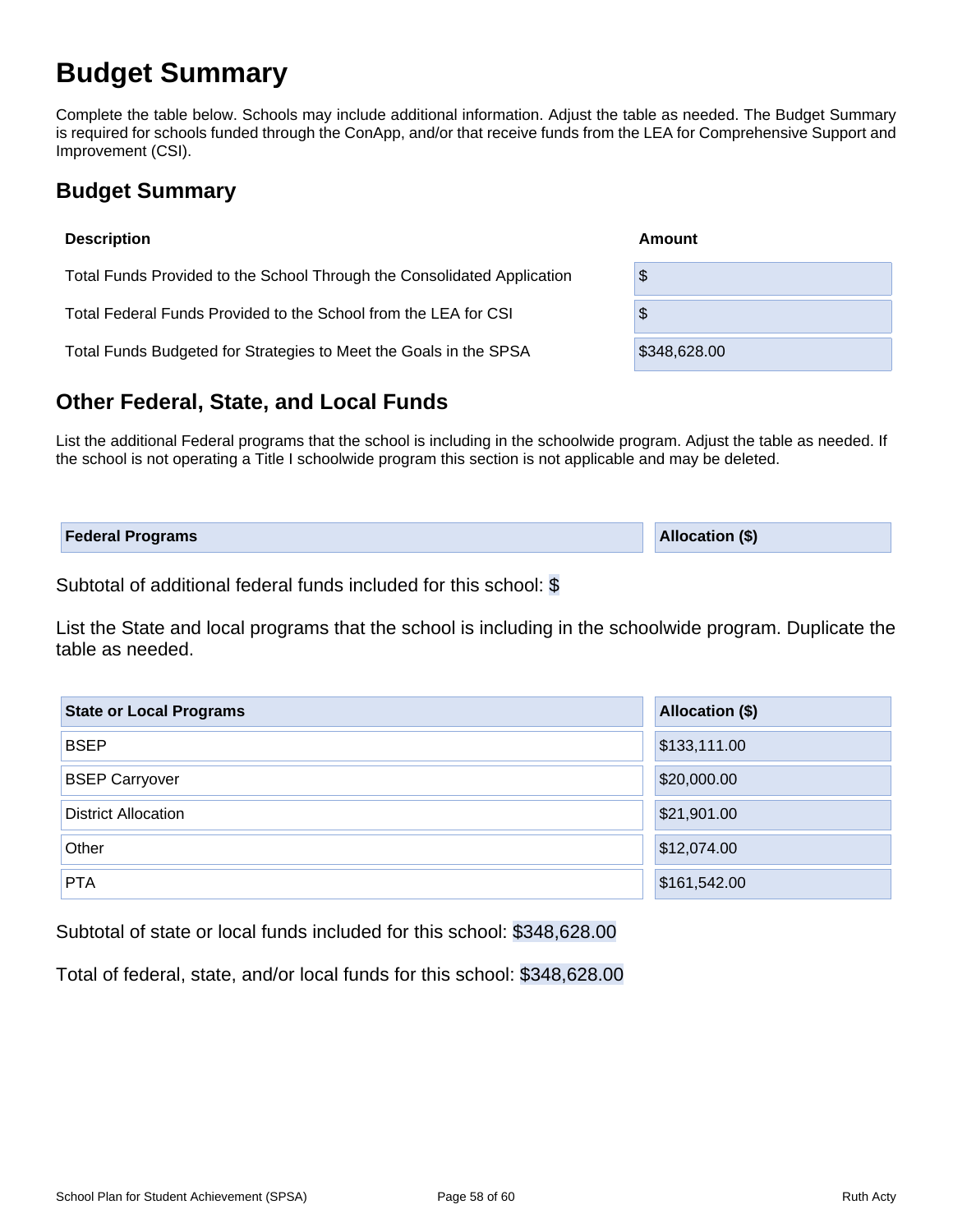# Budget Summary

Complete the table below. Schools may include additional information. Adjust the table as needed. The Budget Summary is required for schools funded through the ConApp, and/or that receive funds from the LEA for Comprehensive Support and Improvement (CSI).

## Budget Summary

| Description | Amount |
| --- | --- |
| Total Funds Provided to the School Through the Consolidated Application | $ |
| Total Federal Funds Provided to the School from the LEA for CSI | $ |
| Total Funds Budgeted for Strategies to Meet the Goals in the SPSA | $348,628.00 |

## Other Federal, State, and Local Funds

List the additional Federal programs that the school is including in the schoolwide program. Adjust the table as needed. If the school is not operating a Title I schoolwide program this section is not applicable and may be deleted.

| Federal Programs | Allocation ($) |
| --- | --- |

Subtotal of additional federal funds included for this school: $

List the State and local programs that the school is including in the schoolwide program. Duplicate the table as needed.

| State or Local Programs | Allocation ($) |
| --- | --- |
| BSEP | $133,111.00 |
| BSEP Carryover | $20,000.00 |
| District Allocation | $21,901.00 |
| Other | $12,074.00 |
| PTA | $161,542.00 |

Subtotal of state or local funds included for this school: $348,628.00

Total of federal, state, and/or local funds for this school: $348,628.00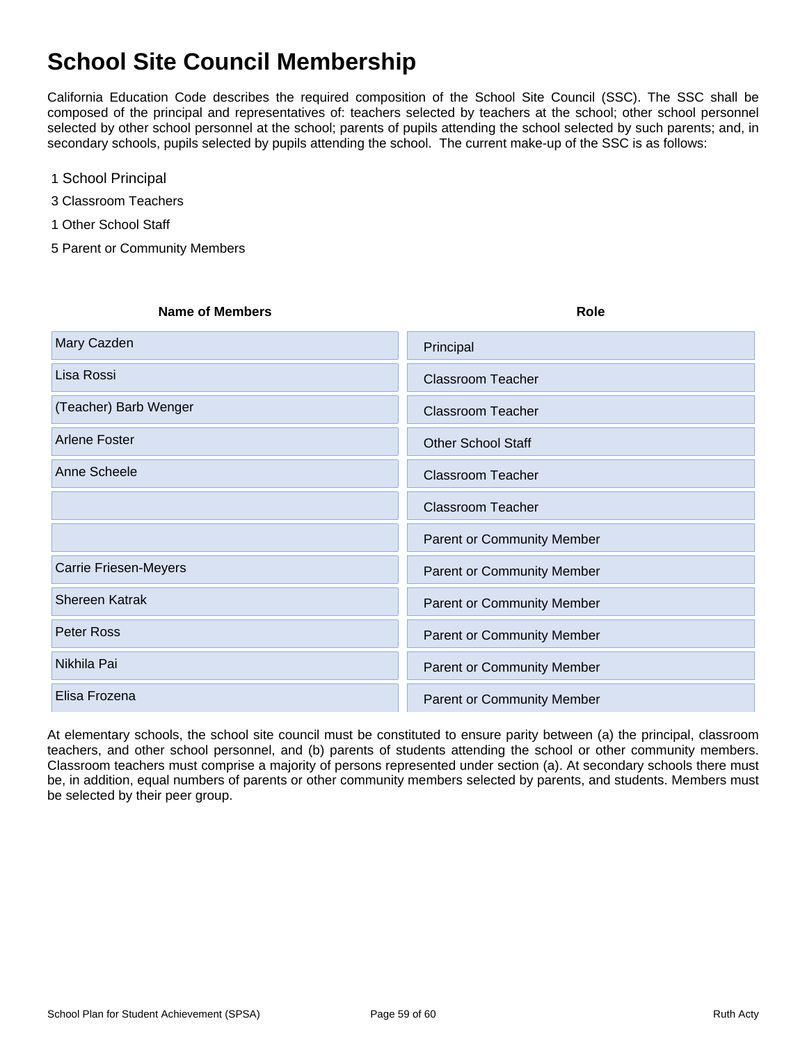# School Site Council Membership

California Education Code describes the required composition of the School Site Council (SSC). The SSC shall be composed of the principal and representatives of: teachers selected by teachers at the school; other school personnel selected by other school personnel at the school; parents of pupils attending the school selected by such parents; and, in secondary schools, pupils selected by pupils attending the school. The current make-up of the SSC is as follows:

1 School Principal

3 Classroom Teachers

1 Other School Staff

5 Parent or Community Members

| Name of Members | Role |
|---|---|
| Mary Cazden | Principal |
| Lisa Rossi | Classroom Teacher |
| (Teacher) Barb Wenger | Classroom Teacher |
| Arlene Foster | Other School Staff |
| Anne Scheele | Classroom Teacher |
| | Classroom Teacher |
| | Parent or Community Member |
| Carrie Friesen-Meyers | Parent or Community Member |
| Shereen Katrak | Parent or Community Member |
| Peter Ross | Parent or Community Member |
| Nikhila Pai | Parent or Community Member |
| Elisa Frozena | Parent or Community Member |

At elementary schools, the school site council must be constituted to ensure parity between (a) the principal, classroom teachers, and other school personnel, and (b) parents of students attending the school or other community members. Classroom teachers must comprise a majority of persons represented under section (a). At secondary schools there must be, in addition, equal numbers of parents or other community members selected by parents, and students. Members must be selected by their peer group.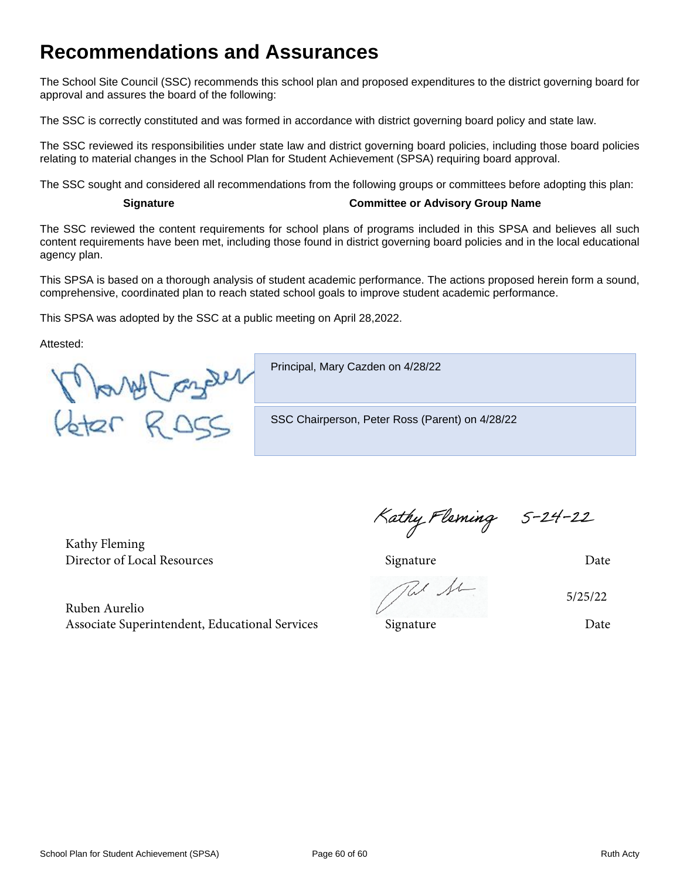# Recommendations and Assurances

The School Site Council (SSC) recommends this school plan and proposed expenditures to the district governing board for approval and assures the board of the following:

The SSC is correctly constituted and was formed in accordance with district governing board policy and state law.

The SSC reviewed its responsibilities under state law and district governing board policies, including those board policies relating to material changes in the School Plan for Student Achievement (SPSA) requiring board approval.

The SSC sought and considered all recommendations from the following groups or committees before adopting this plan:

| Signature | Committee or Advisory Group Name |
| --- | --- |

The SSC reviewed the content requirements for school plans of programs included in this SPSA and believes all such content requirements have been met, including those found in district governing board policies and in the local educational agency plan.

This SPSA is based on a thorough analysis of student academic performance. The actions proposed herein form a sound, comprehensive, coordinated plan to reach stated school goals to improve student academic performance.

This SPSA was adopted by the SSC at a public meeting on April 28,2022.

Attested:

| Signature | |
| --- | --- |
| Mary Cazden | Principal, Mary Cazden on 4/28/22 |
| Peter Ross | SSC Chairperson, Peter Ross (Parent) on 4/28/22 |

| | Signature | Date |
| --- | --- | --- |
| Kathy Fleming<br>Director of Local Resources | Kathy Fleming | 5-24-22 |
| Ruben Aurelio<br>Associate Superintendent, Educational Services | (signed) | 5/25/22 |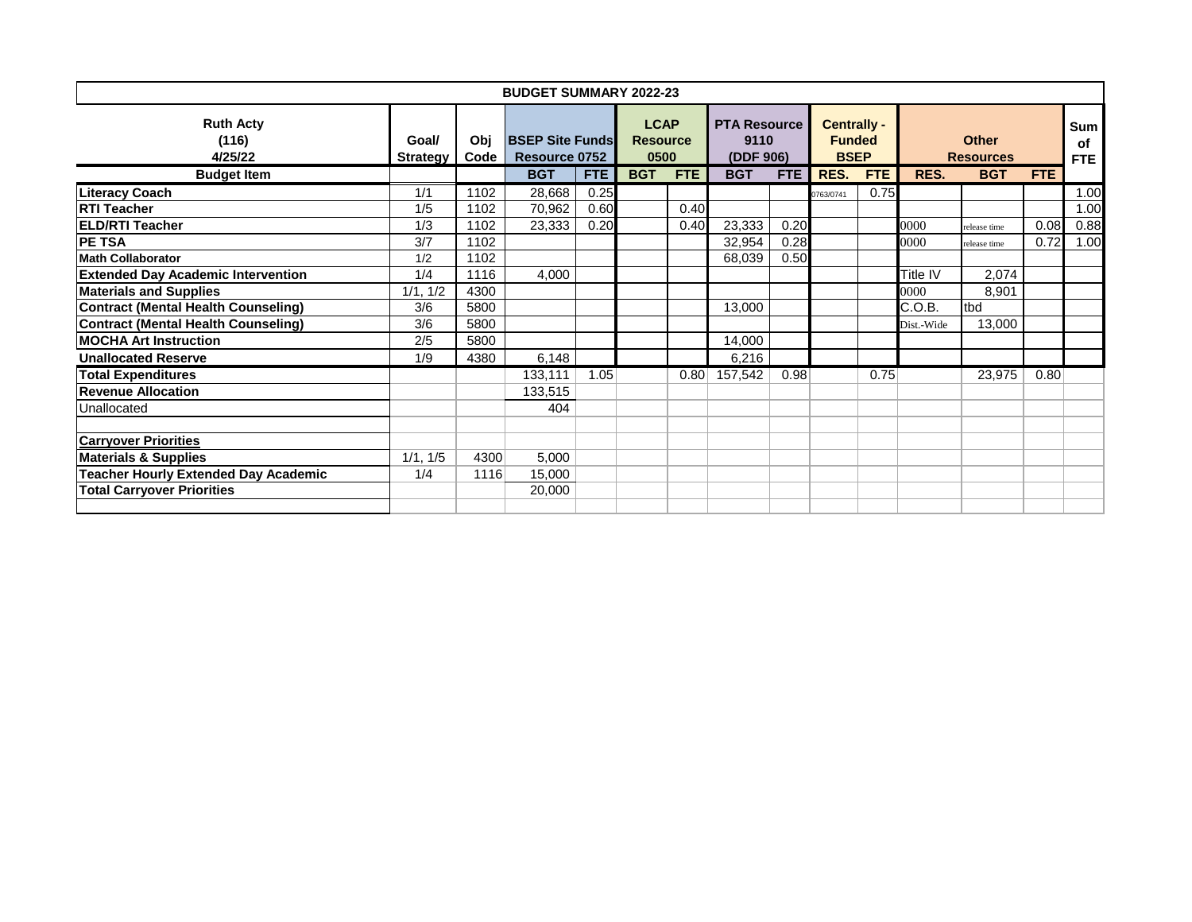| BUDGET SUMMARY 2022-23 | | | | | | | | | | | | | | | |
|---|---|---|---|---|---|---|---|---|---|---|---|---|---|---|---|
| Ruth Acty (116) 4/25/22 | Goal/ Strategy | Obj Code | BSEP Site Funds Resource 0752 | | LCAP Resource 0500 | | PTA Resource 9110 (DDF 906) | | Centrally - Funded BSEP | | Other Resources | | | Sum of FTE |
| Budget Item | | | BGT | FTE | BGT | FTE | BGT | FTE | RES. | FTE | RES. | BGT | FTE | |
| Literacy Coach | 1/1 | 1102 | 28,668 | 0.25 | | | | | 0763/0741 | 0.75 | | | | 1.00 |
| RTI Teacher | 1/5 | 1102 | 70,962 | 0.60 | | 0.40 | | | | | | | | 1.00 |
| ELD/RTI Teacher | 1/3 | 1102 | 23,333 | 0.20 | | 0.40 | 23,333 | 0.20 | | | 0000 | release time | 0.08 | 0.88 |
| PE TSA | 3/7 | 1102 | | | | | 32,954 | 0.28 | | | 0000 | release time | 0.72 | 1.00 |
| Math Collaborator | 1/2 | 1102 | | | | | 68,039 | 0.50 | | | | | | |
| Extended Day Academic Intervention | 1/4 | 1116 | 4,000 | | | | | | | | Title IV | 2,074 | | |
| Materials and Supplies | 1/1, 1/2 | 4300 | | | | | | | | | 0000 | 8,901 | | |
| Contract (Mental Health Counseling) | 3/6 | 5800 | | | | | 13,000 | | | | C.O.B. | tbd | | |
| Contract (Mental Health Counseling) | 3/6 | 5800 | | | | | | | | | Dist.-Wide | 13,000 | | |
| MOCHA Art Instruction | 2/5 | 5800 | | | | | 14,000 | | | | | | | |
| Unallocated Reserve | 1/9 | 4380 | 6,148 | | | | 6,216 | | | | | | | |
| Total Expenditures | | | 133,111 | 1.05 | | 0.80 | 157,542 | 0.98 | | 0.75 | | 23,975 | 0.80 | |
| Revenue Allocation | | | 133,515 | | | | | | | | | | | |
| Unallocated | | | 404 | | | | | | | | | | | |
| | | | | | | | | | | | | | | |
| Carryover Priorities | | | | | | | | | | | | | | |
| Materials & Supplies | 1/1, 1/5 | 4300 | 5,000 | | | | | | | | | | | |
| Teacher Hourly Extended Day Academic | 1/4 | 1116 | 15,000 | | | | | | | | | | | |
| Total Carryover Priorities | | | 20,000 | | | | | | | | | | | |